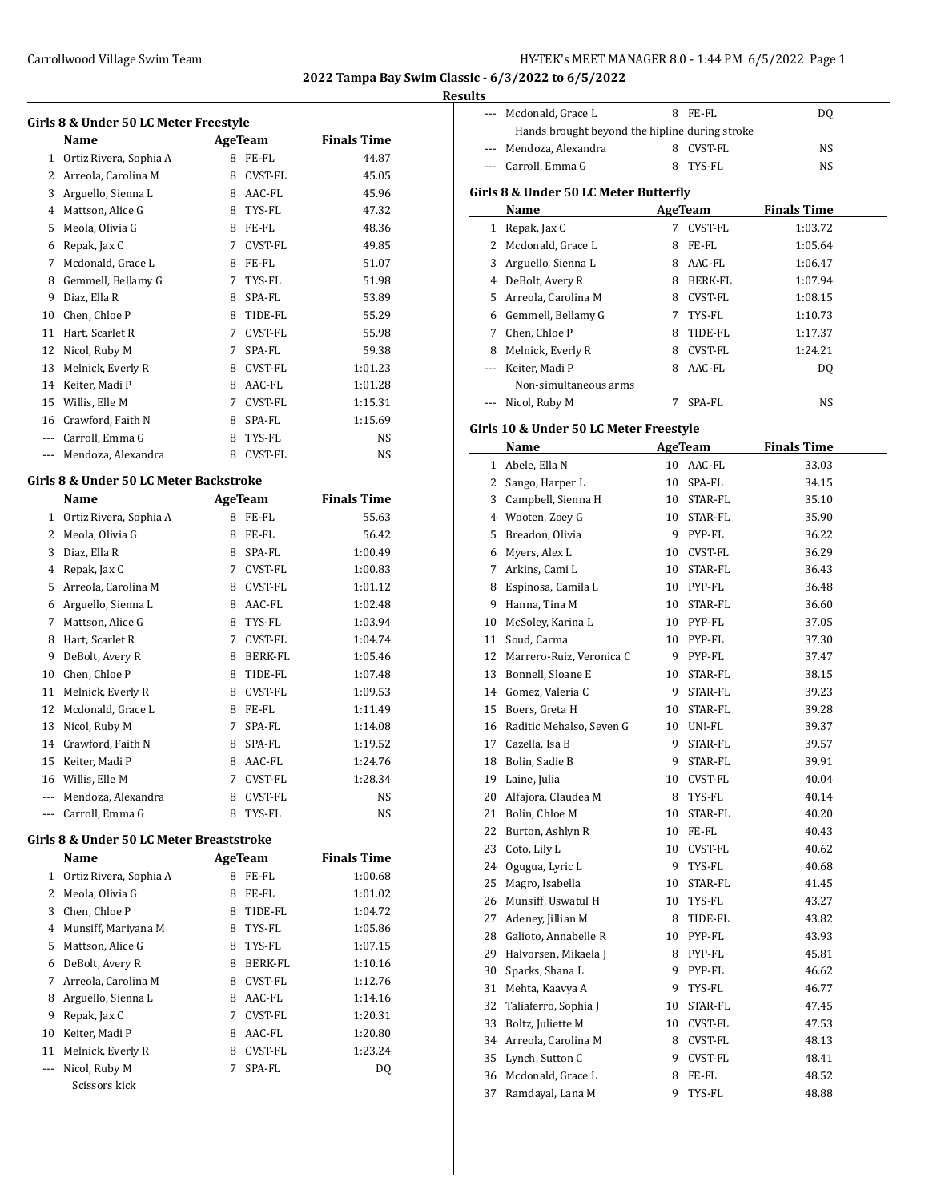## 2022 Tampa Bay Swim Classic - 6/3/2022 to 6/5/2022

### Results

#### Girls 8 & Under 50 LC Meter Freestyle

| | Name | Age | Team | Finals Time |
|---|---|---|---|---|
| 1 | Ortiz Rivera, Sophia A | 8 | FE-FL | 44.87 |
| 2 | Arreola, Carolina M | 8 | CVST-FL | 45.05 |
| 3 | Arguello, Sienna L | 8 | AAC-FL | 45.96 |
| 4 | Mattson, Alice G | 8 | TYS-FL | 47.32 |
| 5 | Meola, Olivia G | 8 | FE-FL | 48.36 |
| 6 | Repak, Jax C | 7 | CVST-FL | 49.85 |
| 7 | Mcdonald, Grace L | 8 | FE-FL | 51.07 |
| 8 | Gemmell, Bellamy G | 7 | TYS-FL | 51.98 |
| 9 | Diaz, Ella R | 8 | SPA-FL | 53.89 |
| 10 | Chen, Chloe P | 8 | TIDE-FL | 55.29 |
| 11 | Hart, Scarlet R | 7 | CVST-FL | 55.98 |
| 12 | Nicol, Ruby M | 7 | SPA-FL | 59.38 |
| 13 | Melnick, Everly R | 8 | CVST-FL | 1:01.23 |
| 14 | Keiter, Madi P | 8 | AAC-FL | 1:01.28 |
| 15 | Willis, Elle M | 7 | CVST-FL | 1:15.31 |
| 16 | Crawford, Faith N | 8 | SPA-FL | 1:15.69 |
| --- | Carroll, Emma G | 8 | TYS-FL | NS |
| --- | Mendoza, Alexandra | 8 | CVST-FL | NS |

#### Girls 8 & Under 50 LC Meter Backstroke

| | Name | Age | Team | Finals Time |
|---|---|---|---|---|
| 1 | Ortiz Rivera, Sophia A | 8 | FE-FL | 55.63 |
| 2 | Meola, Olivia G | 8 | FE-FL | 56.42 |
| 3 | Diaz, Ella R | 8 | SPA-FL | 1:00.49 |
| 4 | Repak, Jax C | 7 | CVST-FL | 1:00.83 |
| 5 | Arreola, Carolina M | 8 | CVST-FL | 1:01.12 |
| 6 | Arguello, Sienna L | 8 | AAC-FL | 1:02.48 |
| 7 | Mattson, Alice G | 8 | TYS-FL | 1:03.94 |
| 8 | Hart, Scarlet R | 7 | CVST-FL | 1:04.74 |
| 9 | DeBolt, Avery R | 8 | BERK-FL | 1:05.46 |
| 10 | Chen, Chloe P | 8 | TIDE-FL | 1:07.48 |
| 11 | Melnick, Everly R | 8 | CVST-FL | 1:09.53 |
| 12 | Mcdonald, Grace L | 8 | FE-FL | 1:11.49 |
| 13 | Nicol, Ruby M | 7 | SPA-FL | 1:14.08 |
| 14 | Crawford, Faith N | 8 | SPA-FL | 1:19.52 |
| 15 | Keiter, Madi P | 8 | AAC-FL | 1:24.76 |
| 16 | Willis, Elle M | 7 | CVST-FL | 1:28.34 |
| --- | Mendoza, Alexandra | 8 | CVST-FL | NS |
| --- | Carroll, Emma G | 8 | TYS-FL | NS |

#### Girls 8 & Under 50 LC Meter Breaststroke

| | Name | Age | Team | Finals Time |
|---|---|---|---|---|
| 1 | Ortiz Rivera, Sophia A | 8 | FE-FL | 1:00.68 |
| 2 | Meola, Olivia G | 8 | FE-FL | 1:01.02 |
| 3 | Chen, Chloe P | 8 | TIDE-FL | 1:04.72 |
| 4 | Munsiff, Mariyana M | 8 | TYS-FL | 1:05.86 |
| 5 | Mattson, Alice G | 8 | TYS-FL | 1:07.15 |
| 6 | DeBolt, Avery R | 8 | BERK-FL | 1:10.16 |
| 7 | Arreola, Carolina M | 8 | CVST-FL | 1:12.76 |
| 8 | Arguello, Sienna L | 8 | AAC-FL | 1:14.16 |
| 9 | Repak, Jax C | 7 | CVST-FL | 1:20.31 |
| 10 | Keiter, Madi P | 8 | AAC-FL | 1:20.80 |
| 11 | Melnick, Everly R | 8 | CVST-FL | 1:23.24 |
| --- | Nicol, Ruby M | 7 | SPA-FL | DQ |
| | Scissors kick | | | |
| --- | Mcdonald, Grace L | 8 | FE-FL | DQ |
| | Hands brought beyond the hipline during stroke | | | |
| --- | Mendoza, Alexandra | 8 | CVST-FL | NS |
| --- | Carroll, Emma G | 8 | TYS-FL | NS |

#### Girls 8 & Under 50 LC Meter Butterfly

| | Name | Age | Team | Finals Time |
|---|---|---|---|---|
| 1 | Repak, Jax C | 7 | CVST-FL | 1:03.72 |
| 2 | Mcdonald, Grace L | 8 | FE-FL | 1:05.64 |
| 3 | Arguello, Sienna L | 8 | AAC-FL | 1:06.47 |
| 4 | DeBolt, Avery R | 8 | BERK-FL | 1:07.94 |
| 5 | Arreola, Carolina M | 8 | CVST-FL | 1:08.15 |
| 6 | Gemmell, Bellamy G | 7 | TYS-FL | 1:10.73 |
| 7 | Chen, Chloe P | 8 | TIDE-FL | 1:17.37 |
| 8 | Melnick, Everly R | 8 | CVST-FL | 1:24.21 |
| --- | Keiter, Madi P | 8 | AAC-FL | DQ |
| | Non-simultaneous arms | | | |
| --- | Nicol, Ruby M | 7 | SPA-FL | NS |

#### Girls 10 & Under 50 LC Meter Freestyle

| | Name | Age | Team | Finals Time |
|---|---|---|---|---|
| 1 | Abele, Ella N | 10 | AAC-FL | 33.03 |
| 2 | Sango, Harper L | 10 | SPA-FL | 34.15 |
| 3 | Campbell, Sienna H | 10 | STAR-FL | 35.10 |
| 4 | Wooten, Zoey G | 10 | STAR-FL | 35.90 |
| 5 | Breadon, Olivia | 9 | PYP-FL | 36.22 |
| 6 | Myers, Alex L | 10 | CVST-FL | 36.29 |
| 7 | Arkins, Cami L | 10 | STAR-FL | 36.43 |
| 8 | Espinosa, Camila L | 10 | PYP-FL | 36.48 |
| 9 | Hanna, Tina M | 10 | STAR-FL | 36.60 |
| 10 | McSoley, Karina L | 10 | PYP-FL | 37.05 |
| 11 | Soud, Carma | 10 | PYP-FL | 37.30 |
| 12 | Marrero-Ruiz, Veronica C | 9 | PYP-FL | 37.47 |
| 13 | Bonnell, Sloane E | 10 | STAR-FL | 38.15 |
| 14 | Gomez, Valeria C | 9 | STAR-FL | 39.23 |
| 15 | Boers, Greta H | 10 | STAR-FL | 39.28 |
| 16 | Raditic Mehalso, Seven G | 10 | UN!-FL | 39.37 |
| 17 | Cazella, Isa B | 9 | STAR-FL | 39.57 |
| 18 | Bolin, Sadie B | 9 | STAR-FL | 39.91 |
| 19 | Laine, Julia | 10 | CVST-FL | 40.04 |
| 20 | Alfajora, Claudea M | 8 | TYS-FL | 40.14 |
| 21 | Bolin, Chloe M | 10 | STAR-FL | 40.20 |
| 22 | Burton, Ashlyn R | 10 | FE-FL | 40.43 |
| 23 | Coto, Lily L | 10 | CVST-FL | 40.62 |
| 24 | Ogugua, Lyric L | 9 | TYS-FL | 40.68 |
| 25 | Magro, Isabella | 10 | STAR-FL | 41.45 |
| 26 | Munsiff, Uswatul H | 10 | TYS-FL | 43.27 |
| 27 | Adeney, Jillian M | 8 | TIDE-FL | 43.82 |
| 28 | Galioto, Annabelle R | 10 | PYP-FL | 43.93 |
| 29 | Halvorsen, Mikaela J | 8 | PYP-FL | 45.81 |
| 30 | Sparks, Shana L | 9 | PYP-FL | 46.62 |
| 31 | Mehta, Kaavya A | 9 | TYS-FL | 46.77 |
| 32 | Taliaferro, Sophia J | 10 | STAR-FL | 47.45 |
| 33 | Boltz, Juliette M | 10 | CVST-FL | 47.53 |
| 34 | Arreola, Carolina M | 8 | CVST-FL | 48.13 |
| 35 | Lynch, Sutton C | 9 | CVST-FL | 48.41 |
| 36 | Mcdonald, Grace L | 8 | FE-FL | 48.52 |
| 37 | Ramdayal, Lana M | 9 | TYS-FL | 48.88 |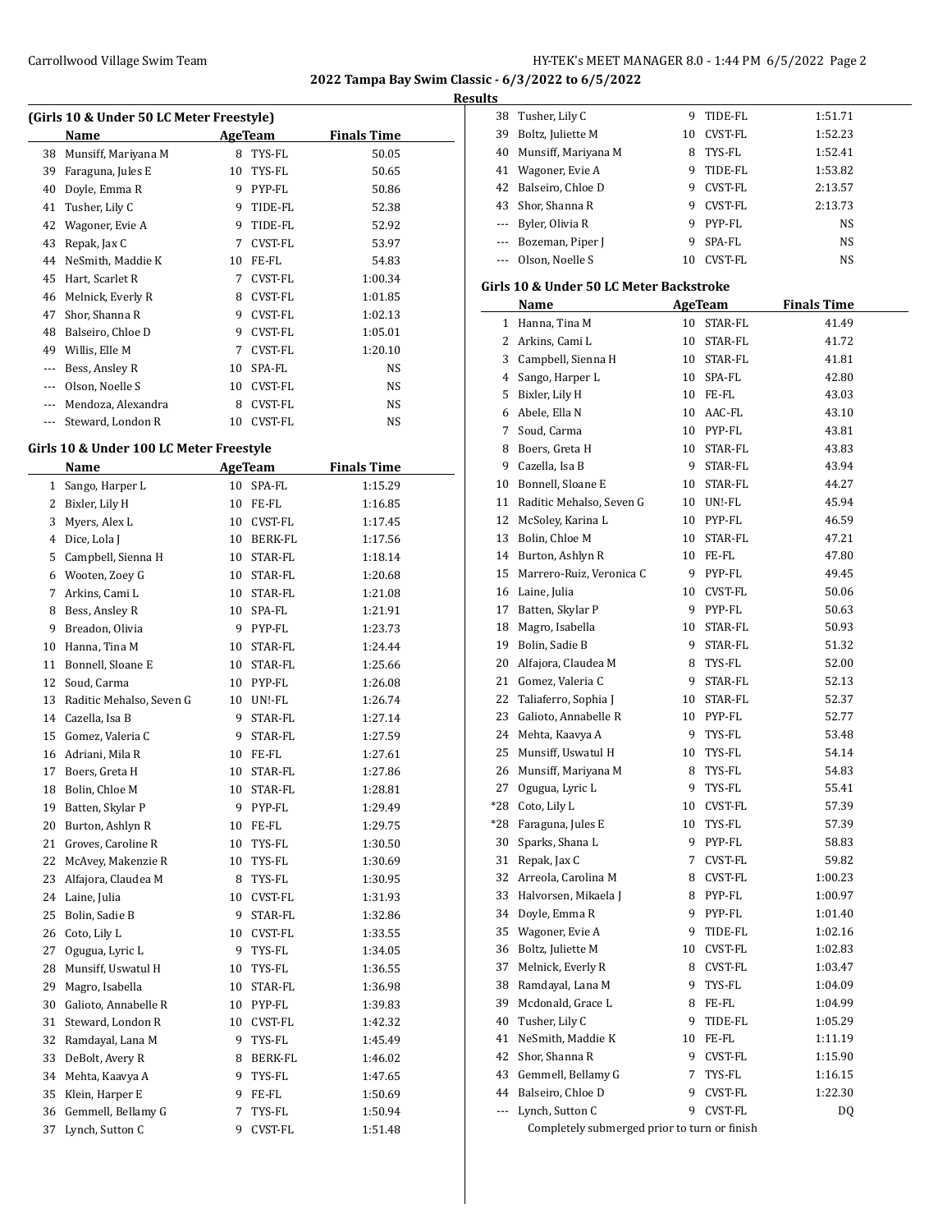## 2022 Tampa Bay Swim Classic - 6/3/2022 to 6/5/2022

### Results

### (Girls 10 & Under 50 LC Meter Freestyle)

| | Name | Age | Team | Finals Time |
|---|---|---|---|---|
| 38 | Munsiff, Mariyana M | 8 | TYS-FL | 50.05 |
| 39 | Faraguna, Jules E | 10 | TYS-FL | 50.65 |
| 40 | Doyle, Emma R | 9 | PYP-FL | 50.86 |
| 41 | Tusher, Lily C | 9 | TIDE-FL | 52.38 |
| 42 | Wagoner, Evie A | 9 | TIDE-FL | 52.92 |
| 43 | Repak, Jax C | 7 | CVST-FL | 53.97 |
| 44 | NeSmith, Maddie K | 10 | FE-FL | 54.83 |
| 45 | Hart, Scarlet R | 7 | CVST-FL | 1:00.34 |
| 46 | Melnick, Everly R | 8 | CVST-FL | 1:01.85 |
| 47 | Shor, Shanna R | 9 | CVST-FL | 1:02.13 |
| 48 | Balseiro, Chloe D | 9 | CVST-FL | 1:05.01 |
| 49 | Willis, Elle M | 7 | CVST-FL | 1:20.10 |
| --- | Bess, Ansley R | 10 | SPA-FL | NS |
| --- | Olson, Noelle S | 10 | CVST-FL | NS |
| --- | Mendoza, Alexandra | 8 | CVST-FL | NS |
| --- | Steward, London R | 10 | CVST-FL | NS |

### Girls 10 & Under 100 LC Meter Freestyle

| | Name | Age | Team | Finals Time |
|---|---|---|---|---|
| 1 | Sango, Harper L | 10 | SPA-FL | 1:15.29 |
| 2 | Bixler, Lily H | 10 | FE-FL | 1:16.85 |
| 3 | Myers, Alex L | 10 | CVST-FL | 1:17.45 |
| 4 | Dice, Lola J | 10 | BERK-FL | 1:17.56 |
| 5 | Campbell, Sienna H | 10 | STAR-FL | 1:18.14 |
| 6 | Wooten, Zoey G | 10 | STAR-FL | 1:20.68 |
| 7 | Arkins, Cami L | 10 | STAR-FL | 1:21.08 |
| 8 | Bess, Ansley R | 10 | SPA-FL | 1:21.91 |
| 9 | Breadon, Olivia | 9 | PYP-FL | 1:23.73 |
| 10 | Hanna, Tina M | 10 | STAR-FL | 1:24.44 |
| 11 | Bonnell, Sloane E | 10 | STAR-FL | 1:25.66 |
| 12 | Soud, Carma | 10 | PYP-FL | 1:26.08 |
| 13 | Raditic Mehalso, Seven G | 10 | UN!-FL | 1:26.74 |
| 14 | Cazella, Isa B | 9 | STAR-FL | 1:27.14 |
| 15 | Gomez, Valeria C | 9 | STAR-FL | 1:27.59 |
| 16 | Adriani, Mila R | 10 | FE-FL | 1:27.61 |
| 17 | Boers, Greta H | 10 | STAR-FL | 1:27.86 |
| 18 | Bolin, Chloe M | 10 | STAR-FL | 1:28.81 |
| 19 | Batten, Skylar P | 9 | PYP-FL | 1:29.49 |
| 20 | Burton, Ashlyn R | 10 | FE-FL | 1:29.75 |
| 21 | Groves, Caroline R | 10 | TYS-FL | 1:30.50 |
| 22 | McAvey, Makenzie R | 10 | TYS-FL | 1:30.69 |
| 23 | Alfajora, Claudea M | 8 | TYS-FL | 1:30.95 |
| 24 | Laine, Julia | 10 | CVST-FL | 1:31.93 |
| 25 | Bolin, Sadie B | 9 | STAR-FL | 1:32.86 |
| 26 | Coto, Lily L | 10 | CVST-FL | 1:33.55 |
| 27 | Ogugua, Lyric L | 9 | TYS-FL | 1:34.05 |
| 28 | Munsiff, Uswatul H | 10 | TYS-FL | 1:36.55 |
| 29 | Magro, Isabella | 10 | STAR-FL | 1:36.98 |
| 30 | Galioto, Annabelle R | 10 | PYP-FL | 1:39.83 |
| 31 | Steward, London R | 10 | CVST-FL | 1:42.32 |
| 32 | Ramdayal, Lana M | 9 | TYS-FL | 1:45.49 |
| 33 | DeBolt, Avery R | 8 | BERK-FL | 1:46.02 |
| 34 | Mehta, Kaavya A | 9 | TYS-FL | 1:47.65 |
| 35 | Klein, Harper E | 9 | FE-FL | 1:50.69 |
| 36 | Gemmell, Bellamy G | 7 | TYS-FL | 1:50.94 |
| 37 | Lynch, Sutton C | 9 | CVST-FL | 1:51.48 |
| 38 | Tusher, Lily C | 9 | TIDE-FL | 1:51.71 |
| 39 | Boltz, Juliette M | 10 | CVST-FL | 1:52.23 |
| 40 | Munsiff, Mariyana M | 8 | TYS-FL | 1:52.41 |
| 41 | Wagoner, Evie A | 9 | TIDE-FL | 1:53.82 |
| 42 | Balseiro, Chloe D | 9 | CVST-FL | 2:13.57 |
| 43 | Shor, Shanna R | 9 | CVST-FL | 2:13.73 |
| --- | Byler, Olivia R | 9 | PYP-FL | NS |
| --- | Bozeman, Piper J | 9 | SPA-FL | NS |
| --- | Olson, Noelle S | 10 | CVST-FL | NS |

### Girls 10 & Under 50 LC Meter Backstroke

| | Name | Age | Team | Finals Time |
|---|---|---|---|---|
| 1 | Hanna, Tina M | 10 | STAR-FL | 41.49 |
| 2 | Arkins, Cami L | 10 | STAR-FL | 41.72 |
| 3 | Campbell, Sienna H | 10 | STAR-FL | 41.81 |
| 4 | Sango, Harper L | 10 | SPA-FL | 42.80 |
| 5 | Bixler, Lily H | 10 | FE-FL | 43.03 |
| 6 | Abele, Ella N | 10 | AAC-FL | 43.10 |
| 7 | Soud, Carma | 10 | PYP-FL | 43.81 |
| 8 | Boers, Greta H | 10 | STAR-FL | 43.83 |
| 9 | Cazella, Isa B | 9 | STAR-FL | 43.94 |
| 10 | Bonnell, Sloane E | 10 | STAR-FL | 44.27 |
| 11 | Raditic Mehalso, Seven G | 10 | UN!-FL | 45.94 |
| 12 | McSoley, Karina L | 10 | PYP-FL | 46.59 |
| 13 | Bolin, Chloe M | 10 | STAR-FL | 47.21 |
| 14 | Burton, Ashlyn R | 10 | FE-FL | 47.80 |
| 15 | Marrero-Ruiz, Veronica C | 9 | PYP-FL | 49.45 |
| 16 | Laine, Julia | 10 | CVST-FL | 50.06 |
| 17 | Batten, Skylar P | 9 | PYP-FL | 50.63 |
| 18 | Magro, Isabella | 10 | STAR-FL | 50.93 |
| 19 | Bolin, Sadie B | 9 | STAR-FL | 51.32 |
| 20 | Alfajora, Claudea M | 8 | TYS-FL | 52.00 |
| 21 | Gomez, Valeria C | 9 | STAR-FL | 52.13 |
| 22 | Taliaferro, Sophia J | 10 | STAR-FL | 52.37 |
| 23 | Galioto, Annabelle R | 10 | PYP-FL | 52.77 |
| 24 | Mehta, Kaavya A | 9 | TYS-FL | 53.48 |
| 25 | Munsiff, Uswatul H | 10 | TYS-FL | 54.14 |
| 26 | Munsiff, Mariyana M | 8 | TYS-FL | 54.83 |
| 27 | Ogugua, Lyric L | 9 | TYS-FL | 55.41 |
| *28 | Coto, Lily L | 10 | CVST-FL | 57.39 |
| *28 | Faraguna, Jules E | 10 | TYS-FL | 57.39 |
| 30 | Sparks, Shana L | 9 | PYP-FL | 58.83 |
| 31 | Repak, Jax C | 7 | CVST-FL | 59.82 |
| 32 | Arreola, Carolina M | 8 | CVST-FL | 1:00.23 |
| 33 | Halvorsen, Mikaela J | 8 | PYP-FL | 1:00.97 |
| 34 | Doyle, Emma R | 9 | PYP-FL | 1:01.40 |
| 35 | Wagoner, Evie A | 9 | TIDE-FL | 1:02.16 |
| 36 | Boltz, Juliette M | 10 | CVST-FL | 1:02.83 |
| 37 | Melnick, Everly R | 8 | CVST-FL | 1:03.47 |
| 38 | Ramdayal, Lana M | 9 | TYS-FL | 1:04.09 |
| 39 | Mcdonald, Grace L | 8 | FE-FL | 1:04.99 |
| 40 | Tusher, Lily C | 9 | TIDE-FL | 1:05.29 |
| 41 | NeSmith, Maddie K | 10 | FE-FL | 1:11.19 |
| 42 | Shor, Shanna R | 9 | CVST-FL | 1:15.90 |
| 43 | Gemmell, Bellamy G | 7 | TYS-FL | 1:16.15 |
| 44 | Balseiro, Chloe D | 9 | CVST-FL | 1:22.30 |
| --- | Lynch, Sutton C | 9 | CVST-FL | DQ |
| | Completely submerged prior to turn or finish | | | |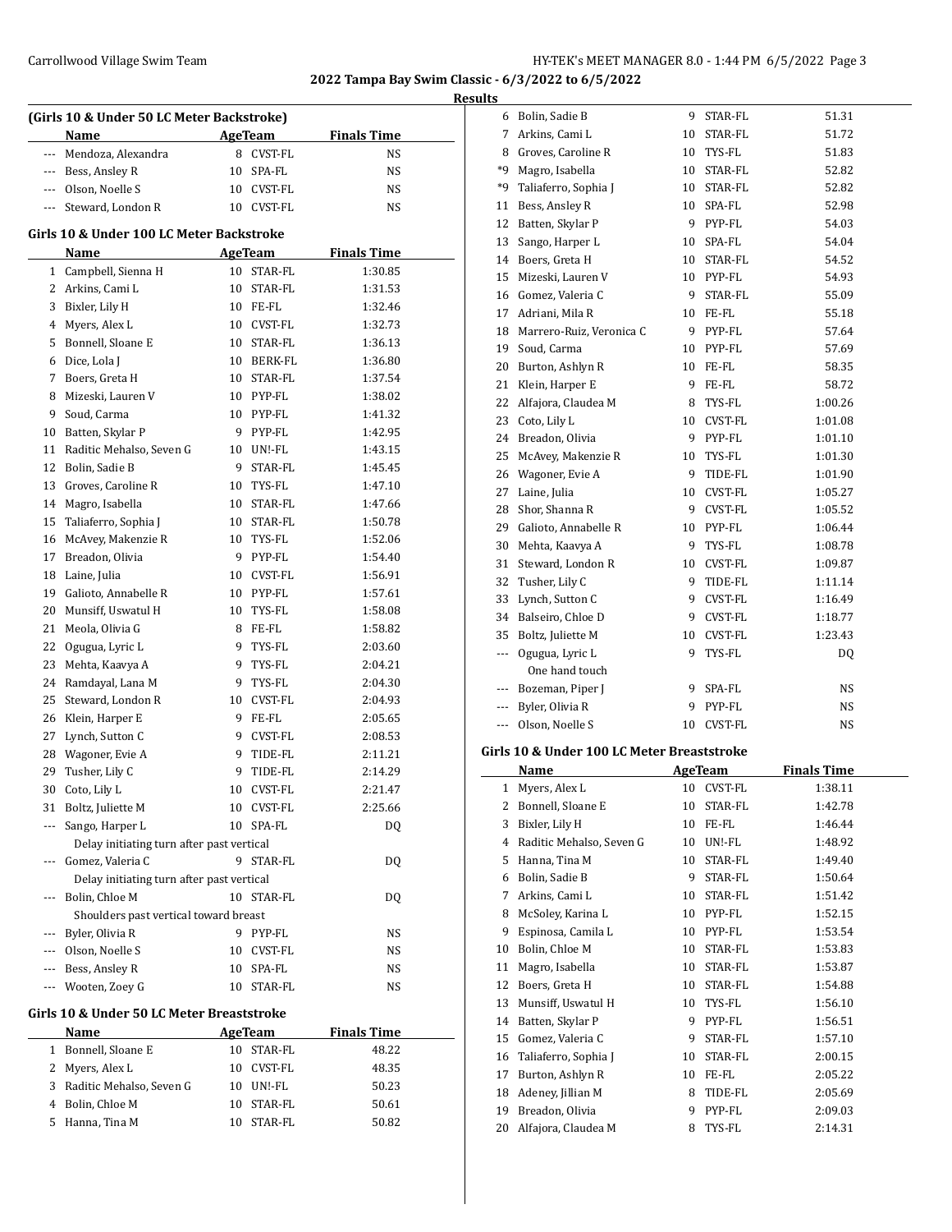**2022 Tampa Bay Swim Classic - 6/3/2022 to 6/5/2022**

**Results**

### (Girls 10 & Under 50 LC Meter Backstroke)

| | Name | Age | Team | Finals Time |
|---|---|---|---|---|
| --- | Mendoza, Alexandra | 8 | CVST-FL | NS |
| --- | Bess, Ansley R | 10 | SPA-FL | NS |
| --- | Olson, Noelle S | 10 | CVST-FL | NS |
| --- | Steward, London R | 10 | CVST-FL | NS |

### Girls 10 & Under 100 LC Meter Backstroke

| | Name | Age | Team | Finals Time |
|---|---|---|---|---|
| 1 | Campbell, Sienna H | 10 | STAR-FL | 1:30.85 |
| 2 | Arkins, Cami L | 10 | STAR-FL | 1:31.53 |
| 3 | Bixler, Lily H | 10 | FE-FL | 1:32.46 |
| 4 | Myers, Alex L | 10 | CVST-FL | 1:32.73 |
| 5 | Bonnell, Sloane E | 10 | STAR-FL | 1:36.13 |
| 6 | Dice, Lola J | 10 | BERK-FL | 1:36.80 |
| 7 | Boers, Greta H | 10 | STAR-FL | 1:37.54 |
| 8 | Mizeski, Lauren V | 10 | PYP-FL | 1:38.02 |
| 9 | Soud, Carma | 10 | PYP-FL | 1:41.32 |
| 10 | Batten, Skylar P | 9 | PYP-FL | 1:42.95 |
| 11 | Raditic Mehalso, Seven G | 10 | UN!-FL | 1:43.15 |
| 12 | Bolin, Sadie B | 9 | STAR-FL | 1:45.45 |
| 13 | Groves, Caroline R | 10 | TYS-FL | 1:47.10 |
| 14 | Magro, Isabella | 10 | STAR-FL | 1:47.66 |
| 15 | Taliaferro, Sophia J | 10 | STAR-FL | 1:50.78 |
| 16 | McAvey, Makenzie R | 10 | TYS-FL | 1:52.06 |
| 17 | Breadon, Olivia | 9 | PYP-FL | 1:54.40 |
| 18 | Laine, Julia | 10 | CVST-FL | 1:56.91 |
| 19 | Galioto, Annabelle R | 10 | PYP-FL | 1:57.61 |
| 20 | Munsiff, Uswatul H | 10 | TYS-FL | 1:58.08 |
| 21 | Meola, Olivia G | 8 | FE-FL | 1:58.82 |
| 22 | Ogugua, Lyric L | 9 | TYS-FL | 2:03.60 |
| 23 | Mehta, Kaavya A | 9 | TYS-FL | 2:04.21 |
| 24 | Ramdayal, Lana M | 9 | TYS-FL | 2:04.30 |
| 25 | Steward, London R | 10 | CVST-FL | 2:04.93 |
| 26 | Klein, Harper E | 9 | FE-FL | 2:05.65 |
| 27 | Lynch, Sutton C | 9 | CVST-FL | 2:08.53 |
| 28 | Wagoner, Evie A | 9 | TIDE-FL | 2:11.21 |
| 29 | Tusher, Lily C | 9 | TIDE-FL | 2:14.29 |
| 30 | Coto, Lily L | 10 | CVST-FL | 2:21.47 |
| 31 | Boltz, Juliette M | 10 | CVST-FL | 2:25.66 |
| --- | Sango, Harper L | 10 | SPA-FL | DQ |
| | Delay initiating turn after past vertical | | | |
| --- | Gomez, Valeria C | 9 | STAR-FL | DQ |
| | Delay initiating turn after past vertical | | | |
| --- | Bolin, Chloe M | 10 | STAR-FL | DQ |
| | Shoulders past vertical toward breast | | | |
| --- | Byler, Olivia R | 9 | PYP-FL | NS |
| --- | Olson, Noelle S | 10 | CVST-FL | NS |
| --- | Bess, Ansley R | 10 | SPA-FL | NS |
| --- | Wooten, Zoey G | 10 | STAR-FL | NS |

### Girls 10 & Under 50 LC Meter Breaststroke

| | Name | Age | Team | Finals Time |
|---|---|---|---|---|
| 1 | Bonnell, Sloane E | 10 | STAR-FL | 48.22 |
| 2 | Myers, Alex L | 10 | CVST-FL | 48.35 |
| 3 | Raditic Mehalso, Seven G | 10 | UN!-FL | 50.23 |
| 4 | Bolin, Chloe M | 10 | STAR-FL | 50.61 |
| 5 | Hanna, Tina M | 10 | STAR-FL | 50.82 |
| 6 | Bolin, Sadie B | 9 | STAR-FL | 51.31 |
| 7 | Arkins, Cami L | 10 | STAR-FL | 51.72 |
| 8 | Groves, Caroline R | 10 | TYS-FL | 51.83 |
| *9 | Magro, Isabella | 10 | STAR-FL | 52.82 |
| *9 | Taliaferro, Sophia J | 10 | STAR-FL | 52.82 |
| 11 | Bess, Ansley R | 10 | SPA-FL | 52.98 |
| 12 | Batten, Skylar P | 9 | PYP-FL | 54.03 |
| 13 | Sango, Harper L | 10 | SPA-FL | 54.04 |
| 14 | Boers, Greta H | 10 | STAR-FL | 54.52 |
| 15 | Mizeski, Lauren V | 10 | PYP-FL | 54.93 |
| 16 | Gomez, Valeria C | 9 | STAR-FL | 55.09 |
| 17 | Adriani, Mila R | 10 | FE-FL | 55.18 |
| 18 | Marrero-Ruiz, Veronica C | 9 | PYP-FL | 57.64 |
| 19 | Soud, Carma | 10 | PYP-FL | 57.69 |
| 20 | Burton, Ashlyn R | 10 | FE-FL | 58.35 |
| 21 | Klein, Harper E | 9 | FE-FL | 58.72 |
| 22 | Alfajora, Claudea M | 8 | TYS-FL | 1:00.26 |
| 23 | Coto, Lily L | 10 | CVST-FL | 1:01.08 |
| 24 | Breadon, Olivia | 9 | PYP-FL | 1:01.10 |
| 25 | McAvey, Makenzie R | 10 | TYS-FL | 1:01.30 |
| 26 | Wagoner, Evie A | 9 | TIDE-FL | 1:01.90 |
| 27 | Laine, Julia | 10 | CVST-FL | 1:05.27 |
| 28 | Shor, Shanna R | 9 | CVST-FL | 1:05.52 |
| 29 | Galioto, Annabelle R | 10 | PYP-FL | 1:06.44 |
| 30 | Mehta, Kaavya A | 9 | TYS-FL | 1:08.78 |
| 31 | Steward, London R | 10 | CVST-FL | 1:09.87 |
| 32 | Tusher, Lily C | 9 | TIDE-FL | 1:11.14 |
| 33 | Lynch, Sutton C | 9 | CVST-FL | 1:16.49 |
| 34 | Balseiro, Chloe D | 9 | CVST-FL | 1:18.77 |
| 35 | Boltz, Juliette M | 10 | CVST-FL | 1:23.43 |
| --- | Ogugua, Lyric L | 9 | TYS-FL | DQ |
| | One hand touch | | | |
| --- | Bozeman, Piper J | 9 | SPA-FL | NS |
| --- | Byler, Olivia R | 9 | PYP-FL | NS |
| --- | Olson, Noelle S | 10 | CVST-FL | NS |

### Girls 10 & Under 100 LC Meter Breaststroke

| | Name | Age | Team | Finals Time |
|---|---|---|---|---|
| 1 | Myers, Alex L | 10 | CVST-FL | 1:38.11 |
| 2 | Bonnell, Sloane E | 10 | STAR-FL | 1:42.78 |
| 3 | Bixler, Lily H | 10 | FE-FL | 1:46.44 |
| 4 | Raditic Mehalso, Seven G | 10 | UN!-FL | 1:48.92 |
| 5 | Hanna, Tina M | 10 | STAR-FL | 1:49.40 |
| 6 | Bolin, Sadie B | 9 | STAR-FL | 1:50.64 |
| 7 | Arkins, Cami L | 10 | STAR-FL | 1:51.42 |
| 8 | McSoley, Karina L | 10 | PYP-FL | 1:52.15 |
| 9 | Espinosa, Camila L | 10 | PYP-FL | 1:53.54 |
| 10 | Bolin, Chloe M | 10 | STAR-FL | 1:53.83 |
| 11 | Magro, Isabella | 10 | STAR-FL | 1:53.87 |
| 12 | Boers, Greta H | 10 | STAR-FL | 1:54.88 |
| 13 | Munsiff, Uswatul H | 10 | TYS-FL | 1:56.10 |
| 14 | Batten, Skylar P | 9 | PYP-FL | 1:56.51 |
| 15 | Gomez, Valeria C | 9 | STAR-FL | 1:57.10 |
| 16 | Taliaferro, Sophia J | 10 | STAR-FL | 2:00.15 |
| 17 | Burton, Ashlyn R | 10 | FE-FL | 2:05.22 |
| 18 | Adeney, Jillian M | 8 | TIDE-FL | 2:05.69 |
| 19 | Breadon, Olivia | 9 | PYP-FL | 2:09.03 |
| 20 | Alfajora, Claudea M | 8 | TYS-FL | 2:14.31 |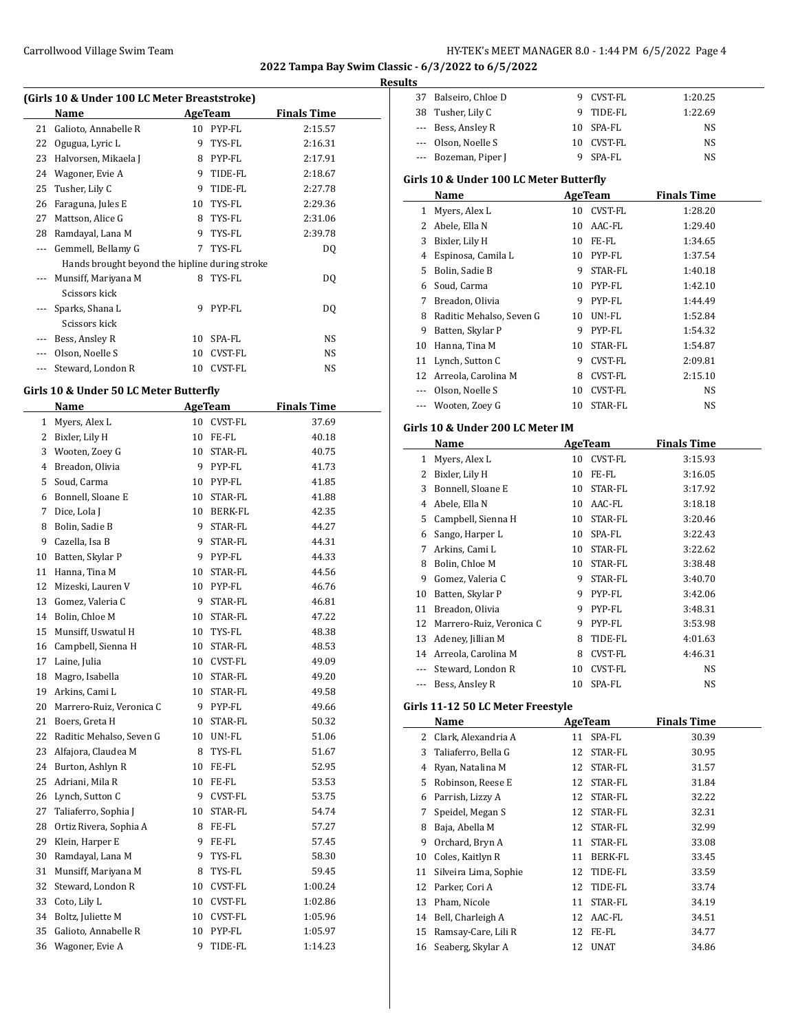## (Girls 10 & Under 100 LC Meter Breaststroke)

| | Name | Age | Team | Finals Time |
|---|---|---|---|---|
| 21 | Galioto, Annabelle R | 10 | PYP-FL | 2:15.57 |
| 22 | Ogugua, Lyric L | 9 | TYS-FL | 2:16.31 |
| 23 | Halvorsen, Mikaela J | 8 | PYP-FL | 2:17.91 |
| 24 | Wagoner, Evie A | 9 | TIDE-FL | 2:18.67 |
| 25 | Tusher, Lily C | 9 | TIDE-FL | 2:27.78 |
| 26 | Faraguna, Jules E | 10 | TYS-FL | 2:29.36 |
| 27 | Mattson, Alice G | 8 | TYS-FL | 2:31.06 |
| 28 | Ramdayal, Lana M | 9 | TYS-FL | 2:39.78 |
| --- | Gemmell, Bellamy G | 7 | TYS-FL | DQ |
| | Hands brought beyond the hipline during stroke | | | |
| --- | Munsiff, Mariyana M | 8 | TYS-FL | DQ |
| | Scissors kick | | | |
| --- | Sparks, Shana L | 9 | PYP-FL | DQ |
| | Scissors kick | | | |
| --- | Bess, Ansley R | 10 | SPA-FL | NS |
| --- | Olson, Noelle S | 10 | CVST-FL | NS |
| --- | Steward, London R | 10 | CVST-FL | NS |

## Girls 10 & Under 50 LC Meter Butterfly

| | Name | Age | Team | Finals Time |
|---|---|---|---|---|
| 1 | Myers, Alex L | 10 | CVST-FL | 37.69 |
| 2 | Bixler, Lily H | 10 | FE-FL | 40.18 |
| 3 | Wooten, Zoey G | 10 | STAR-FL | 40.75 |
| 4 | Breadon, Olivia | 9 | PYP-FL | 41.73 |
| 5 | Soud, Carma | 10 | PYP-FL | 41.85 |
| 6 | Bonnell, Sloane E | 10 | STAR-FL | 41.88 |
| 7 | Dice, Lola J | 10 | BERK-FL | 42.35 |
| 8 | Bolin, Sadie B | 9 | STAR-FL | 44.27 |
| 9 | Cazella, Isa B | 9 | STAR-FL | 44.31 |
| 10 | Batten, Skylar P | 9 | PYP-FL | 44.33 |
| 11 | Hanna, Tina M | 10 | STAR-FL | 44.56 |
| 12 | Mizeski, Lauren V | 10 | PYP-FL | 46.76 |
| 13 | Gomez, Valeria C | 9 | STAR-FL | 46.81 |
| 14 | Bolin, Chloe M | 10 | STAR-FL | 47.22 |
| 15 | Munsiff, Uswatul H | 10 | TYS-FL | 48.38 |
| 16 | Campbell, Sienna H | 10 | STAR-FL | 48.53 |
| 17 | Laine, Julia | 10 | CVST-FL | 49.09 |
| 18 | Magro, Isabella | 10 | STAR-FL | 49.20 |
| 19 | Arkins, Cami L | 10 | STAR-FL | 49.58 |
| 20 | Marrero-Ruiz, Veronica C | 9 | PYP-FL | 49.66 |
| 21 | Boers, Greta H | 10 | STAR-FL | 50.32 |
| 22 | Raditic Mehalso, Seven G | 10 | UN!-FL | 51.06 |
| 23 | Alfajora, Claudea M | 8 | TYS-FL | 51.67 |
| 24 | Burton, Ashlyn R | 10 | FE-FL | 52.95 |
| 25 | Adriani, Mila R | 10 | FE-FL | 53.53 |
| 26 | Lynch, Sutton C | 9 | CVST-FL | 53.75 |
| 27 | Taliaferro, Sophia J | 10 | STAR-FL | 54.74 |
| 28 | Ortiz Rivera, Sophia A | 8 | FE-FL | 57.27 |
| 29 | Klein, Harper E | 9 | FE-FL | 57.45 |
| 30 | Ramdayal, Lana M | 9 | TYS-FL | 58.30 |
| 31 | Munsiff, Mariyana M | 8 | TYS-FL | 59.45 |
| 32 | Steward, London R | 10 | CVST-FL | 1:00.24 |
| 33 | Coto, Lily L | 10 | CVST-FL | 1:02.86 |
| 34 | Boltz, Juliette M | 10 | CVST-FL | 1:05.96 |
| 35 | Galioto, Annabelle R | 10 | PYP-FL | 1:05.97 |
| 36 | Wagoner, Evie A | 9 | TIDE-FL | 1:14.23 |
| 37 | Balseiro, Chloe D | 9 | CVST-FL | 1:20.25 |
| 38 | Tusher, Lily C | 9 | TIDE-FL | 1:22.69 |
| --- | Bess, Ansley R | 10 | SPA-FL | NS |
| --- | Olson, Noelle S | 10 | CVST-FL | NS |
| --- | Bozeman, Piper J | 9 | SPA-FL | NS |

## Girls 10 & Under 100 LC Meter Butterfly

| | Name | Age | Team | Finals Time |
|---|---|---|---|---|
| 1 | Myers, Alex L | 10 | CVST-FL | 1:28.20 |
| 2 | Abele, Ella N | 10 | AAC-FL | 1:29.40 |
| 3 | Bixler, Lily H | 10 | FE-FL | 1:34.65 |
| 4 | Espinosa, Camila L | 10 | PYP-FL | 1:37.54 |
| 5 | Bolin, Sadie B | 9 | STAR-FL | 1:40.18 |
| 6 | Soud, Carma | 10 | PYP-FL | 1:42.10 |
| 7 | Breadon, Olivia | 9 | PYP-FL | 1:44.49 |
| 8 | Raditic Mehalso, Seven G | 10 | UN!-FL | 1:52.84 |
| 9 | Batten, Skylar P | 9 | PYP-FL | 1:54.32 |
| 10 | Hanna, Tina M | 10 | STAR-FL | 1:54.87 |
| 11 | Lynch, Sutton C | 9 | CVST-FL | 2:09.81 |
| 12 | Arreola, Carolina M | 8 | CVST-FL | 2:15.10 |
| --- | Olson, Noelle S | 10 | CVST-FL | NS |
| --- | Wooten, Zoey G | 10 | STAR-FL | NS |

## Girls 10 & Under 200 LC Meter IM

| | Name | Age | Team | Finals Time |
|---|---|---|---|---|
| 1 | Myers, Alex L | 10 | CVST-FL | 3:15.93 |
| 2 | Bixler, Lily H | 10 | FE-FL | 3:16.05 |
| 3 | Bonnell, Sloane E | 10 | STAR-FL | 3:17.92 |
| 4 | Abele, Ella N | 10 | AAC-FL | 3:18.18 |
| 5 | Campbell, Sienna H | 10 | STAR-FL | 3:20.46 |
| 6 | Sango, Harper L | 10 | SPA-FL | 3:22.43 |
| 7 | Arkins, Cami L | 10 | STAR-FL | 3:22.62 |
| 8 | Bolin, Chloe M | 10 | STAR-FL | 3:38.48 |
| 9 | Gomez, Valeria C | 9 | STAR-FL | 3:40.70 |
| 10 | Batten, Skylar P | 9 | PYP-FL | 3:42.06 |
| 11 | Breadon, Olivia | 9 | PYP-FL | 3:48.31 |
| 12 | Marrero-Ruiz, Veronica C | 9 | PYP-FL | 3:53.98 |
| 13 | Adeney, Jillian M | 8 | TIDE-FL | 4:01.63 |
| 14 | Arreola, Carolina M | 8 | CVST-FL | 4:46.31 |
| --- | Steward, London R | 10 | CVST-FL | NS |
| --- | Bess, Ansley R | 10 | SPA-FL | NS |

## Girls 11-12 50 LC Meter Freestyle

| | Name | Age | Team | Finals Time |
|---|---|---|---|---|
| 2 | Clark, Alexandria A | 11 | SPA-FL | 30.39 |
| 3 | Taliaferro, Bella G | 12 | STAR-FL | 30.95 |
| 4 | Ryan, Natalina M | 12 | STAR-FL | 31.57 |
| 5 | Robinson, Reese E | 12 | STAR-FL | 31.84 |
| 6 | Parrish, Lizzy A | 12 | STAR-FL | 32.22 |
| 7 | Speidel, Megan S | 12 | STAR-FL | 32.31 |
| 8 | Baja, Abella M | 12 | STAR-FL | 32.99 |
| 9 | Orchard, Bryn A | 11 | STAR-FL | 33.08 |
| 10 | Coles, Kaitlyn R | 11 | BERK-FL | 33.45 |
| 11 | Silveira Lima, Sophie | 12 | TIDE-FL | 33.59 |
| 12 | Parker, Cori A | 12 | TIDE-FL | 33.74 |
| 13 | Pham, Nicole | 11 | STAR-FL | 34.19 |
| 14 | Bell, Charleigh A | 12 | AAC-FL | 34.51 |
| 15 | Ramsay-Care, Lili R | 12 | FE-FL | 34.77 |
| 16 | Seaberg, Skylar A | 12 | UNAT | 34.86 |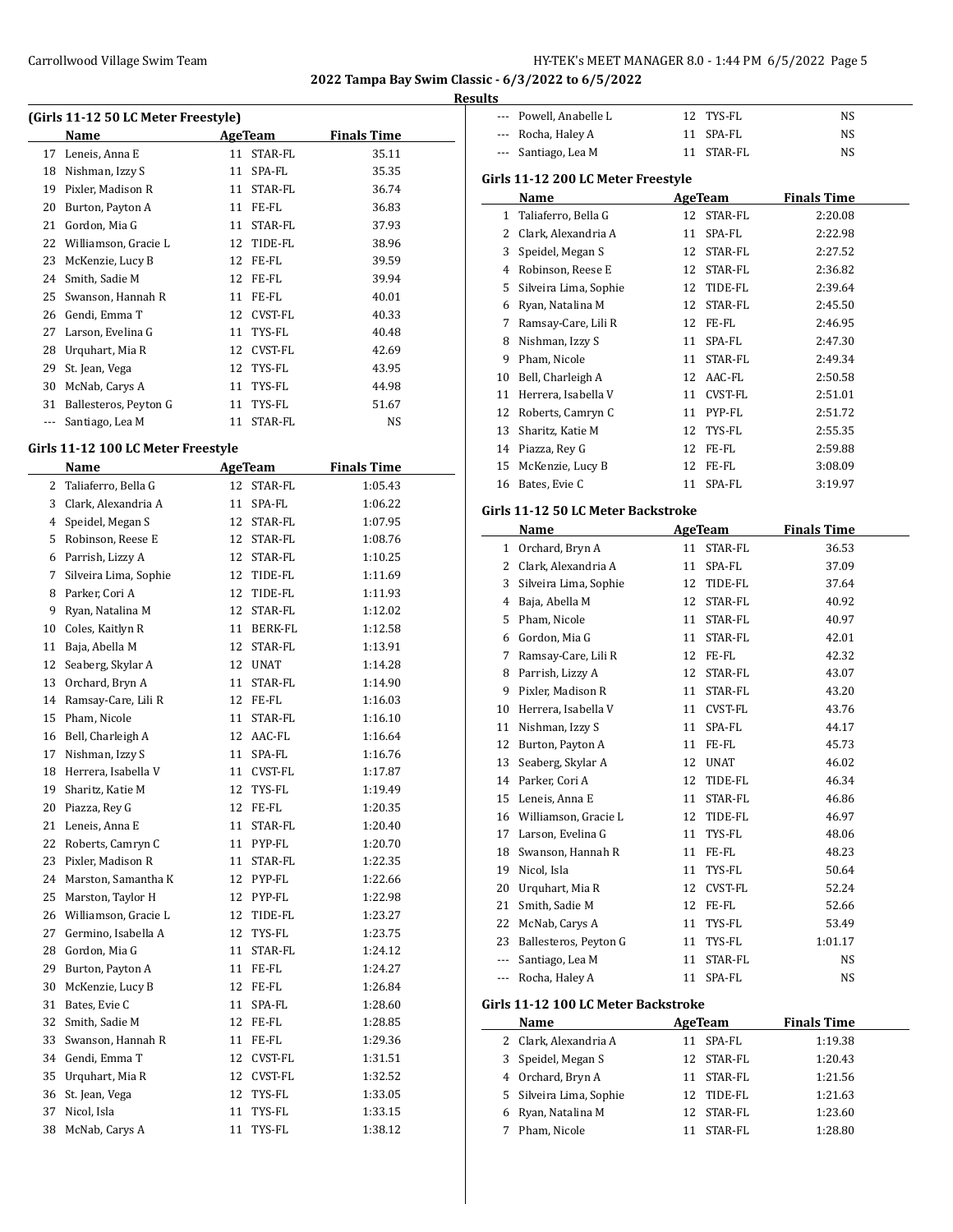## 2022 Tampa Bay Swim Classic - 6/3/2022 to 6/5/2022

### Results

#### (Girls 11-12 50 LC Meter Freestyle)

| | Name | Age | Team | Finals Time |
|---|---|---|---|---|
| 17 | Leneis, Anna E | 11 | STAR-FL | 35.11 |
| 18 | Nishman, Izzy S | 11 | SPA-FL | 35.35 |
| 19 | Pixler, Madison R | 11 | STAR-FL | 36.74 |
| 20 | Burton, Payton A | 11 | FE-FL | 36.83 |
| 21 | Gordon, Mia G | 11 | STAR-FL | 37.93 |
| 22 | Williamson, Gracie L | 12 | TIDE-FL | 38.96 |
| 23 | McKenzie, Lucy B | 12 | FE-FL | 39.59 |
| 24 | Smith, Sadie M | 12 | FE-FL | 39.94 |
| 25 | Swanson, Hannah R | 11 | FE-FL | 40.01 |
| 26 | Gendi, Emma T | 12 | CVST-FL | 40.33 |
| 27 | Larson, Evelina G | 11 | TYS-FL | 40.48 |
| 28 | Urquhart, Mia R | 12 | CVST-FL | 42.69 |
| 29 | St. Jean, Vega | 12 | TYS-FL | 43.95 |
| 30 | McNab, Carys A | 11 | TYS-FL | 44.98 |
| 31 | Ballesteros, Peyton G | 11 | TYS-FL | 51.67 |
| --- | Santiago, Lea M | 11 | STAR-FL | NS |

#### Girls 11-12 100 LC Meter Freestyle

| | Name | Age | Team | Finals Time |
|---|---|---|---|---|
| 2 | Taliaferro, Bella G | 12 | STAR-FL | 1:05.43 |
| 3 | Clark, Alexandria A | 11 | SPA-FL | 1:06.22 |
| 4 | Speidel, Megan S | 12 | STAR-FL | 1:07.95 |
| 5 | Robinson, Reese E | 12 | STAR-FL | 1:08.76 |
| 6 | Parrish, Lizzy A | 12 | STAR-FL | 1:10.25 |
| 7 | Silveira Lima, Sophie | 12 | TIDE-FL | 1:11.69 |
| 8 | Parker, Cori A | 12 | TIDE-FL | 1:11.93 |
| 9 | Ryan, Natalina M | 12 | STAR-FL | 1:12.02 |
| 10 | Coles, Kaitlyn R | 11 | BERK-FL | 1:12.58 |
| 11 | Baja, Abella M | 12 | STAR-FL | 1:13.91 |
| 12 | Seaberg, Skylar A | 12 | UNAT | 1:14.28 |
| 13 | Orchard, Bryn A | 11 | STAR-FL | 1:14.90 |
| 14 | Ramsay-Care, Lili R | 12 | FE-FL | 1:16.03 |
| 15 | Pham, Nicole | 11 | STAR-FL | 1:16.10 |
| 16 | Bell, Charleigh A | 12 | AAC-FL | 1:16.64 |
| 17 | Nishman, Izzy S | 11 | SPA-FL | 1:16.76 |
| 18 | Herrera, Isabella V | 11 | CVST-FL | 1:17.87 |
| 19 | Sharitz, Katie M | 12 | TYS-FL | 1:19.49 |
| 20 | Piazza, Rey G | 12 | FE-FL | 1:20.35 |
| 21 | Leneis, Anna E | 11 | STAR-FL | 1:20.40 |
| 22 | Roberts, Camryn C | 11 | PYP-FL | 1:20.70 |
| 23 | Pixler, Madison R | 11 | STAR-FL | 1:22.35 |
| 24 | Marston, Samantha K | 12 | PYP-FL | 1:22.66 |
| 25 | Marston, Taylor H | 12 | PYP-FL | 1:22.98 |
| 26 | Williamson, Gracie L | 12 | TIDE-FL | 1:23.27 |
| 27 | Germino, Isabella A | 12 | TYS-FL | 1:23.75 |
| 28 | Gordon, Mia G | 11 | STAR-FL | 1:24.12 |
| 29 | Burton, Payton A | 11 | FE-FL | 1:24.27 |
| 30 | McKenzie, Lucy B | 12 | FE-FL | 1:26.84 |
| 31 | Bates, Evie C | 11 | SPA-FL | 1:28.60 |
| 32 | Smith, Sadie M | 12 | FE-FL | 1:28.85 |
| 33 | Swanson, Hannah R | 11 | FE-FL | 1:29.36 |
| 34 | Gendi, Emma T | 12 | CVST-FL | 1:31.51 |
| 35 | Urquhart, Mia R | 12 | CVST-FL | 1:32.52 |
| 36 | St. Jean, Vega | 12 | TYS-FL | 1:33.05 |
| 37 | Nicol, Isla | 11 | TYS-FL | 1:33.15 |
| 38 | McNab, Carys A | 11 | TYS-FL | 1:38.12 |
| --- | Powell, Anabelle L | 12 | TYS-FL | NS |
| --- | Rocha, Haley A | 11 | SPA-FL | NS |
| --- | Santiago, Lea M | 11 | STAR-FL | NS |

#### Girls 11-12 200 LC Meter Freestyle

| | Name | Age | Team | Finals Time |
|---|---|---|---|---|
| 1 | Taliaferro, Bella G | 12 | STAR-FL | 2:20.08 |
| 2 | Clark, Alexandria A | 11 | SPA-FL | 2:22.98 |
| 3 | Speidel, Megan S | 12 | STAR-FL | 2:27.52 |
| 4 | Robinson, Reese E | 12 | STAR-FL | 2:36.82 |
| 5 | Silveira Lima, Sophie | 12 | TIDE-FL | 2:39.64 |
| 6 | Ryan, Natalina M | 12 | STAR-FL | 2:45.50 |
| 7 | Ramsay-Care, Lili R | 12 | FE-FL | 2:46.95 |
| 8 | Nishman, Izzy S | 11 | SPA-FL | 2:47.30 |
| 9 | Pham, Nicole | 11 | STAR-FL | 2:49.34 |
| 10 | Bell, Charleigh A | 12 | AAC-FL | 2:50.58 |
| 11 | Herrera, Isabella V | 11 | CVST-FL | 2:51.01 |
| 12 | Roberts, Camryn C | 11 | PYP-FL | 2:51.72 |
| 13 | Sharitz, Katie M | 12 | TYS-FL | 2:55.35 |
| 14 | Piazza, Rey G | 12 | FE-FL | 2:59.88 |
| 15 | McKenzie, Lucy B | 12 | FE-FL | 3:08.09 |
| 16 | Bates, Evie C | 11 | SPA-FL | 3:19.97 |

#### Girls 11-12 50 LC Meter Backstroke

| | Name | Age | Team | Finals Time |
|---|---|---|---|---|
| 1 | Orchard, Bryn A | 11 | STAR-FL | 36.53 |
| 2 | Clark, Alexandria A | 11 | SPA-FL | 37.09 |
| 3 | Silveira Lima, Sophie | 12 | TIDE-FL | 37.64 |
| 4 | Baja, Abella M | 12 | STAR-FL | 40.92 |
| 5 | Pham, Nicole | 11 | STAR-FL | 40.97 |
| 6 | Gordon, Mia G | 11 | STAR-FL | 42.01 |
| 7 | Ramsay-Care, Lili R | 12 | FE-FL | 42.32 |
| 8 | Parrish, Lizzy A | 12 | STAR-FL | 43.07 |
| 9 | Pixler, Madison R | 11 | STAR-FL | 43.20 |
| 10 | Herrera, Isabella V | 11 | CVST-FL | 43.76 |
| 11 | Nishman, Izzy S | 11 | SPA-FL | 44.17 |
| 12 | Burton, Payton A | 11 | FE-FL | 45.73 |
| 13 | Seaberg, Skylar A | 12 | UNAT | 46.02 |
| 14 | Parker, Cori A | 12 | TIDE-FL | 46.34 |
| 15 | Leneis, Anna E | 11 | STAR-FL | 46.86 |
| 16 | Williamson, Gracie L | 12 | TIDE-FL | 46.97 |
| 17 | Larson, Evelina G | 11 | TYS-FL | 48.06 |
| 18 | Swanson, Hannah R | 11 | FE-FL | 48.23 |
| 19 | Nicol, Isla | 11 | TYS-FL | 50.64 |
| 20 | Urquhart, Mia R | 12 | CVST-FL | 52.24 |
| 21 | Smith, Sadie M | 12 | FE-FL | 52.66 |
| 22 | McNab, Carys A | 11 | TYS-FL | 53.49 |
| 23 | Ballesteros, Peyton G | 11 | TYS-FL | 1:01.17 |
| --- | Santiago, Lea M | 11 | STAR-FL | NS |
| --- | Rocha, Haley A | 11 | SPA-FL | NS |

#### Girls 11-12 100 LC Meter Backstroke

| | Name | Age | Team | Finals Time |
|---|---|---|---|---|
| 2 | Clark, Alexandria A | 11 | SPA-FL | 1:19.38 |
| 3 | Speidel, Megan S | 12 | STAR-FL | 1:20.43 |
| 4 | Orchard, Bryn A | 11 | STAR-FL | 1:21.56 |
| 5 | Silveira Lima, Sophie | 12 | TIDE-FL | 1:21.63 |
| 6 | Ryan, Natalina M | 12 | STAR-FL | 1:23.60 |
| 7 | Pham, Nicole | 11 | STAR-FL | 1:28.80 |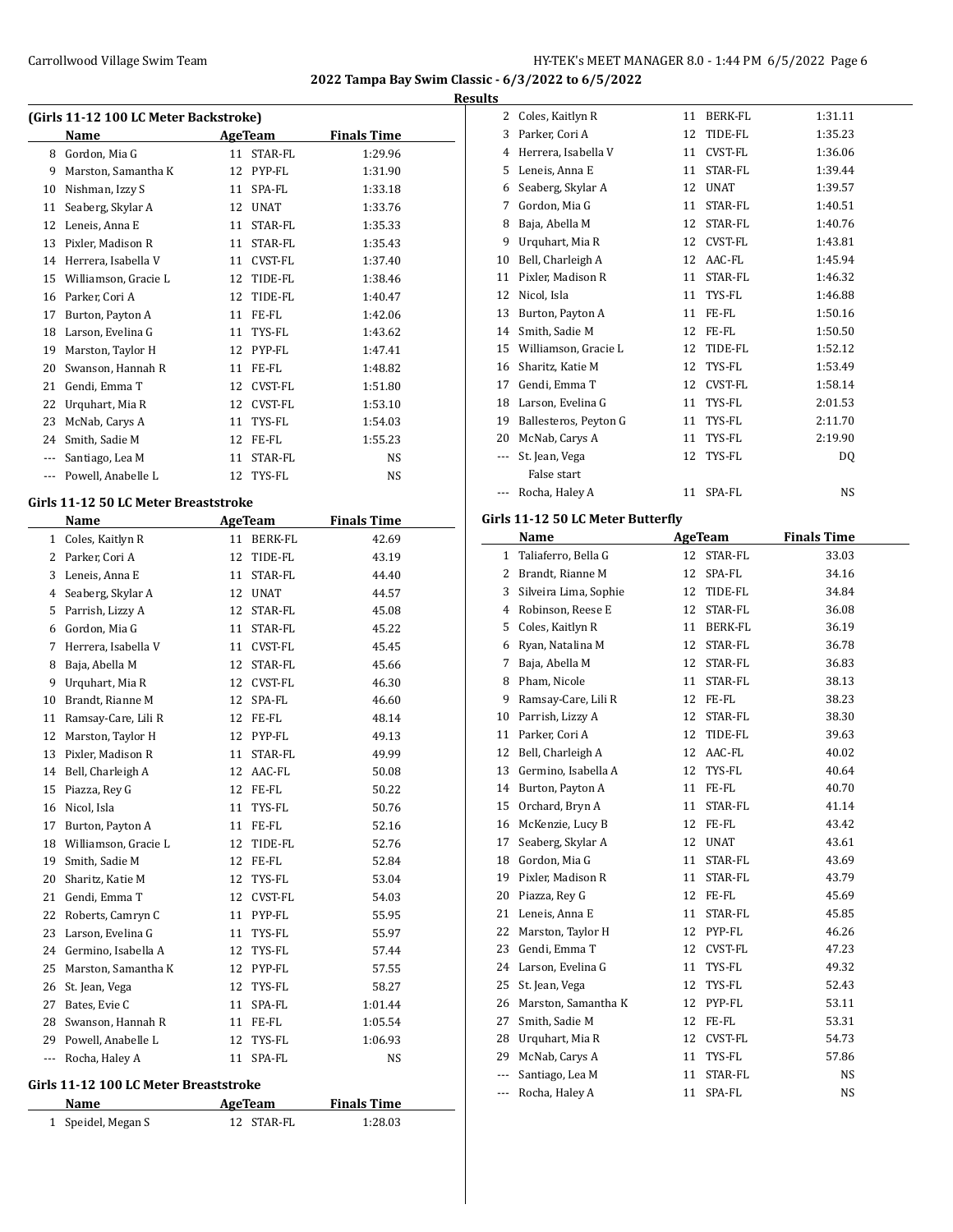2022 Tampa Bay Swim Classic - 6/3/2022 to 6/5/2022

Results

### (Girls 11-12 100 LC Meter Backstroke)

| | Name | Age | Team | Finals Time |
|---|---|---|---|---|
| 8 | Gordon, Mia G | 11 | STAR-FL | 1:29.96 |
| 9 | Marston, Samantha K | 12 | PYP-FL | 1:31.90 |
| 10 | Nishman, Izzy S | 11 | SPA-FL | 1:33.18 |
| 11 | Seaberg, Skylar A | 12 | UNAT | 1:33.76 |
| 12 | Leneis, Anna E | 11 | STAR-FL | 1:35.33 |
| 13 | Pixler, Madison R | 11 | STAR-FL | 1:35.43 |
| 14 | Herrera, Isabella V | 11 | CVST-FL | 1:37.40 |
| 15 | Williamson, Gracie L | 12 | TIDE-FL | 1:38.46 |
| 16 | Parker, Cori A | 12 | TIDE-FL | 1:40.47 |
| 17 | Burton, Payton A | 11 | FE-FL | 1:42.06 |
| 18 | Larson, Evelina G | 11 | TYS-FL | 1:43.62 |
| 19 | Marston, Taylor H | 12 | PYP-FL | 1:47.41 |
| 20 | Swanson, Hannah R | 11 | FE-FL | 1:48.82 |
| 21 | Gendi, Emma T | 12 | CVST-FL | 1:51.80 |
| 22 | Urquhart, Mia R | 12 | CVST-FL | 1:53.10 |
| 23 | McNab, Carys A | 11 | TYS-FL | 1:54.03 |
| 24 | Smith, Sadie M | 12 | FE-FL | 1:55.23 |
| --- | Santiago, Lea M | 11 | STAR-FL | NS |
| --- | Powell, Anabelle L | 12 | TYS-FL | NS |

### Girls 11-12 50 LC Meter Breaststroke

| | Name | Age | Team | Finals Time |
|---|---|---|---|---|
| 1 | Coles, Kaitlyn R | 11 | BERK-FL | 42.69 |
| 2 | Parker, Cori A | 12 | TIDE-FL | 43.19 |
| 3 | Leneis, Anna E | 11 | STAR-FL | 44.40 |
| 4 | Seaberg, Skylar A | 12 | UNAT | 44.57 |
| 5 | Parrish, Lizzy A | 12 | STAR-FL | 45.08 |
| 6 | Gordon, Mia G | 11 | STAR-FL | 45.22 |
| 7 | Herrera, Isabella V | 11 | CVST-FL | 45.45 |
| 8 | Baja, Abella M | 12 | STAR-FL | 45.66 |
| 9 | Urquhart, Mia R | 12 | CVST-FL | 46.30 |
| 10 | Brandt, Rianne M | 12 | SPA-FL | 46.60 |
| 11 | Ramsay-Care, Lili R | 12 | FE-FL | 48.14 |
| 12 | Marston, Taylor H | 12 | PYP-FL | 49.13 |
| 13 | Pixler, Madison R | 11 | STAR-FL | 49.99 |
| 14 | Bell, Charleigh A | 12 | AAC-FL | 50.08 |
| 15 | Piazza, Rey G | 12 | FE-FL | 50.22 |
| 16 | Nicol, Isla | 11 | TYS-FL | 50.76 |
| 17 | Burton, Payton A | 11 | FE-FL | 52.16 |
| 18 | Williamson, Gracie L | 12 | TIDE-FL | 52.76 |
| 19 | Smith, Sadie M | 12 | FE-FL | 52.84 |
| 20 | Sharitz, Katie M | 12 | TYS-FL | 53.04 |
| 21 | Gendi, Emma T | 12 | CVST-FL | 54.03 |
| 22 | Roberts, Camryn C | 11 | PYP-FL | 55.95 |
| 23 | Larson, Evelina G | 11 | TYS-FL | 55.97 |
| 24 | Germino, Isabella A | 12 | TYS-FL | 57.44 |
| 25 | Marston, Samantha K | 12 | PYP-FL | 57.55 |
| 26 | St. Jean, Vega | 12 | TYS-FL | 58.27 |
| 27 | Bates, Evie C | 11 | SPA-FL | 1:01.44 |
| 28 | Swanson, Hannah R | 11 | FE-FL | 1:05.54 |
| 29 | Powell, Anabelle L | 12 | TYS-FL | 1:06.93 |
| --- | Rocha, Haley A | 11 | SPA-FL | NS |

### Girls 11-12 100 LC Meter Breaststroke

| | Name | Age | Team | Finals Time |
|---|---|---|---|---|
| 1 | Speidel, Megan S | 12 | STAR-FL | 1:28.03 |
| 2 | Coles, Kaitlyn R | 11 | BERK-FL | 1:31.11 |
| 3 | Parker, Cori A | 12 | TIDE-FL | 1:35.23 |
| 4 | Herrera, Isabella V | 11 | CVST-FL | 1:36.06 |
| 5 | Leneis, Anna E | 11 | STAR-FL | 1:39.44 |
| 6 | Seaberg, Skylar A | 12 | UNAT | 1:39.57 |
| 7 | Gordon, Mia G | 11 | STAR-FL | 1:40.51 |
| 8 | Baja, Abella M | 12 | STAR-FL | 1:40.76 |
| 9 | Urquhart, Mia R | 12 | CVST-FL | 1:43.81 |
| 10 | Bell, Charleigh A | 12 | AAC-FL | 1:45.94 |
| 11 | Pixler, Madison R | 11 | STAR-FL | 1:46.32 |
| 12 | Nicol, Isla | 11 | TYS-FL | 1:46.88 |
| 13 | Burton, Payton A | 11 | FE-FL | 1:50.16 |
| 14 | Smith, Sadie M | 12 | FE-FL | 1:50.50 |
| 15 | Williamson, Gracie L | 12 | TIDE-FL | 1:52.12 |
| 16 | Sharitz, Katie M | 12 | TYS-FL | 1:53.49 |
| 17 | Gendi, Emma T | 12 | CVST-FL | 1:58.14 |
| 18 | Larson, Evelina G | 11 | TYS-FL | 2:01.53 |
| 19 | Ballesteros, Peyton G | 11 | TYS-FL | 2:11.70 |
| 20 | McNab, Carys A | 11 | TYS-FL | 2:19.90 |
| --- | St. Jean, Vega | 12 | TYS-FL | DQ |
| | False start | | | |
| --- | Rocha, Haley A | 11 | SPA-FL | NS |

### Girls 11-12 50 LC Meter Butterfly

| | Name | Age | Team | Finals Time |
|---|---|---|---|---|
| 1 | Taliaferro, Bella G | 12 | STAR-FL | 33.03 |
| 2 | Brandt, Rianne M | 12 | SPA-FL | 34.16 |
| 3 | Silveira Lima, Sophie | 12 | TIDE-FL | 34.84 |
| 4 | Robinson, Reese E | 12 | STAR-FL | 36.08 |
| 5 | Coles, Kaitlyn R | 11 | BERK-FL | 36.19 |
| 6 | Ryan, Natalina M | 12 | STAR-FL | 36.78 |
| 7 | Baja, Abella M | 12 | STAR-FL | 36.83 |
| 8 | Pham, Nicole | 11 | STAR-FL | 38.13 |
| 9 | Ramsay-Care, Lili R | 12 | FE-FL | 38.23 |
| 10 | Parrish, Lizzy A | 12 | STAR-FL | 38.30 |
| 11 | Parker, Cori A | 12 | TIDE-FL | 39.63 |
| 12 | Bell, Charleigh A | 12 | AAC-FL | 40.02 |
| 13 | Germino, Isabella A | 12 | TYS-FL | 40.64 |
| 14 | Burton, Payton A | 11 | FE-FL | 40.70 |
| 15 | Orchard, Bryn A | 11 | STAR-FL | 41.14 |
| 16 | McKenzie, Lucy B | 12 | FE-FL | 43.42 |
| 17 | Seaberg, Skylar A | 12 | UNAT | 43.61 |
| 18 | Gordon, Mia G | 11 | STAR-FL | 43.69 |
| 19 | Pixler, Madison R | 11 | STAR-FL | 43.79 |
| 20 | Piazza, Rey G | 12 | FE-FL | 45.69 |
| 21 | Leneis, Anna E | 11 | STAR-FL | 45.85 |
| 22 | Marston, Taylor H | 12 | PYP-FL | 46.26 |
| 23 | Gendi, Emma T | 12 | CVST-FL | 47.23 |
| 24 | Larson, Evelina G | 11 | TYS-FL | 49.32 |
| 25 | St. Jean, Vega | 12 | TYS-FL | 52.43 |
| 26 | Marston, Samantha K | 12 | PYP-FL | 53.11 |
| 27 | Smith, Sadie M | 12 | FE-FL | 53.31 |
| 28 | Urquhart, Mia R | 12 | CVST-FL | 54.73 |
| 29 | McNab, Carys A | 11 | TYS-FL | 57.86 |
| --- | Santiago, Lea M | 11 | STAR-FL | NS |
| --- | Rocha, Haley A | 11 | SPA-FL | NS |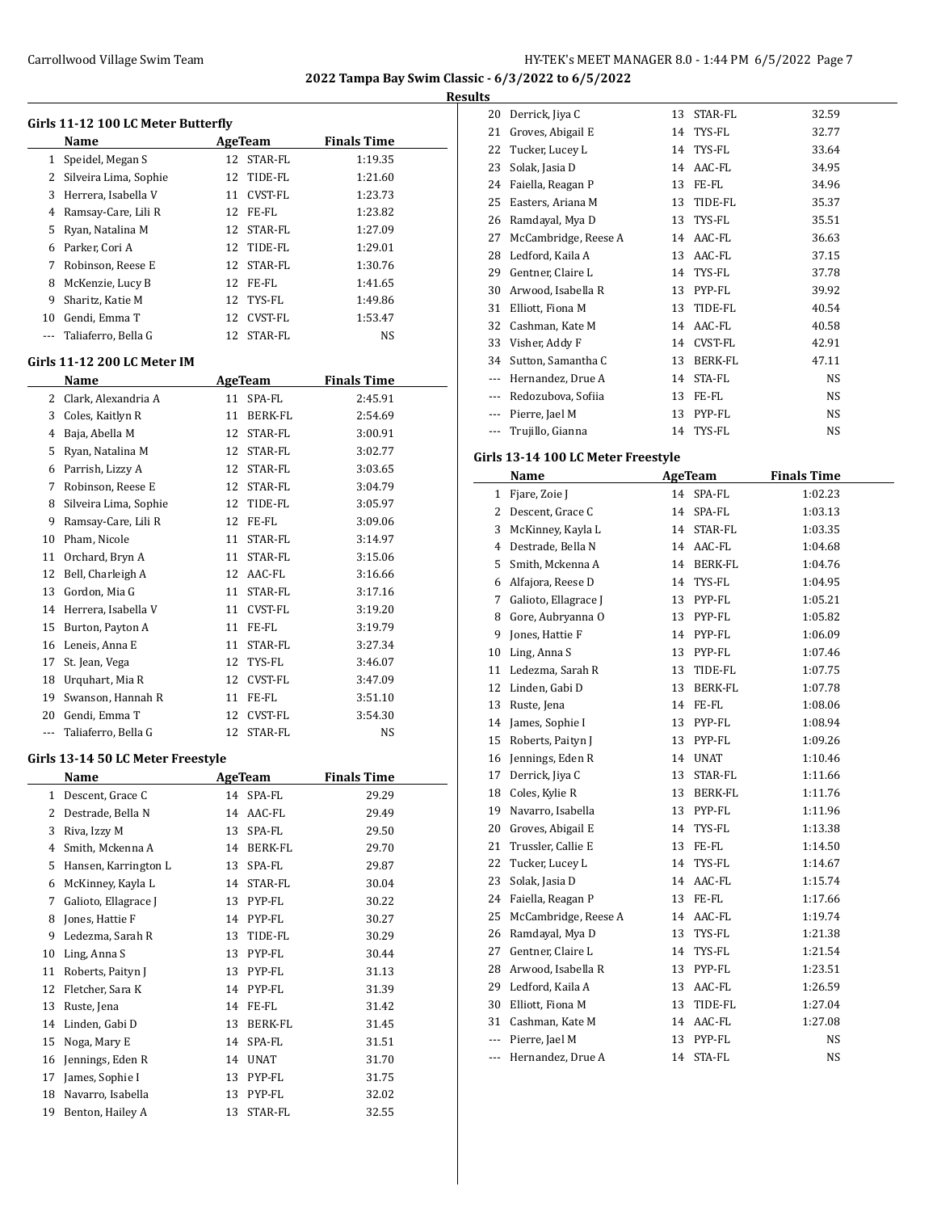## Results

### Girls 11-12 100 LC Meter Butterfly

| | Name | Age | Team | Finals Time |
|---|---|---|---|---|
| 1 | Speidel, Megan S | 12 | STAR-FL | 1:19.35 |
| 2 | Silveira Lima, Sophie | 12 | TIDE-FL | 1:21.60 |
| 3 | Herrera, Isabella V | 11 | CVST-FL | 1:23.73 |
| 4 | Ramsay-Care, Lili R | 12 | FE-FL | 1:23.82 |
| 5 | Ryan, Natalina M | 12 | STAR-FL | 1:27.09 |
| 6 | Parker, Cori A | 12 | TIDE-FL | 1:29.01 |
| 7 | Robinson, Reese E | 12 | STAR-FL | 1:30.76 |
| 8 | McKenzie, Lucy B | 12 | FE-FL | 1:41.65 |
| 9 | Sharitz, Katie M | 12 | TYS-FL | 1:49.86 |
| 10 | Gendi, Emma T | 12 | CVST-FL | 1:53.47 |
| --- | Taliaferro, Bella G | 12 | STAR-FL | NS |

### Girls 11-12 200 LC Meter IM

| | Name | Age | Team | Finals Time |
|---|---|---|---|---|
| 2 | Clark, Alexandria A | 11 | SPA-FL | 2:45.91 |
| 3 | Coles, Kaitlyn R | 11 | BERK-FL | 2:54.69 |
| 4 | Baja, Abella M | 12 | STAR-FL | 3:00.91 |
| 5 | Ryan, Natalina M | 12 | STAR-FL | 3:02.77 |
| 6 | Parrish, Lizzy A | 12 | STAR-FL | 3:03.65 |
| 7 | Robinson, Reese E | 12 | STAR-FL | 3:04.79 |
| 8 | Silveira Lima, Sophie | 12 | TIDE-FL | 3:05.97 |
| 9 | Ramsay-Care, Lili R | 12 | FE-FL | 3:09.06 |
| 10 | Pham, Nicole | 11 | STAR-FL | 3:14.97 |
| 11 | Orchard, Bryn A | 11 | STAR-FL | 3:15.06 |
| 12 | Bell, Charleigh A | 12 | AAC-FL | 3:16.66 |
| 13 | Gordon, Mia G | 11 | STAR-FL | 3:17.16 |
| 14 | Herrera, Isabella V | 11 | CVST-FL | 3:19.20 |
| 15 | Burton, Payton A | 11 | FE-FL | 3:19.79 |
| 16 | Leneis, Anna E | 11 | STAR-FL | 3:27.34 |
| 17 | St. Jean, Vega | 12 | TYS-FL | 3:46.07 |
| 18 | Urquhart, Mia R | 12 | CVST-FL | 3:47.09 |
| 19 | Swanson, Hannah R | 11 | FE-FL | 3:51.10 |
| 20 | Gendi, Emma T | 12 | CVST-FL | 3:54.30 |
| --- | Taliaferro, Bella G | 12 | STAR-FL | NS |

### Girls 13-14 50 LC Meter Freestyle

| | Name | Age | Team | Finals Time |
|---|---|---|---|---|
| 1 | Descent, Grace C | 14 | SPA-FL | 29.29 |
| 2 | Destrade, Bella N | 14 | AAC-FL | 29.49 |
| 3 | Riva, Izzy M | 13 | SPA-FL | 29.50 |
| 4 | Smith, Mckenna A | 14 | BERK-FL | 29.70 |
| 5 | Hansen, Karrington L | 13 | SPA-FL | 29.87 |
| 6 | McKinney, Kayla L | 14 | STAR-FL | 30.04 |
| 7 | Galioto, Ellagrace J | 13 | PYP-FL | 30.22 |
| 8 | Jones, Hattie F | 14 | PYP-FL | 30.27 |
| 9 | Ledezma, Sarah R | 13 | TIDE-FL | 30.29 |
| 10 | Ling, Anna S | 13 | PYP-FL | 30.44 |
| 11 | Roberts, Paityn J | 13 | PYP-FL | 31.13 |
| 12 | Fletcher, Sara K | 14 | PYP-FL | 31.39 |
| 13 | Ruste, Jena | 14 | FE-FL | 31.42 |
| 14 | Linden, Gabi D | 13 | BERK-FL | 31.45 |
| 15 | Noga, Mary E | 14 | SPA-FL | 31.51 |
| 16 | Jennings, Eden R | 14 | UNAT | 31.70 |
| 17 | James, Sophie I | 13 | PYP-FL | 31.75 |
| 18 | Navarro, Isabella | 13 | PYP-FL | 32.02 |
| 19 | Benton, Hailey A | 13 | STAR-FL | 32.55 |
| 20 | Derrick, Jiya C | 13 | STAR-FL | 32.59 |
| 21 | Groves, Abigail E | 14 | TYS-FL | 32.77 |
| 22 | Tucker, Lucey L | 14 | TYS-FL | 33.64 |
| 23 | Solak, Jasia D | 14 | AAC-FL | 34.95 |
| 24 | Faiella, Reagan P | 13 | FE-FL | 34.96 |
| 25 | Easters, Ariana M | 13 | TIDE-FL | 35.37 |
| 26 | Ramdayal, Mya D | 13 | TYS-FL | 35.51 |
| 27 | McCambridge, Reese A | 14 | AAC-FL | 36.63 |
| 28 | Ledford, Kaila A | 13 | AAC-FL | 37.15 |
| 29 | Gentner, Claire L | 14 | TYS-FL | 37.78 |
| 30 | Arwood, Isabella R | 13 | PYP-FL | 39.92 |
| 31 | Elliott, Fiona M | 13 | TIDE-FL | 40.54 |
| 32 | Cashman, Kate M | 14 | AAC-FL | 40.58 |
| 33 | Visher, Addy F | 14 | CVST-FL | 42.91 |
| 34 | Sutton, Samantha C | 13 | BERK-FL | 47.11 |
| --- | Hernandez, Drue A | 14 | STA-FL | NS |
| --- | Redozubova, Sofiia | 13 | FE-FL | NS |
| --- | Pierre, Jael M | 13 | PYP-FL | NS |
| --- | Trujillo, Gianna | 14 | TYS-FL | NS |

### Girls 13-14 100 LC Meter Freestyle

| | Name | Age | Team | Finals Time |
|---|---|---|---|---|
| 1 | Fjare, Zoie J | 14 | SPA-FL | 1:02.23 |
| 2 | Descent, Grace C | 14 | SPA-FL | 1:03.13 |
| 3 | McKinney, Kayla L | 14 | STAR-FL | 1:03.35 |
| 4 | Destrade, Bella N | 14 | AAC-FL | 1:04.68 |
| 5 | Smith, Mckenna A | 14 | BERK-FL | 1:04.76 |
| 6 | Alfajora, Reese D | 14 | TYS-FL | 1:04.95 |
| 7 | Galioto, Ellagrace J | 13 | PYP-FL | 1:05.21 |
| 8 | Gore, Aubryanna O | 13 | PYP-FL | 1:05.82 |
| 9 | Jones, Hattie F | 14 | PYP-FL | 1:06.09 |
| 10 | Ling, Anna S | 13 | PYP-FL | 1:07.46 |
| 11 | Ledezma, Sarah R | 13 | TIDE-FL | 1:07.75 |
| 12 | Linden, Gabi D | 13 | BERK-FL | 1:07.78 |
| 13 | Ruste, Jena | 14 | FE-FL | 1:08.06 |
| 14 | James, Sophie I | 13 | PYP-FL | 1:08.94 |
| 15 | Roberts, Paityn J | 13 | PYP-FL | 1:09.26 |
| 16 | Jennings, Eden R | 14 | UNAT | 1:10.46 |
| 17 | Derrick, Jiya C | 13 | STAR-FL | 1:11.66 |
| 18 | Coles, Kylie R | 13 | BERK-FL | 1:11.76 |
| 19 | Navarro, Isabella | 13 | PYP-FL | 1:11.96 |
| 20 | Groves, Abigail E | 14 | TYS-FL | 1:13.38 |
| 21 | Trussler, Callie E | 13 | FE-FL | 1:14.50 |
| 22 | Tucker, Lucey L | 14 | TYS-FL | 1:14.67 |
| 23 | Solak, Jasia D | 14 | AAC-FL | 1:15.74 |
| 24 | Faiella, Reagan P | 13 | FE-FL | 1:17.66 |
| 25 | McCambridge, Reese A | 14 | AAC-FL | 1:19.74 |
| 26 | Ramdayal, Mya D | 13 | TYS-FL | 1:21.38 |
| 27 | Gentner, Claire L | 14 | TYS-FL | 1:21.54 |
| 28 | Arwood, Isabella R | 13 | PYP-FL | 1:23.51 |
| 29 | Ledford, Kaila A | 13 | AAC-FL | 1:26.59 |
| 30 | Elliott, Fiona M | 13 | TIDE-FL | 1:27.04 |
| 31 | Cashman, Kate M | 14 | AAC-FL | 1:27.08 |
| --- | Pierre, Jael M | 13 | PYP-FL | NS |
| --- | Hernandez, Drue A | 14 | STA-FL | NS |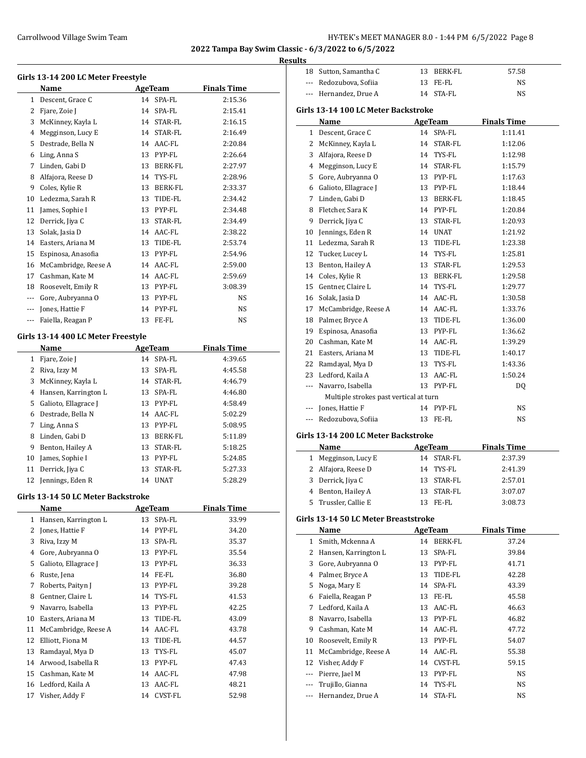## 2022 Tampa Bay Swim Classic - 6/3/2022 to 6/5/2022

### Results

#### Girls 13-14 200 LC Meter Freestyle

| | Name | Age | Team | Finals Time |
|---|---|---|---|---|
| 1 | Descent, Grace C | 14 | SPA-FL | 2:15.36 |
| 2 | Fjare, Zoie J | 14 | SPA-FL | 2:15.41 |
| 3 | McKinney, Kayla L | 14 | STAR-FL | 2:16.15 |
| 4 | Megginson, Lucy E | 14 | STAR-FL | 2:16.49 |
| 5 | Destrade, Bella N | 14 | AAC-FL | 2:20.84 |
| 6 | Ling, Anna S | 13 | PYP-FL | 2:26.64 |
| 7 | Linden, Gabi D | 13 | BERK-FL | 2:27.97 |
| 8 | Alfajora, Reese D | 14 | TYS-FL | 2:28.96 |
| 9 | Coles, Kylie R | 13 | BERK-FL | 2:33.37 |
| 10 | Ledezma, Sarah R | 13 | TIDE-FL | 2:34.42 |
| 11 | James, Sophie I | 13 | PYP-FL | 2:34.48 |
| 12 | Derrick, Jiya C | 13 | STAR-FL | 2:34.49 |
| 13 | Solak, Jasia D | 14 | AAC-FL | 2:38.22 |
| 14 | Easters, Ariana M | 13 | TIDE-FL | 2:53.74 |
| 15 | Espinosa, Anasofia | 13 | PYP-FL | 2:54.96 |
| 16 | McCambridge, Reese A | 14 | AAC-FL | 2:59.00 |
| 17 | Cashman, Kate M | 14 | AAC-FL | 2:59.69 |
| 18 | Roosevelt, Emily R | 13 | PYP-FL | 3:08.39 |
| --- | Gore, Aubryanna O | 13 | PYP-FL | NS |
| --- | Jones, Hattie F | 14 | PYP-FL | NS |
| --- | Faiella, Reagan P | 13 | FE-FL | NS |

#### Girls 13-14 400 LC Meter Freestyle

| | Name | Age | Team | Finals Time |
|---|---|---|---|---|
| 1 | Fjare, Zoie J | 14 | SPA-FL | 4:39.65 |
| 2 | Riva, Izzy M | 13 | SPA-FL | 4:45.58 |
| 3 | McKinney, Kayla L | 14 | STAR-FL | 4:46.79 |
| 4 | Hansen, Karrington L | 13 | SPA-FL | 4:46.80 |
| 5 | Galioto, Ellagrace J | 13 | PYP-FL | 4:58.49 |
| 6 | Destrade, Bella N | 14 | AAC-FL | 5:02.29 |
| 7 | Ling, Anna S | 13 | PYP-FL | 5:08.95 |
| 8 | Linden, Gabi D | 13 | BERK-FL | 5:11.89 |
| 9 | Benton, Hailey A | 13 | STAR-FL | 5:18.25 |
| 10 | James, Sophie I | 13 | PYP-FL | 5:24.85 |
| 11 | Derrick, Jiya C | 13 | STAR-FL | 5:27.33 |
| 12 | Jennings, Eden R | 14 | UNAT | 5:28.29 |

#### Girls 13-14 50 LC Meter Backstroke

| | Name | Age | Team | Finals Time |
|---|---|---|---|---|
| 1 | Hansen, Karrington L | 13 | SPA-FL | 33.99 |
| 2 | Jones, Hattie F | 14 | PYP-FL | 34.20 |
| 3 | Riva, Izzy M | 13 | SPA-FL | 35.37 |
| 4 | Gore, Aubryanna O | 13 | PYP-FL | 35.54 |
| 5 | Galioto, Ellagrace J | 13 | PYP-FL | 36.33 |
| 6 | Ruste, Jena | 14 | FE-FL | 36.80 |
| 7 | Roberts, Paityn J | 13 | PYP-FL | 39.28 |
| 8 | Gentner, Claire L | 14 | TYS-FL | 41.53 |
| 9 | Navarro, Isabella | 13 | PYP-FL | 42.25 |
| 10 | Easters, Ariana M | 13 | TIDE-FL | 43.09 |
| 11 | McCambridge, Reese A | 14 | AAC-FL | 43.78 |
| 12 | Elliott, Fiona M | 13 | TIDE-FL | 44.57 |
| 13 | Ramdayal, Mya D | 13 | TYS-FL | 45.07 |
| 14 | Arwood, Isabella R | 13 | PYP-FL | 47.43 |
| 15 | Cashman, Kate M | 14 | AAC-FL | 47.98 |
| 16 | Ledford, Kaila A | 13 | AAC-FL | 48.21 |
| 17 | Visher, Addy F | 14 | CVST-FL | 52.98 |
| 18 | Sutton, Samantha C | 13 | BERK-FL | 57.58 |
| --- | Redozubova, Sofiia | 13 | FE-FL | NS |
| --- | Hernandez, Drue A | 14 | STA-FL | NS |

#### Girls 13-14 100 LC Meter Backstroke

| | Name | Age | Team | Finals Time |
|---|---|---|---|---|
| 1 | Descent, Grace C | 14 | SPA-FL | 1:11.41 |
| 2 | McKinney, Kayla L | 14 | STAR-FL | 1:12.06 |
| 3 | Alfajora, Reese D | 14 | TYS-FL | 1:12.98 |
| 4 | Megginson, Lucy E | 14 | STAR-FL | 1:15.79 |
| 5 | Gore, Aubryanna O | 13 | PYP-FL | 1:17.63 |
| 6 | Galioto, Ellagrace J | 13 | PYP-FL | 1:18.44 |
| 7 | Linden, Gabi D | 13 | BERK-FL | 1:18.45 |
| 8 | Fletcher, Sara K | 14 | PYP-FL | 1:20.84 |
| 9 | Derrick, Jiya C | 13 | STAR-FL | 1:20.93 |
| 10 | Jennings, Eden R | 14 | UNAT | 1:21.92 |
| 11 | Ledezma, Sarah R | 13 | TIDE-FL | 1:23.38 |
| 12 | Tucker, Lucey L | 14 | TYS-FL | 1:25.81 |
| 13 | Benton, Hailey A | 13 | STAR-FL | 1:29.53 |
| 14 | Coles, Kylie R | 13 | BERK-FL | 1:29.58 |
| 15 | Gentner, Claire L | 14 | TYS-FL | 1:29.77 |
| 16 | Solak, Jasia D | 14 | AAC-FL | 1:30.58 |
| 17 | McCambridge, Reese A | 14 | AAC-FL | 1:33.76 |
| 18 | Palmer, Bryce A | 13 | TIDE-FL | 1:36.00 |
| 19 | Espinosa, Anasofia | 13 | PYP-FL | 1:36.62 |
| 20 | Cashman, Kate M | 14 | AAC-FL | 1:39.29 |
| 21 | Easters, Ariana M | 13 | TIDE-FL | 1:40.17 |
| 22 | Ramdayal, Mya D | 13 | TYS-FL | 1:43.36 |
| 23 | Ledford, Kaila A | 13 | AAC-FL | 1:50.24 |
| --- | Navarro, Isabella | 13 | PYP-FL | DQ |
| | Multiple strokes past vertical at turn | | | |
| --- | Jones, Hattie F | 14 | PYP-FL | NS |
| --- | Redozubova, Sofiia | 13 | FE-FL | NS |

#### Girls 13-14 200 LC Meter Backstroke

| | Name | Age | Team | Finals Time |
|---|---|---|---|---|
| 1 | Megginson, Lucy E | 14 | STAR-FL | 2:37.39 |
| 2 | Alfajora, Reese D | 14 | TYS-FL | 2:41.39 |
| 3 | Derrick, Jiya C | 13 | STAR-FL | 2:57.01 |
| 4 | Benton, Hailey A | 13 | STAR-FL | 3:07.07 |
| 5 | Trussler, Callie E | 13 | FE-FL | 3:08.73 |

#### Girls 13-14 50 LC Meter Breaststroke

| | Name | Age | Team | Finals Time |
|---|---|---|---|---|
| 1 | Smith, Mckenna A | 14 | BERK-FL | 37.24 |
| 2 | Hansen, Karrington L | 13 | SPA-FL | 39.84 |
| 3 | Gore, Aubryanna O | 13 | PYP-FL | 41.71 |
| 4 | Palmer, Bryce A | 13 | TIDE-FL | 42.28 |
| 5 | Noga, Mary E | 14 | SPA-FL | 43.39 |
| 6 | Faiella, Reagan P | 13 | FE-FL | 45.58 |
| 7 | Ledford, Kaila A | 13 | AAC-FL | 46.63 |
| 8 | Navarro, Isabella | 13 | PYP-FL | 46.82 |
| 9 | Cashman, Kate M | 14 | AAC-FL | 47.72 |
| 10 | Roosevelt, Emily R | 13 | PYP-FL | 54.07 |
| 11 | McCambridge, Reese A | 14 | AAC-FL | 55.38 |
| 12 | Visher, Addy F | 14 | CVST-FL | 59.15 |
| --- | Pierre, Jael M | 13 | PYP-FL | NS |
| --- | Trujillo, Gianna | 14 | TYS-FL | NS |
| --- | Hernandez, Drue A | 14 | STA-FL | NS |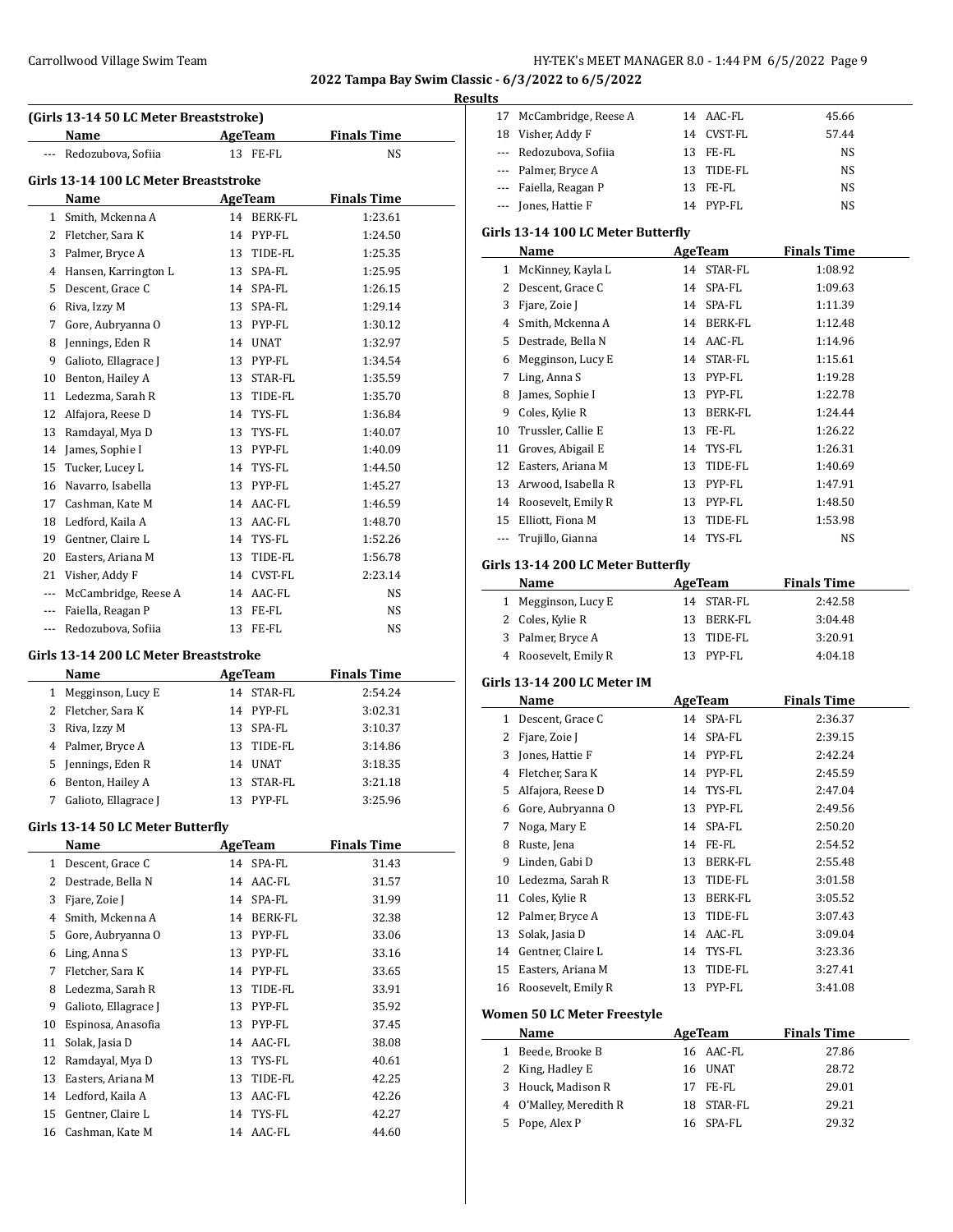## 2022 Tampa Bay Swim Classic - 6/3/2022 to 6/5/2022

### Results

### (Girls 13-14 50 LC Meter Breaststroke)

| | Name | Age | Team | Finals Time |
|---|---|---|---|---|
| --- | Redozubova, Sofiia | 13 | FE-FL | NS |

### Girls 13-14 100 LC Meter Breaststroke

| | Name | Age | Team | Finals Time |
|---|---|---|---|---|
| 1 | Smith, Mckenna A | 14 | BERK-FL | 1:23.61 |
| 2 | Fletcher, Sara K | 14 | PYP-FL | 1:24.50 |
| 3 | Palmer, Bryce A | 13 | TIDE-FL | 1:25.35 |
| 4 | Hansen, Karrington L | 13 | SPA-FL | 1:25.95 |
| 5 | Descent, Grace C | 14 | SPA-FL | 1:26.15 |
| 6 | Riva, Izzy M | 13 | SPA-FL | 1:29.14 |
| 7 | Gore, Aubryanna O | 13 | PYP-FL | 1:30.12 |
| 8 | Jennings, Eden R | 14 | UNAT | 1:32.97 |
| 9 | Galioto, Ellagrace J | 13 | PYP-FL | 1:34.54 |
| 10 | Benton, Hailey A | 13 | STAR-FL | 1:35.59 |
| 11 | Ledezma, Sarah R | 13 | TIDE-FL | 1:35.70 |
| 12 | Alfajora, Reese D | 14 | TYS-FL | 1:36.84 |
| 13 | Ramdayal, Mya D | 13 | TYS-FL | 1:40.07 |
| 14 | James, Sophie I | 13 | PYP-FL | 1:40.09 |
| 15 | Tucker, Lucey L | 14 | TYS-FL | 1:44.50 |
| 16 | Navarro, Isabella | 13 | PYP-FL | 1:45.27 |
| 17 | Cashman, Kate M | 14 | AAC-FL | 1:46.59 |
| 18 | Ledford, Kaila A | 13 | AAC-FL | 1:48.70 |
| 19 | Gentner, Claire L | 14 | TYS-FL | 1:52.26 |
| 20 | Easters, Ariana M | 13 | TIDE-FL | 1:56.78 |
| 21 | Visher, Addy F | 14 | CVST-FL | 2:23.14 |
| --- | McCambridge, Reese A | 14 | AAC-FL | NS |
| --- | Faiella, Reagan P | 13 | FE-FL | NS |
| --- | Redozubova, Sofiia | 13 | FE-FL | NS |

### Girls 13-14 200 LC Meter Breaststroke

| | Name | Age | Team | Finals Time |
|---|---|---|---|---|
| 1 | Megginson, Lucy E | 14 | STAR-FL | 2:54.24 |
| 2 | Fletcher, Sara K | 14 | PYP-FL | 3:02.31 |
| 3 | Riva, Izzy M | 13 | SPA-FL | 3:10.37 |
| 4 | Palmer, Bryce A | 13 | TIDE-FL | 3:14.86 |
| 5 | Jennings, Eden R | 14 | UNAT | 3:18.35 |
| 6 | Benton, Hailey A | 13 | STAR-FL | 3:21.18 |
| 7 | Galioto, Ellagrace J | 13 | PYP-FL | 3:25.96 |

### Girls 13-14 50 LC Meter Butterfly

| | Name | Age | Team | Finals Time |
|---|---|---|---|---|
| 1 | Descent, Grace C | 14 | SPA-FL | 31.43 |
| 2 | Destrade, Bella N | 14 | AAC-FL | 31.57 |
| 3 | Fjare, Zoie J | 14 | SPA-FL | 31.99 |
| 4 | Smith, Mckenna A | 14 | BERK-FL | 32.38 |
| 5 | Gore, Aubryanna O | 13 | PYP-FL | 33.06 |
| 6 | Ling, Anna S | 13 | PYP-FL | 33.16 |
| 7 | Fletcher, Sara K | 14 | PYP-FL | 33.65 |
| 8 | Ledezma, Sarah R | 13 | TIDE-FL | 33.91 |
| 9 | Galioto, Ellagrace J | 13 | PYP-FL | 35.92 |
| 10 | Espinosa, Anasofia | 13 | PYP-FL | 37.45 |
| 11 | Solak, Jasia D | 14 | AAC-FL | 38.08 |
| 12 | Ramdayal, Mya D | 13 | TYS-FL | 40.61 |
| 13 | Easters, Ariana M | 13 | TIDE-FL | 42.25 |
| 14 | Ledford, Kaila A | 13 | AAC-FL | 42.26 |
| 15 | Gentner, Claire L | 14 | TYS-FL | 42.27 |
| 16 | Cashman, Kate M | 14 | AAC-FL | 44.60 |
| 17 | McCambridge, Reese A | 14 | AAC-FL | 45.66 |
| 18 | Visher, Addy F | 14 | CVST-FL | 57.44 |
| --- | Redozubova, Sofiia | 13 | FE-FL | NS |
| --- | Palmer, Bryce A | 13 | TIDE-FL | NS |
| --- | Faiella, Reagan P | 13 | FE-FL | NS |
| --- | Jones, Hattie F | 14 | PYP-FL | NS |

### Girls 13-14 100 LC Meter Butterfly

| | Name | Age | Team | Finals Time |
|---|---|---|---|---|
| 1 | McKinney, Kayla L | 14 | STAR-FL | 1:08.92 |
| 2 | Descent, Grace C | 14 | SPA-FL | 1:09.63 |
| 3 | Fjare, Zoie J | 14 | SPA-FL | 1:11.39 |
| 4 | Smith, Mckenna A | 14 | BERK-FL | 1:12.48 |
| 5 | Destrade, Bella N | 14 | AAC-FL | 1:14.96 |
| 6 | Megginson, Lucy E | 14 | STAR-FL | 1:15.61 |
| 7 | Ling, Anna S | 13 | PYP-FL | 1:19.28 |
| 8 | James, Sophie I | 13 | PYP-FL | 1:22.78 |
| 9 | Coles, Kylie R | 13 | BERK-FL | 1:24.44 |
| 10 | Trussler, Callie E | 13 | FE-FL | 1:26.22 |
| 11 | Groves, Abigail E | 14 | TYS-FL | 1:26.31 |
| 12 | Easters, Ariana M | 13 | TIDE-FL | 1:40.69 |
| 13 | Arwood, Isabella R | 13 | PYP-FL | 1:47.91 |
| 14 | Roosevelt, Emily R | 13 | PYP-FL | 1:48.50 |
| 15 | Elliott, Fiona M | 13 | TIDE-FL | 1:53.98 |
| --- | Trujillo, Gianna | 14 | TYS-FL | NS |

### Girls 13-14 200 LC Meter Butterfly

| | Name | Age | Team | Finals Time |
|---|---|---|---|---|
| 1 | Megginson, Lucy E | 14 | STAR-FL | 2:42.58 |
| 2 | Coles, Kylie R | 13 | BERK-FL | 3:04.48 |
| 3 | Palmer, Bryce A | 13 | TIDE-FL | 3:20.91 |
| 4 | Roosevelt, Emily R | 13 | PYP-FL | 4:04.18 |

### Girls 13-14 200 LC Meter IM

| | Name | Age | Team | Finals Time |
|---|---|---|---|---|
| 1 | Descent, Grace C | 14 | SPA-FL | 2:36.37 |
| 2 | Fjare, Zoie J | 14 | SPA-FL | 2:39.15 |
| 3 | Jones, Hattie F | 14 | PYP-FL | 2:42.24 |
| 4 | Fletcher, Sara K | 14 | PYP-FL | 2:45.59 |
| 5 | Alfajora, Reese D | 14 | TYS-FL | 2:47.04 |
| 6 | Gore, Aubryanna O | 13 | PYP-FL | 2:49.56 |
| 7 | Noga, Mary E | 14 | SPA-FL | 2:50.20 |
| 8 | Ruste, Jena | 14 | FE-FL | 2:54.52 |
| 9 | Linden, Gabi D | 13 | BERK-FL | 2:55.48 |
| 10 | Ledezma, Sarah R | 13 | TIDE-FL | 3:01.58 |
| 11 | Coles, Kylie R | 13 | BERK-FL | 3:05.52 |
| 12 | Palmer, Bryce A | 13 | TIDE-FL | 3:07.43 |
| 13 | Solak, Jasia D | 14 | AAC-FL | 3:09.04 |
| 14 | Gentner, Claire L | 14 | TYS-FL | 3:23.36 |
| 15 | Easters, Ariana M | 13 | TIDE-FL | 3:27.41 |
| 16 | Roosevelt, Emily R | 13 | PYP-FL | 3:41.08 |

### Women 50 LC Meter Freestyle

| | Name | Age | Team | Finals Time |
|---|---|---|---|---|
| 1 | Beede, Brooke B | 16 | AAC-FL | 27.86 |
| 2 | King, Hadley E | 16 | UNAT | 28.72 |
| 3 | Houck, Madison R | 17 | FE-FL | 29.01 |
| 4 | O'Malley, Meredith R | 18 | STAR-FL | 29.21 |
| 5 | Pope, Alex P | 16 | SPA-FL | 29.32 |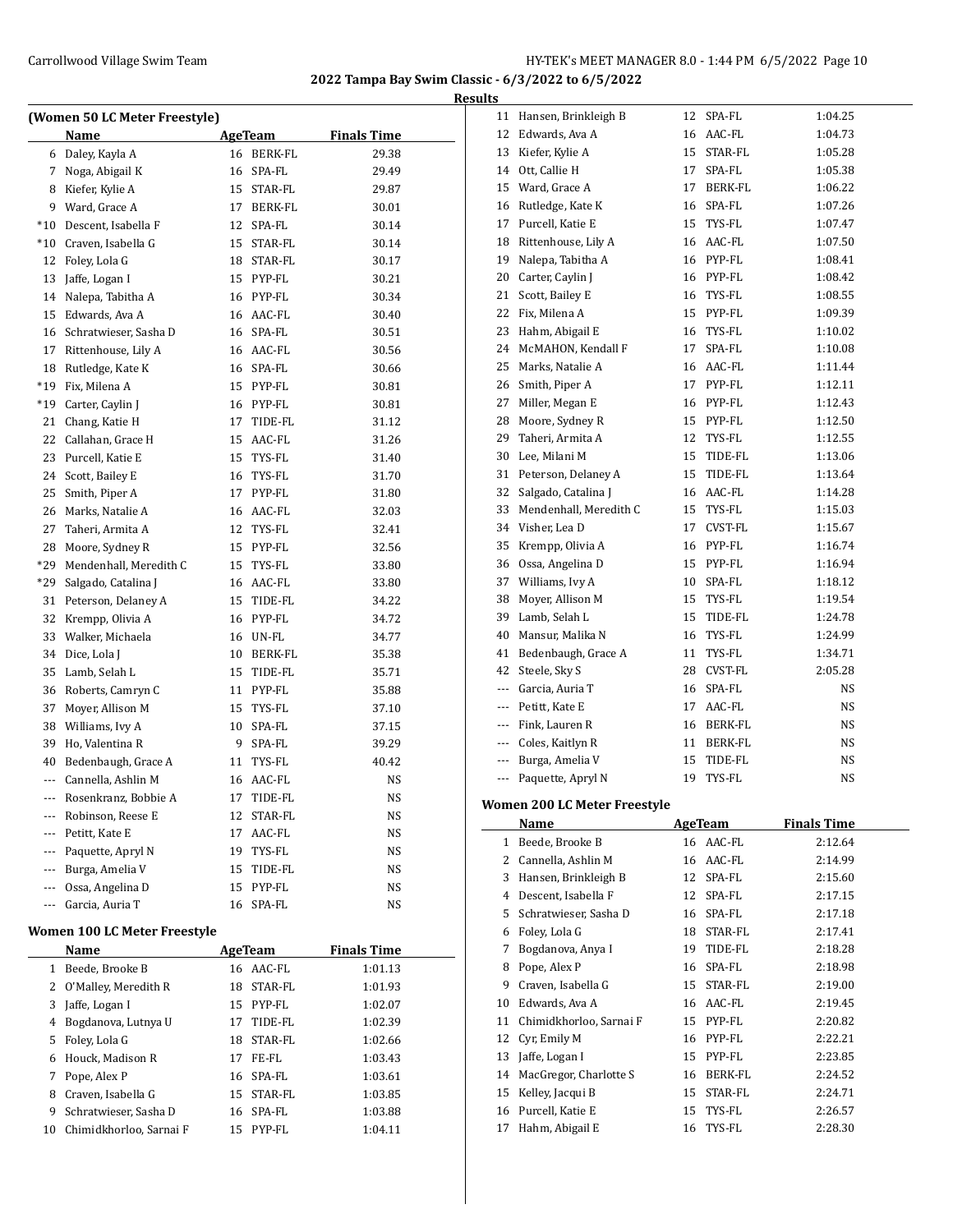## (Women 50 LC Meter Freestyle)

| | Name | Age | Team | Finals Time |
|---|---|---|---|---|
| 6 | Daley, Kayla A | 16 | BERK-FL | 29.38 |
| 7 | Noga, Abigail K | 16 | SPA-FL | 29.49 |
| 8 | Kiefer, Kylie A | 15 | STAR-FL | 29.87 |
| 9 | Ward, Grace A | 17 | BERK-FL | 30.01 |
| *10 | Descent, Isabella F | 12 | SPA-FL | 30.14 |
| *10 | Craven, Isabella G | 15 | STAR-FL | 30.14 |
| 12 | Foley, Lola G | 18 | STAR-FL | 30.17 |
| 13 | Jaffe, Logan I | 15 | PYP-FL | 30.21 |
| 14 | Nalepa, Tabitha A | 16 | PYP-FL | 30.34 |
| 15 | Edwards, Ava A | 16 | AAC-FL | 30.40 |
| 16 | Schratwieser, Sasha D | 16 | SPA-FL | 30.51 |
| 17 | Rittenhouse, Lily A | 16 | AAC-FL | 30.56 |
| 18 | Rutledge, Kate K | 16 | SPA-FL | 30.66 |
| *19 | Fix, Milena A | 15 | PYP-FL | 30.81 |
| *19 | Carter, Caylin J | 16 | PYP-FL | 30.81 |
| 21 | Chang, Katie H | 17 | TIDE-FL | 31.12 |
| 22 | Callahan, Grace H | 15 | AAC-FL | 31.26 |
| 23 | Purcell, Katie E | 15 | TYS-FL | 31.40 |
| 24 | Scott, Bailey E | 16 | TYS-FL | 31.70 |
| 25 | Smith, Piper A | 17 | PYP-FL | 31.80 |
| 26 | Marks, Natalie A | 16 | AAC-FL | 32.03 |
| 27 | Taheri, Armita A | 12 | TYS-FL | 32.41 |
| 28 | Moore, Sydney R | 15 | PYP-FL | 32.56 |
| *29 | Mendenhall, Meredith C | 15 | TYS-FL | 33.80 |
| *29 | Salgado, Catalina J | 16 | AAC-FL | 33.80 |
| 31 | Peterson, Delaney A | 15 | TIDE-FL | 34.22 |
| 32 | Krempp, Olivia A | 16 | PYP-FL | 34.72 |
| 33 | Walker, Michaela | 16 | UN-FL | 34.77 |
| 34 | Dice, Lola J | 10 | BERK-FL | 35.38 |
| 35 | Lamb, Selah L | 15 | TIDE-FL | 35.71 |
| 36 | Roberts, Camryn C | 11 | PYP-FL | 35.88 |
| 37 | Moyer, Allison M | 15 | TYS-FL | 37.10 |
| 38 | Williams, Ivy A | 10 | SPA-FL | 37.15 |
| 39 | Ho, Valentina R | 9 | SPA-FL | 39.29 |
| 40 | Bedenbaugh, Grace A | 11 | TYS-FL | 40.42 |
| --- | Cannella, Ashlin M | 16 | AAC-FL | NS |
| --- | Rosenkranz, Bobbie A | 17 | TIDE-FL | NS |
| --- | Robinson, Reese E | 12 | STAR-FL | NS |
| --- | Petitt, Kate E | 17 | AAC-FL | NS |
| --- | Paquette, Apryl N | 19 | TYS-FL | NS |
| --- | Burga, Amelia V | 15 | TIDE-FL | NS |
| --- | Ossa, Angelina D | 15 | PYP-FL | NS |
| --- | Garcia, Auria T | 16 | SPA-FL | NS |

## Women 100 LC Meter Freestyle

| | Name | Age | Team | Finals Time |
|---|---|---|---|---|
| 1 | Beede, Brooke B | 16 | AAC-FL | 1:01.13 |
| 2 | O'Malley, Meredith R | 18 | STAR-FL | 1:01.93 |
| 3 | Jaffe, Logan I | 15 | PYP-FL | 1:02.07 |
| 4 | Bogdanova, Lutnya U | 17 | TIDE-FL | 1:02.39 |
| 5 | Foley, Lola G | 18 | STAR-FL | 1:02.66 |
| 6 | Houck, Madison R | 17 | FE-FL | 1:03.43 |
| 7 | Pope, Alex P | 16 | SPA-FL | 1:03.61 |
| 8 | Craven, Isabella G | 15 | STAR-FL | 1:03.85 |
| 9 | Schratwieser, Sasha D | 16 | SPA-FL | 1:03.88 |
| 10 | Chimidkhorloo, Sarnai F | 15 | PYP-FL | 1:04.11 |
| 11 | Hansen, Brinkleigh B | 12 | SPA-FL | 1:04.25 |
| 12 | Edwards, Ava A | 16 | AAC-FL | 1:04.73 |
| 13 | Kiefer, Kylie A | 15 | STAR-FL | 1:05.28 |
| 14 | Ott, Callie H | 17 | SPA-FL | 1:05.38 |
| 15 | Ward, Grace A | 17 | BERK-FL | 1:06.22 |
| 16 | Rutledge, Kate K | 16 | SPA-FL | 1:07.26 |
| 17 | Purcell, Katie E | 15 | TYS-FL | 1:07.47 |
| 18 | Rittenhouse, Lily A | 16 | AAC-FL | 1:07.50 |
| 19 | Nalepa, Tabitha A | 16 | PYP-FL | 1:08.41 |
| 20 | Carter, Caylin J | 16 | PYP-FL | 1:08.42 |
| 21 | Scott, Bailey E | 16 | TYS-FL | 1:08.55 |
| 22 | Fix, Milena A | 15 | PYP-FL | 1:09.39 |
| 23 | Hahm, Abigail E | 16 | TYS-FL | 1:10.02 |
| 24 | McMAHON, Kendall F | 17 | SPA-FL | 1:10.08 |
| 25 | Marks, Natalie A | 16 | AAC-FL | 1:11.44 |
| 26 | Smith, Piper A | 17 | PYP-FL | 1:12.11 |
| 27 | Miller, Megan E | 16 | PYP-FL | 1:12.43 |
| 28 | Moore, Sydney R | 15 | PYP-FL | 1:12.50 |
| 29 | Taheri, Armita A | 12 | TYS-FL | 1:12.55 |
| 30 | Lee, Milani M | 15 | TIDE-FL | 1:13.06 |
| 31 | Peterson, Delaney A | 15 | TIDE-FL | 1:13.64 |
| 32 | Salgado, Catalina J | 16 | AAC-FL | 1:14.28 |
| 33 | Mendenhall, Meredith C | 15 | TYS-FL | 1:15.03 |
| 34 | Visher, Lea D | 17 | CVST-FL | 1:15.67 |
| 35 | Krempp, Olivia A | 16 | PYP-FL | 1:16.74 |
| 36 | Ossa, Angelina D | 15 | PYP-FL | 1:16.94 |
| 37 | Williams, Ivy A | 10 | SPA-FL | 1:18.12 |
| 38 | Moyer, Allison M | 15 | TYS-FL | 1:19.54 |
| 39 | Lamb, Selah L | 15 | TIDE-FL | 1:24.78 |
| 40 | Mansur, Malika N | 16 | TYS-FL | 1:24.99 |
| 41 | Bedenbaugh, Grace A | 11 | TYS-FL | 1:34.71 |
| 42 | Steele, Sky S | 28 | CVST-FL | 2:05.28 |
| --- | Garcia, Auria T | 16 | SPA-FL | NS |
| --- | Petitt, Kate E | 17 | AAC-FL | NS |
| --- | Fink, Lauren R | 16 | BERK-FL | NS |
| --- | Coles, Kaitlyn R | 11 | BERK-FL | NS |
| --- | Burga, Amelia V | 15 | TIDE-FL | NS |
| --- | Paquette, Apryl N | 19 | TYS-FL | NS |

## Women 200 LC Meter Freestyle

| | Name | Age | Team | Finals Time |
|---|---|---|---|---|
| 1 | Beede, Brooke B | 16 | AAC-FL | 2:12.64 |
| 2 | Cannella, Ashlin M | 16 | AAC-FL | 2:14.99 |
| 3 | Hansen, Brinkleigh B | 12 | SPA-FL | 2:15.60 |
| 4 | Descent, Isabella F | 12 | SPA-FL | 2:17.15 |
| 5 | Schratwieser, Sasha D | 16 | SPA-FL | 2:17.18 |
| 6 | Foley, Lola G | 18 | STAR-FL | 2:17.41 |
| 7 | Bogdanova, Anya I | 19 | TIDE-FL | 2:18.28 |
| 8 | Pope, Alex P | 16 | SPA-FL | 2:18.98 |
| 9 | Craven, Isabella G | 15 | STAR-FL | 2:19.00 |
| 10 | Edwards, Ava A | 16 | AAC-FL | 2:19.45 |
| 11 | Chimidkhorloo, Sarnai F | 15 | PYP-FL | 2:20.82 |
| 12 | Cyr, Emily M | 16 | PYP-FL | 2:22.21 |
| 13 | Jaffe, Logan I | 15 | PYP-FL | 2:23.85 |
| 14 | MacGregor, Charlotte S | 16 | BERK-FL | 2:24.52 |
| 15 | Kelley, Jacqui B | 15 | STAR-FL | 2:24.71 |
| 16 | Purcell, Katie E | 15 | TYS-FL | 2:26.57 |
| 17 | Hahm, Abigail E | 16 | TYS-FL | 2:28.30 |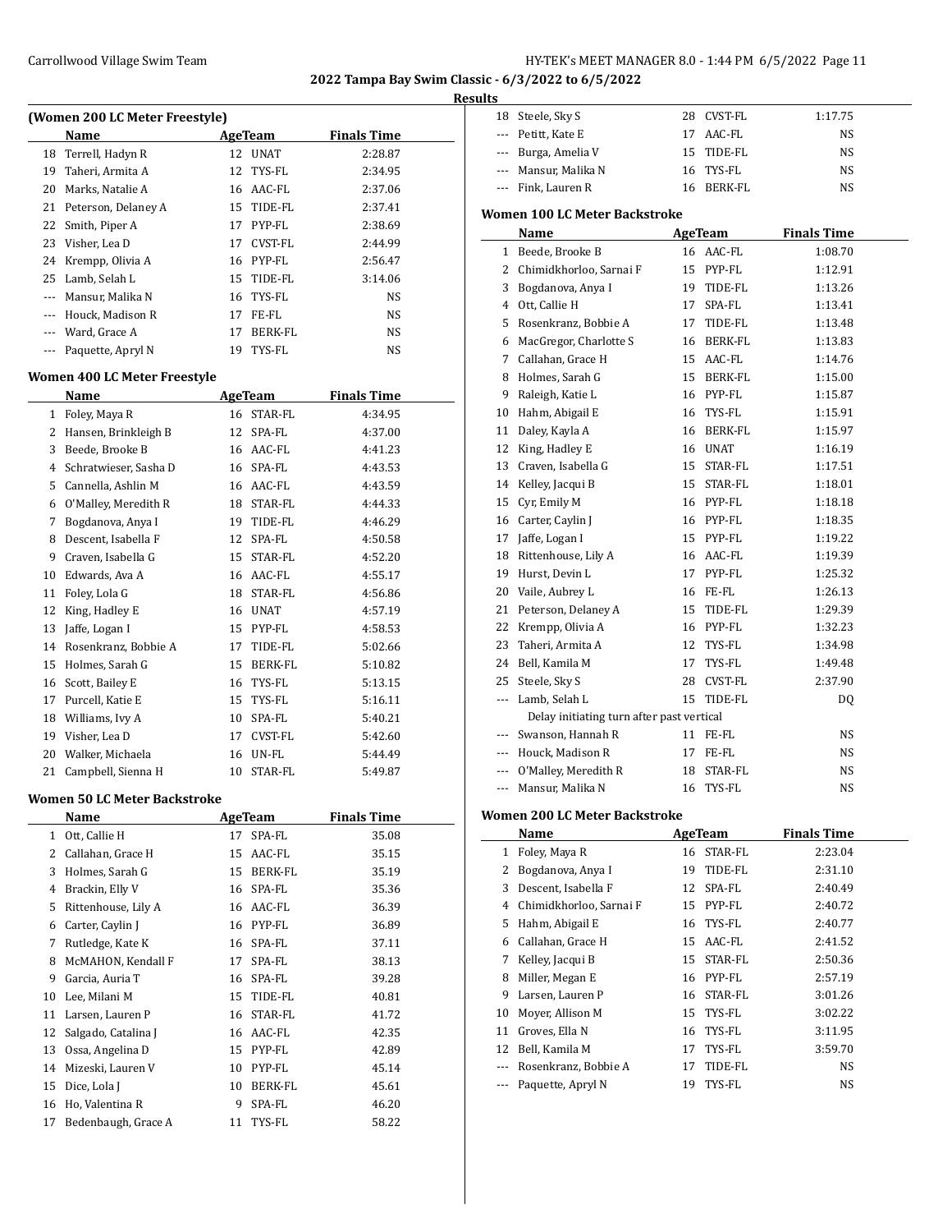## 2022 Tampa Bay Swim Classic - 6/3/2022 to 6/5/2022

### Results

#### (Women 200 LC Meter Freestyle)

| | Name | Age | Team | Finals Time |
|---|---|---|---|---|
| 18 | Terrell, Hadyn R | 12 | UNAT | 2:28.87 |
| 19 | Taheri, Armita A | 12 | TYS-FL | 2:34.95 |
| 20 | Marks, Natalie A | 16 | AAC-FL | 2:37.06 |
| 21 | Peterson, Delaney A | 15 | TIDE-FL | 2:37.41 |
| 22 | Smith, Piper A | 17 | PYP-FL | 2:38.69 |
| 23 | Visher, Lea D | 17 | CVST-FL | 2:44.99 |
| 24 | Kremmp, Olivia A | 16 | PYP-FL | 2:56.47 |
| 25 | Lamb, Selah L | 15 | TIDE-FL | 3:14.06 |
| --- | Mansur, Malika N | 16 | TYS-FL | NS |
| --- | Houck, Madison R | 17 | FE-FL | NS |
| --- | Ward, Grace A | 17 | BERK-FL | NS |
| --- | Paquette, Apryl N | 19 | TYS-FL | NS |

#### Women 400 LC Meter Freestyle

| | Name | Age | Team | Finals Time |
|---|---|---|---|---|
| 1 | Foley, Maya R | 16 | STAR-FL | 4:34.95 |
| 2 | Hansen, Brinkleigh B | 12 | SPA-FL | 4:37.00 |
| 3 | Beede, Brooke B | 16 | AAC-FL | 4:41.23 |
| 4 | Schratwieser, Sasha D | 16 | SPA-FL | 4:43.53 |
| 5 | Cannella, Ashlin M | 16 | AAC-FL | 4:43.59 |
| 6 | O'Malley, Meredith R | 18 | STAR-FL | 4:44.33 |
| 7 | Bogdanova, Anya I | 19 | TIDE-FL | 4:46.29 |
| 8 | Descent, Isabella F | 12 | SPA-FL | 4:50.58 |
| 9 | Craven, Isabella G | 15 | STAR-FL | 4:52.20 |
| 10 | Edwards, Ava A | 16 | AAC-FL | 4:55.17 |
| 11 | Foley, Lola G | 18 | STAR-FL | 4:56.86 |
| 12 | King, Hadley E | 16 | UNAT | 4:57.19 |
| 13 | Jaffe, Logan I | 15 | PYP-FL | 4:58.53 |
| 14 | Rosenkranz, Bobbie A | 17 | TIDE-FL | 5:02.66 |
| 15 | Holmes, Sarah G | 15 | BERK-FL | 5:10.82 |
| 16 | Scott, Bailey E | 16 | TYS-FL | 5:13.15 |
| 17 | Purcell, Katie E | 15 | TYS-FL | 5:16.11 |
| 18 | Williams, Ivy A | 10 | SPA-FL | 5:40.21 |
| 19 | Visher, Lea D | 17 | CVST-FL | 5:42.60 |
| 20 | Walker, Michaela | 16 | UN-FL | 5:44.49 |
| 21 | Campbell, Sienna H | 10 | STAR-FL | 5:49.87 |

#### Women 50 LC Meter Backstroke

| | Name | Age | Team | Finals Time |
|---|---|---|---|---|
| 1 | Ott, Callie H | 17 | SPA-FL | 35.08 |
| 2 | Callahan, Grace H | 15 | AAC-FL | 35.15 |
| 3 | Holmes, Sarah G | 15 | BERK-FL | 35.19 |
| 4 | Brackin, Elly V | 16 | SPA-FL | 35.36 |
| 5 | Rittenhouse, Lily A | 16 | AAC-FL | 36.39 |
| 6 | Carter, Caylin J | 16 | PYP-FL | 36.89 |
| 7 | Rutledge, Kate K | 16 | SPA-FL | 37.11 |
| 8 | McMAHON, Kendall F | 17 | SPA-FL | 38.13 |
| 9 | Garcia, Auria T | 16 | SPA-FL | 39.28 |
| 10 | Lee, Milani M | 15 | TIDE-FL | 40.81 |
| 11 | Larsen, Lauren P | 16 | STAR-FL | 41.72 |
| 12 | Salgado, Catalina J | 16 | AAC-FL | 42.35 |
| 13 | Ossa, Angelina D | 15 | PYP-FL | 42.89 |
| 14 | Mizeski, Lauren V | 10 | PYP-FL | 45.14 |
| 15 | Dice, Lola J | 10 | BERK-FL | 45.61 |
| 16 | Ho, Valentina R | 9 | SPA-FL | 46.20 |
| 17 | Bedenbaugh, Grace A | 11 | TYS-FL | 58.22 |
| 18 | Steele, Sky S | 28 | CVST-FL | 1:17.75 |
| --- | Petitt, Kate E | 17 | AAC-FL | NS |
| --- | Burga, Amelia V | 15 | TIDE-FL | NS |
| --- | Mansur, Malika N | 16 | TYS-FL | NS |
| --- | Fink, Lauren R | 16 | BERK-FL | NS |

#### Women 100 LC Meter Backstroke

| | Name | Age | Team | Finals Time |
|---|---|---|---|---|
| 1 | Beede, Brooke B | 16 | AAC-FL | 1:08.70 |
| 2 | Chimidkhorloo, Sarnai F | 15 | PYP-FL | 1:12.91 |
| 3 | Bogdanova, Anya I | 19 | TIDE-FL | 1:13.26 |
| 4 | Ott, Callie H | 17 | SPA-FL | 1:13.41 |
| 5 | Rosenkranz, Bobbie A | 17 | TIDE-FL | 1:13.48 |
| 6 | MacGregor, Charlotte S | 16 | BERK-FL | 1:13.83 |
| 7 | Callahan, Grace H | 15 | AAC-FL | 1:14.76 |
| 8 | Holmes, Sarah G | 15 | BERK-FL | 1:15.00 |
| 9 | Raleigh, Katie L | 16 | PYP-FL | 1:15.87 |
| 10 | Hahm, Abigail E | 16 | TYS-FL | 1:15.91 |
| 11 | Daley, Kayla A | 16 | BERK-FL | 1:15.97 |
| 12 | King, Hadley E | 16 | UNAT | 1:16.19 |
| 13 | Craven, Isabella G | 15 | STAR-FL | 1:17.51 |
| 14 | Kelley, Jacqui B | 15 | STAR-FL | 1:18.01 |
| 15 | Cyr, Emily M | 16 | PYP-FL | 1:18.18 |
| 16 | Carter, Caylin J | 16 | PYP-FL | 1:18.35 |
| 17 | Jaffe, Logan I | 15 | PYP-FL | 1:19.22 |
| 18 | Rittenhouse, Lily A | 16 | AAC-FL | 1:19.39 |
| 19 | Hurst, Devin L | 17 | PYP-FL | 1:25.32 |
| 20 | Vaile, Aubrey L | 16 | FE-FL | 1:26.13 |
| 21 | Peterson, Delaney A | 15 | TIDE-FL | 1:29.39 |
| 22 | Kremmp, Olivia A | 16 | PYP-FL | 1:32.23 |
| 23 | Taheri, Armita A | 12 | TYS-FL | 1:34.98 |
| 24 | Bell, Kamila M | 17 | TYS-FL | 1:49.48 |
| 25 | Steele, Sky S | 28 | CVST-FL | 2:37.90 |
| --- | Lamb, Selah L | 15 | TIDE-FL | DQ |
| | Delay initiating turn after past vertical | | | |
| --- | Swanson, Hannah R | 11 | FE-FL | NS |
| --- | Houck, Madison R | 17 | FE-FL | NS |
| --- | O'Malley, Meredith R | 18 | STAR-FL | NS |
| --- | Mansur, Malika N | 16 | TYS-FL | NS |

#### Women 200 LC Meter Backstroke

| | Name | Age | Team | Finals Time |
|---|---|---|---|---|
| 1 | Foley, Maya R | 16 | STAR-FL | 2:23.04 |
| 2 | Bogdanova, Anya I | 19 | TIDE-FL | 2:31.10 |
| 3 | Descent, Isabella F | 12 | SPA-FL | 2:40.49 |
| 4 | Chimidkhorloo, Sarnai F | 15 | PYP-FL | 2:40.72 |
| 5 | Hahm, Abigail E | 16 | TYS-FL | 2:40.77 |
| 6 | Callahan, Grace H | 15 | AAC-FL | 2:41.52 |
| 7 | Kelley, Jacqui B | 15 | STAR-FL | 2:50.36 |
| 8 | Miller, Megan E | 16 | PYP-FL | 2:57.19 |
| 9 | Larsen, Lauren P | 16 | STAR-FL | 3:01.26 |
| 10 | Moyer, Allison M | 15 | TYS-FL | 3:02.22 |
| 11 | Groves, Ella N | 16 | TYS-FL | 3:11.95 |
| 12 | Bell, Kamila M | 17 | TYS-FL | 3:59.70 |
| --- | Rosenkranz, Bobbie A | 17 | TIDE-FL | NS |
| --- | Paquette, Apryl N | 19 | TYS-FL | NS |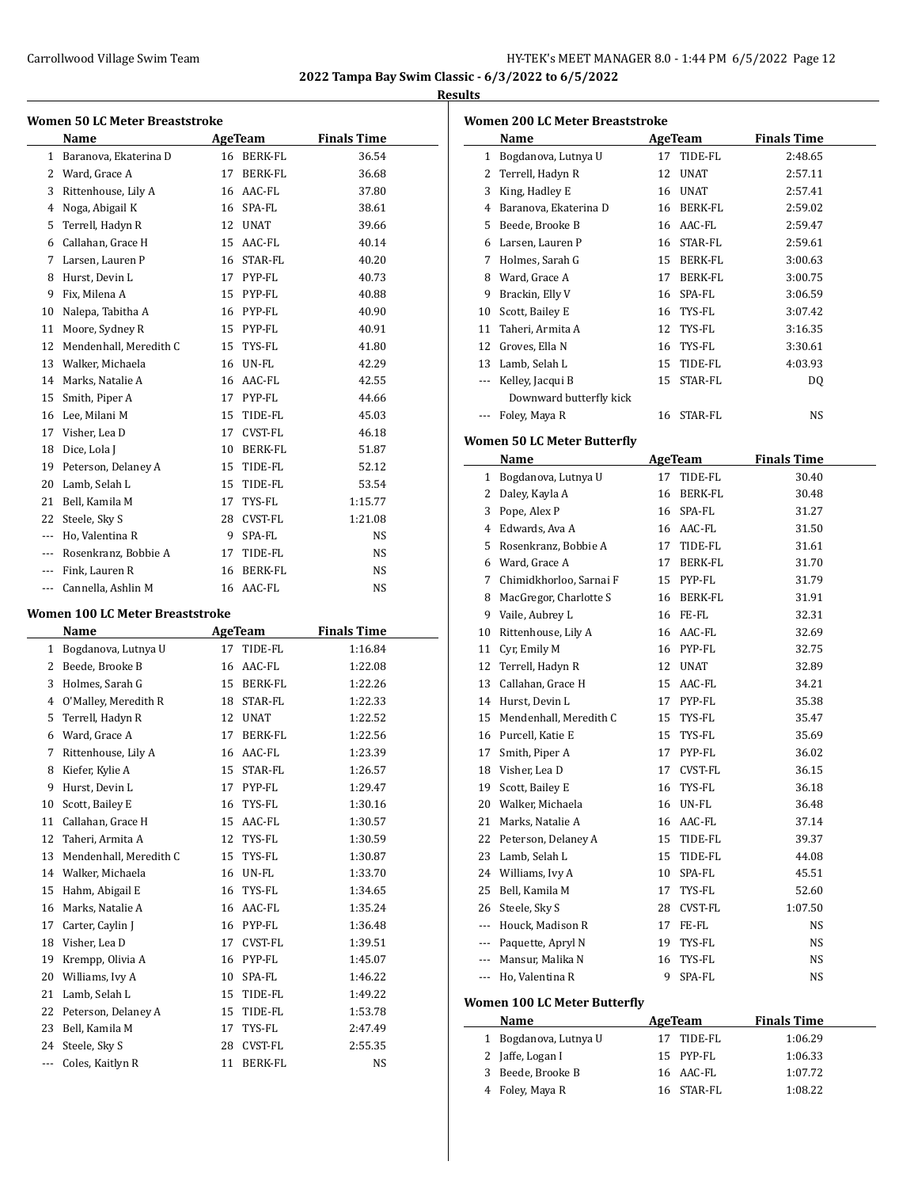2022 Tampa Bay Swim Classic - 6/3/2022 to 6/5/2022

**Results**

### Women 50 LC Meter Breaststroke

| | Name | Age | Team | Finals Time |
|---|---|---|---|---|
| 1 | Baranova, Ekaterina D | 16 | BERK-FL | 36.54 |
| 2 | Ward, Grace A | 17 | BERK-FL | 36.68 |
| 3 | Rittenhouse, Lily A | 16 | AAC-FL | 37.80 |
| 4 | Noga, Abigail K | 16 | SPA-FL | 38.61 |
| 5 | Terrell, Hadyn R | 12 | UNAT | 39.66 |
| 6 | Callahan, Grace H | 15 | AAC-FL | 40.14 |
| 7 | Larsen, Lauren P | 16 | STAR-FL | 40.20 |
| 8 | Hurst, Devin L | 17 | PYP-FL | 40.73 |
| 9 | Fix, Milena A | 15 | PYP-FL | 40.88 |
| 10 | Nalepa, Tabitha A | 16 | PYP-FL | 40.90 |
| 11 | Moore, Sydney R | 15 | PYP-FL | 40.91 |
| 12 | Mendenhall, Meredith C | 15 | TYS-FL | 41.80 |
| 13 | Walker, Michaela | 16 | UN-FL | 42.29 |
| 14 | Marks, Natalie A | 16 | AAC-FL | 42.55 |
| 15 | Smith, Piper A | 17 | PYP-FL | 44.66 |
| 16 | Lee, Milani M | 15 | TIDE-FL | 45.03 |
| 17 | Visher, Lea D | 17 | CVST-FL | 46.18 |
| 18 | Dice, Lola J | 10 | BERK-FL | 51.87 |
| 19 | Peterson, Delaney A | 15 | TIDE-FL | 52.12 |
| 20 | Lamb, Selah L | 15 | TIDE-FL | 53.54 |
| 21 | Bell, Kamila M | 17 | TYS-FL | 1:15.77 |
| 22 | Steele, Sky S | 28 | CVST-FL | 1:21.08 |
| --- | Ho, Valentina R | 9 | SPA-FL | NS |
| --- | Rosenkranz, Bobbie A | 17 | TIDE-FL | NS |
| --- | Fink, Lauren R | 16 | BERK-FL | NS |
| --- | Cannella, Ashlin M | 16 | AAC-FL | NS |

### Women 100 LC Meter Breaststroke

| | Name | Age | Team | Finals Time |
|---|---|---|---|---|
| 1 | Bogdanova, Lutnya U | 17 | TIDE-FL | 1:16.84 |
| 2 | Beede, Brooke B | 16 | AAC-FL | 1:22.08 |
| 3 | Holmes, Sarah G | 15 | BERK-FL | 1:22.26 |
| 4 | O'Malley, Meredith R | 18 | STAR-FL | 1:22.33 |
| 5 | Terrell, Hadyn R | 12 | UNAT | 1:22.52 |
| 6 | Ward, Grace A | 17 | BERK-FL | 1:22.56 |
| 7 | Rittenhouse, Lily A | 16 | AAC-FL | 1:23.39 |
| 8 | Kiefer, Kylie A | 15 | STAR-FL | 1:26.57 |
| 9 | Hurst, Devin L | 17 | PYP-FL | 1:29.47 |
| 10 | Scott, Bailey E | 16 | TYS-FL | 1:30.16 |
| 11 | Callahan, Grace H | 15 | AAC-FL | 1:30.57 |
| 12 | Taheri, Armita A | 12 | TYS-FL | 1:30.59 |
| 13 | Mendenhall, Meredith C | 15 | TYS-FL | 1:30.87 |
| 14 | Walker, Michaela | 16 | UN-FL | 1:33.70 |
| 15 | Hahm, Abigail E | 16 | TYS-FL | 1:34.65 |
| 16 | Marks, Natalie A | 16 | AAC-FL | 1:35.24 |
| 17 | Carter, Caylin J | 16 | PYP-FL | 1:36.48 |
| 18 | Visher, Lea D | 17 | CVST-FL | 1:39.51 |
| 19 | Krempp, Olivia A | 16 | PYP-FL | 1:45.07 |
| 20 | Williams, Ivy A | 10 | SPA-FL | 1:46.22 |
| 21 | Lamb, Selah L | 15 | TIDE-FL | 1:49.22 |
| 22 | Peterson, Delaney A | 15 | TIDE-FL | 1:53.78 |
| 23 | Bell, Kamila M | 17 | TYS-FL | 2:47.49 |
| 24 | Steele, Sky S | 28 | CVST-FL | 2:55.35 |
| --- | Coles, Kaitlyn R | 11 | BERK-FL | NS |

### Women 200 LC Meter Breaststroke

| | Name | Age | Team | Finals Time |
|---|---|---|---|---|
| 1 | Bogdanova, Lutnya U | 17 | TIDE-FL | 2:48.65 |
| 2 | Terrell, Hadyn R | 12 | UNAT | 2:57.11 |
| 3 | King, Hadley E | 16 | UNAT | 2:57.41 |
| 4 | Baranova, Ekaterina D | 16 | BERK-FL | 2:59.02 |
| 5 | Beede, Brooke B | 16 | AAC-FL | 2:59.47 |
| 6 | Larsen, Lauren P | 16 | STAR-FL | 2:59.61 |
| 7 | Holmes, Sarah G | 15 | BERK-FL | 3:00.63 |
| 8 | Ward, Grace A | 17 | BERK-FL | 3:00.75 |
| 9 | Brackin, Elly V | 16 | SPA-FL | 3:06.59 |
| 10 | Scott, Bailey E | 16 | TYS-FL | 3:07.42 |
| 11 | Taheri, Armita A | 12 | TYS-FL | 3:16.35 |
| 12 | Groves, Ella N | 16 | TYS-FL | 3:30.61 |
| 13 | Lamb, Selah L | 15 | TIDE-FL | 4:03.93 |
| --- | Kelley, Jacqui B | 15 | STAR-FL | DQ |
| | Downward butterfly kick | | | |
| --- | Foley, Maya R | 16 | STAR-FL | NS |

### Women 50 LC Meter Butterfly

| | Name | Age | Team | Finals Time |
|---|---|---|---|---|
| 1 | Bogdanova, Lutnya U | 17 | TIDE-FL | 30.40 |
| 2 | Daley, Kayla A | 16 | BERK-FL | 30.48 |
| 3 | Pope, Alex P | 16 | SPA-FL | 31.27 |
| 4 | Edwards, Ava A | 16 | AAC-FL | 31.50 |
| 5 | Rosenkranz, Bobbie A | 17 | TIDE-FL | 31.61 |
| 6 | Ward, Grace A | 17 | BERK-FL | 31.70 |
| 7 | Chimidkhorloo, Sarnai F | 15 | PYP-FL | 31.79 |
| 8 | MacGregor, Charlotte S | 16 | BERK-FL | 31.91 |
| 9 | Vaile, Aubrey L | 16 | FE-FL | 32.31 |
| 10 | Rittenhouse, Lily A | 16 | AAC-FL | 32.69 |
| 11 | Cyr, Emily M | 16 | PYP-FL | 32.75 |
| 12 | Terrell, Hadyn R | 12 | UNAT | 32.89 |
| 13 | Callahan, Grace H | 15 | AAC-FL | 34.21 |
| 14 | Hurst, Devin L | 17 | PYP-FL | 35.38 |
| 15 | Mendenhall, Meredith C | 15 | TYS-FL | 35.47 |
| 16 | Purcell, Katie E | 15 | TYS-FL | 35.69 |
| 17 | Smith, Piper A | 17 | PYP-FL | 36.02 |
| 18 | Visher, Lea D | 17 | CVST-FL | 36.15 |
| 19 | Scott, Bailey E | 16 | TYS-FL | 36.18 |
| 20 | Walker, Michaela | 16 | UN-FL | 36.48 |
| 21 | Marks, Natalie A | 16 | AAC-FL | 37.14 |
| 22 | Peterson, Delaney A | 15 | TIDE-FL | 39.37 |
| 23 | Lamb, Selah L | 15 | TIDE-FL | 44.08 |
| 24 | Williams, Ivy A | 10 | SPA-FL | 45.51 |
| 25 | Bell, Kamila M | 17 | TYS-FL | 52.60 |
| 26 | Steele, Sky S | 28 | CVST-FL | 1:07.50 |
| --- | Houck, Madison R | 17 | FE-FL | NS |
| --- | Paquette, Apryl N | 19 | TYS-FL | NS |
| --- | Mansur, Malika N | 16 | TYS-FL | NS |
| --- | Ho, Valentina R | 9 | SPA-FL | NS |

### Women 100 LC Meter Butterfly

| | Name | Age | Team | Finals Time |
|---|---|---|---|---|
| 1 | Bogdanova, Lutnya U | 17 | TIDE-FL | 1:06.29 |
| 2 | Jaffe, Logan I | 15 | PYP-FL | 1:06.33 |
| 3 | Beede, Brooke B | 16 | AAC-FL | 1:07.72 |
| 4 | Foley, Maya R | 16 | STAR-FL | 1:08.22 |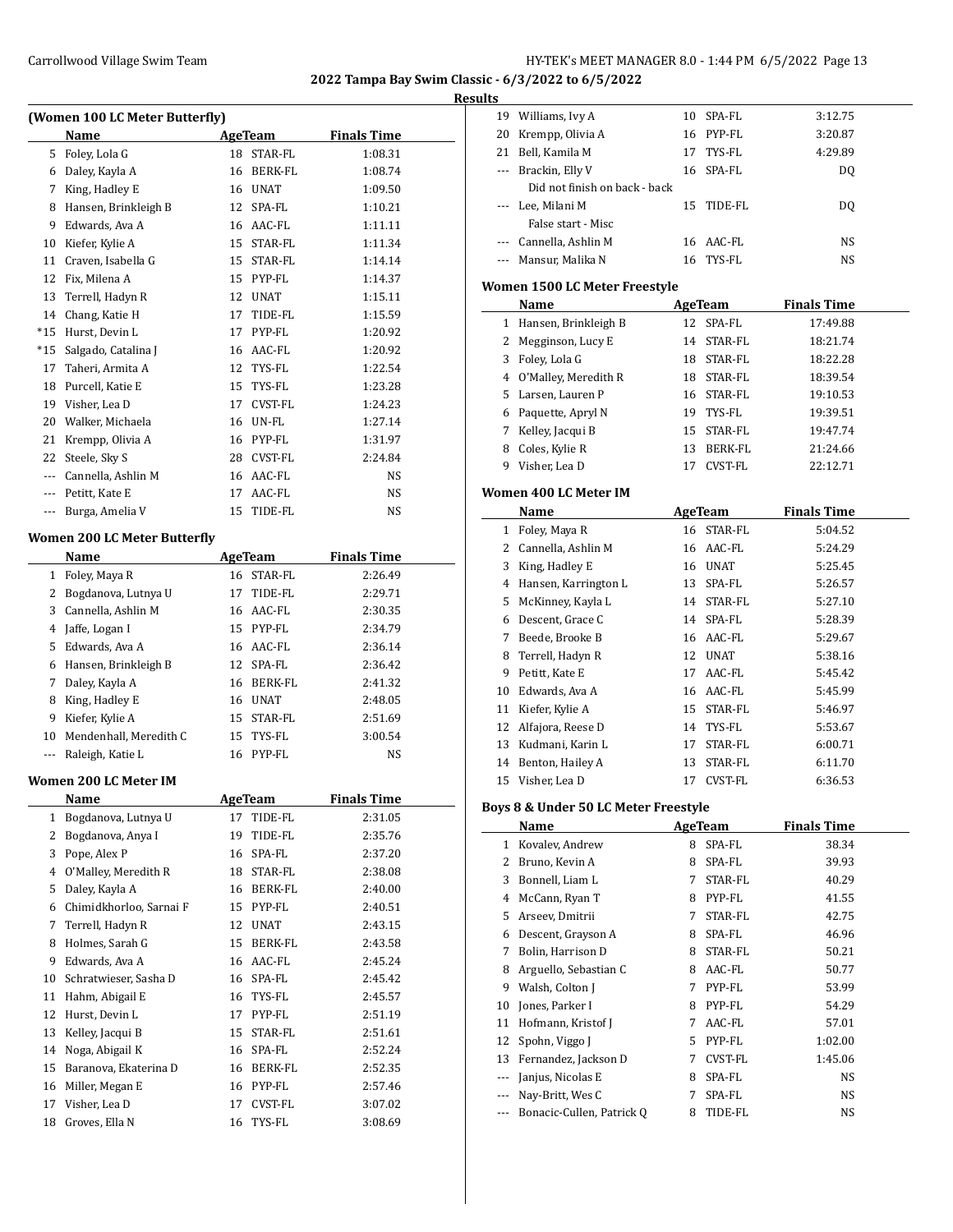**2022 Tampa Bay Swim Classic - 6/3/2022 to 6/5/2022**

**Results**

### (Women 100 LC Meter Butterfly)

| | Name | Age | Team | Finals Time |
|---|---|---|---|---|
| 5 | Foley, Lola G | 18 | STAR-FL | 1:08.31 |
| 6 | Daley, Kayla A | 16 | BERK-FL | 1:08.74 |
| 7 | King, Hadley E | 16 | UNAT | 1:09.50 |
| 8 | Hansen, Brinkleigh B | 12 | SPA-FL | 1:10.21 |
| 9 | Edwards, Ava A | 16 | AAC-FL | 1:11.11 |
| 10 | Kiefer, Kylie A | 15 | STAR-FL | 1:11.34 |
| 11 | Craven, Isabella G | 15 | STAR-FL | 1:14.14 |
| 12 | Fix, Milena A | 15 | PYP-FL | 1:14.37 |
| 13 | Terrell, Hadyn R | 12 | UNAT | 1:15.11 |
| 14 | Chang, Katie H | 17 | TIDE-FL | 1:15.59 |
| *15 | Hurst, Devin L | 17 | PYP-FL | 1:20.92 |
| *15 | Salgado, Catalina J | 16 | AAC-FL | 1:20.92 |
| 17 | Taheri, Armita A | 12 | TYS-FL | 1:22.54 |
| 18 | Purcell, Katie E | 15 | TYS-FL | 1:23.28 |
| 19 | Visher, Lea D | 17 | CVST-FL | 1:24.23 |
| 20 | Walker, Michaela | 16 | UN-FL | 1:27.14 |
| 21 | Krempp, Olivia A | 16 | PYP-FL | 1:31.97 |
| 22 | Steele, Sky S | 28 | CVST-FL | 2:24.84 |
| --- | Cannella, Ashlin M | 16 | AAC-FL | NS |
| --- | Petitt, Kate E | 17 | AAC-FL | NS |
| --- | Burga, Amelia V | 15 | TIDE-FL | NS |

### Women 200 LC Meter Butterfly

| | Name | Age | Team | Finals Time |
|---|---|---|---|---|
| 1 | Foley, Maya R | 16 | STAR-FL | 2:26.49 |
| 2 | Bogdanova, Lutnya U | 17 | TIDE-FL | 2:29.71 |
| 3 | Cannella, Ashlin M | 16 | AAC-FL | 2:30.35 |
| 4 | Jaffe, Logan I | 15 | PYP-FL | 2:34.79 |
| 5 | Edwards, Ava A | 16 | AAC-FL | 2:36.14 |
| 6 | Hansen, Brinkleigh B | 12 | SPA-FL | 2:36.42 |
| 7 | Daley, Kayla A | 16 | BERK-FL | 2:41.32 |
| 8 | King, Hadley E | 16 | UNAT | 2:48.05 |
| 9 | Kiefer, Kylie A | 15 | STAR-FL | 2:51.69 |
| 10 | Mendenhall, Meredith C | 15 | TYS-FL | 3:00.54 |
| --- | Raleigh, Katie L | 16 | PYP-FL | NS |

### Women 200 LC Meter IM

| | Name | Age | Team | Finals Time |
|---|---|---|---|---|
| 1 | Bogdanova, Lutnya U | 17 | TIDE-FL | 2:31.05 |
| 2 | Bogdanova, Anya I | 19 | TIDE-FL | 2:35.76 |
| 3 | Pope, Alex P | 16 | SPA-FL | 2:37.20 |
| 4 | O'Malley, Meredith R | 18 | STAR-FL | 2:38.08 |
| 5 | Daley, Kayla A | 16 | BERK-FL | 2:40.00 |
| 6 | Chimidkhorloo, Sarnai F | 15 | PYP-FL | 2:40.51 |
| 7 | Terrell, Hadyn R | 12 | UNAT | 2:43.15 |
| 8 | Holmes, Sarah G | 15 | BERK-FL | 2:43.58 |
| 9 | Edwards, Ava A | 16 | AAC-FL | 2:45.24 |
| 10 | Schratwieser, Sasha D | 16 | SPA-FL | 2:45.42 |
| 11 | Hahm, Abigail E | 16 | TYS-FL | 2:45.57 |
| 12 | Hurst, Devin L | 17 | PYP-FL | 2:51.19 |
| 13 | Kelley, Jacqui B | 15 | STAR-FL | 2:51.61 |
| 14 | Noga, Abigail K | 16 | SPA-FL | 2:52.24 |
| 15 | Baranova, Ekaterina D | 16 | BERK-FL | 2:52.35 |
| 16 | Miller, Megan E | 16 | PYP-FL | 2:57.46 |
| 17 | Visher, Lea D | 17 | CVST-FL | 3:07.02 |
| 18 | Groves, Ella N | 16 | TYS-FL | 3:08.69 |
| 19 | Williams, Ivy A | 10 | SPA-FL | 3:12.75 |
| 20 | Krempp, Olivia A | 16 | PYP-FL | 3:20.87 |
| 21 | Bell, Kamila M | 17 | TYS-FL | 4:29.89 |
| --- | Brackin, Elly V | 16 | SPA-FL | DQ |
| | Did not finish on back - back | | | |
| --- | Lee, Milani M | 15 | TIDE-FL | DQ |
| | False start - Misc | | | |
| --- | Cannella, Ashlin M | 16 | AAC-FL | NS |
| --- | Mansur, Malika N | 16 | TYS-FL | NS |

### Women 1500 LC Meter Freestyle

| | Name | Age | Team | Finals Time |
|---|---|---|---|---|
| 1 | Hansen, Brinkleigh B | 12 | SPA-FL | 17:49.88 |
| 2 | Megginson, Lucy E | 14 | STAR-FL | 18:21.74 |
| 3 | Foley, Lola G | 18 | STAR-FL | 18:22.28 |
| 4 | O'Malley, Meredith R | 18 | STAR-FL | 18:39.54 |
| 5 | Larsen, Lauren P | 16 | STAR-FL | 19:10.53 |
| 6 | Paquette, Apryl N | 19 | TYS-FL | 19:39.51 |
| 7 | Kelley, Jacqui B | 15 | STAR-FL | 19:47.74 |
| 8 | Coles, Kylie R | 13 | BERK-FL | 21:24.66 |
| 9 | Visher, Lea D | 17 | CVST-FL | 22:12.71 |

### Women 400 LC Meter IM

| | Name | Age | Team | Finals Time |
|---|---|---|---|---|
| 1 | Foley, Maya R | 16 | STAR-FL | 5:04.52 |
| 2 | Cannella, Ashlin M | 16 | AAC-FL | 5:24.29 |
| 3 | King, Hadley E | 16 | UNAT | 5:25.45 |
| 4 | Hansen, Karrington L | 13 | SPA-FL | 5:26.57 |
| 5 | McKinney, Kayla L | 14 | STAR-FL | 5:27.10 |
| 6 | Descent, Grace C | 14 | SPA-FL | 5:28.39 |
| 7 | Beede, Brooke B | 16 | AAC-FL | 5:29.67 |
| 8 | Terrell, Hadyn R | 12 | UNAT | 5:38.16 |
| 9 | Petitt, Kate E | 17 | AAC-FL | 5:45.42 |
| 10 | Edwards, Ava A | 16 | AAC-FL | 5:45.99 |
| 11 | Kiefer, Kylie A | 15 | STAR-FL | 5:46.97 |
| 12 | Alfajora, Reese D | 14 | TYS-FL | 5:53.67 |
| 13 | Kudmani, Karin L | 17 | STAR-FL | 6:00.71 |
| 14 | Benton, Hailey A | 13 | STAR-FL | 6:11.70 |
| 15 | Visher, Lea D | 17 | CVST-FL | 6:36.53 |

### Boys 8 & Under 50 LC Meter Freestyle

| | Name | Age | Team | Finals Time |
|---|---|---|---|---|
| 1 | Kovalev, Andrew | 8 | SPA-FL | 38.34 |
| 2 | Bruno, Kevin A | 8 | SPA-FL | 39.93 |
| 3 | Bonnell, Liam L | 7 | STAR-FL | 40.29 |
| 4 | McCann, Ryan T | 8 | PYP-FL | 41.55 |
| 5 | Arseev, Dmitrii | 7 | STAR-FL | 42.75 |
| 6 | Descent, Grayson A | 8 | SPA-FL | 46.96 |
| 7 | Bolin, Harrison D | 8 | STAR-FL | 50.21 |
| 8 | Arguello, Sebastian C | 8 | AAC-FL | 50.77 |
| 9 | Walsh, Colton J | 7 | PYP-FL | 53.99 |
| 10 | Jones, Parker I | 8 | PYP-FL | 54.29 |
| 11 | Hofmann, Kristof J | 7 | AAC-FL | 57.01 |
| 12 | Spohn, Viggo J | 5 | PYP-FL | 1:02.00 |
| 13 | Fernandez, Jackson D | 7 | CVST-FL | 1:45.06 |
| --- | Janjus, Nicolas E | 8 | SPA-FL | NS |
| --- | Nay-Britt, Wes C | 7 | SPA-FL | NS |
| --- | Bonacic-Cullen, Patrick Q | 8 | TIDE-FL | NS |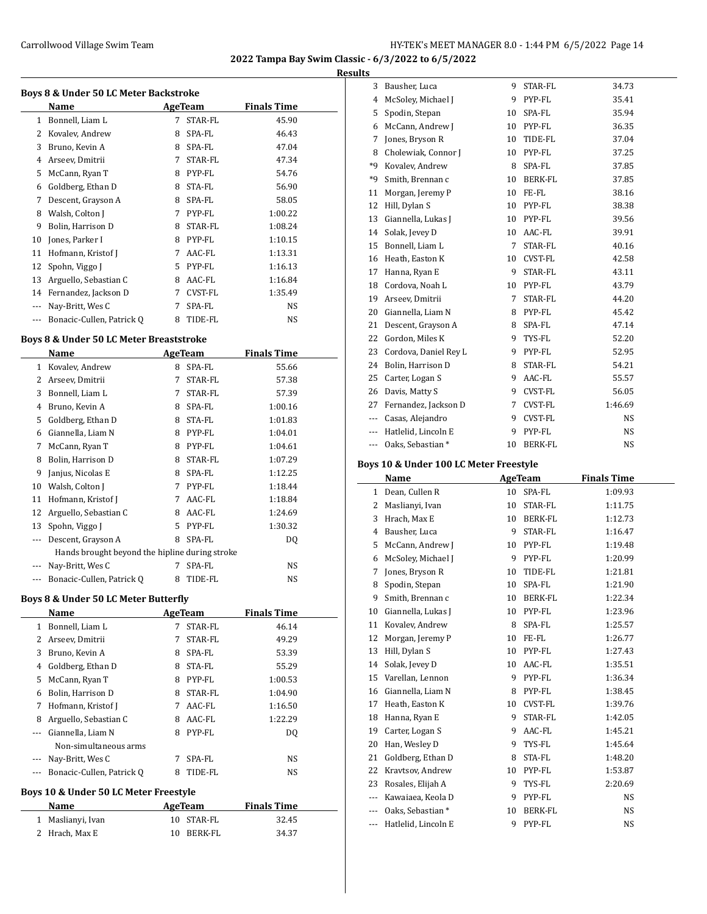## 2022 Tampa Bay Swim Classic - 6/3/2022 to 6/5/2022

### Results

#### Boys 8 & Under 50 LC Meter Backstroke

| | Name | Age | Team | Finals Time |
|---|---|---|---|---|
| 1 | Bonnell, Liam L | 7 | STAR-FL | 45.90 |
| 2 | Kovalev, Andrew | 8 | SPA-FL | 46.43 |
| 3 | Bruno, Kevin A | 8 | SPA-FL | 47.04 |
| 4 | Arseev, Dmitrii | 7 | STAR-FL | 47.34 |
| 5 | McCann, Ryan T | 8 | PYP-FL | 54.76 |
| 6 | Goldberg, Ethan D | 8 | STA-FL | 56.90 |
| 7 | Descent, Grayson A | 8 | SPA-FL | 58.05 |
| 8 | Walsh, Colton J | 7 | PYP-FL | 1:00.22 |
| 9 | Bolin, Harrison D | 8 | STAR-FL | 1:08.24 |
| 10 | Jones, Parker I | 8 | PYP-FL | 1:10.15 |
| 11 | Hofmann, Kristof J | 7 | AAC-FL | 1:13.31 |
| 12 | Spohn, Viggo J | 5 | PYP-FL | 1:16.13 |
| 13 | Arguello, Sebastian C | 8 | AAC-FL | 1:16.84 |
| 14 | Fernandez, Jackson D | 7 | CVST-FL | 1:35.49 |
| --- | Nay-Britt, Wes C | 7 | SPA-FL | NS |
| --- | Bonacic-Cullen, Patrick Q | 8 | TIDE-FL | NS |

#### Boys 8 & Under 50 LC Meter Breaststroke

| | Name | Age | Team | Finals Time |
|---|---|---|---|---|
| 1 | Kovalev, Andrew | 8 | SPA-FL | 55.66 |
| 2 | Arseev, Dmitrii | 7 | STAR-FL | 57.38 |
| 3 | Bonnell, Liam L | 7 | STAR-FL | 57.39 |
| 4 | Bruno, Kevin A | 8 | SPA-FL | 1:00.16 |
| 5 | Goldberg, Ethan D | 8 | STA-FL | 1:01.83 |
| 6 | Giannella, Liam N | 8 | PYP-FL | 1:04.01 |
| 7 | McCann, Ryan T | 8 | PYP-FL | 1:04.61 |
| 8 | Bolin, Harrison D | 8 | STAR-FL | 1:07.29 |
| 9 | Janjus, Nicolas E | 8 | SPA-FL | 1:12.25 |
| 10 | Walsh, Colton J | 7 | PYP-FL | 1:18.44 |
| 11 | Hofmann, Kristof J | 7 | AAC-FL | 1:18.84 |
| 12 | Arguello, Sebastian C | 8 | AAC-FL | 1:24.69 |
| 13 | Spohn, Viggo J | 5 | PYP-FL | 1:30.32 |
| --- | Descent, Grayson A | 8 | SPA-FL | DQ |
| | Hands brought beyond the hipline during stroke | | | |
| --- | Nay-Britt, Wes C | 7 | SPA-FL | NS |
| --- | Bonacic-Cullen, Patrick Q | 8 | TIDE-FL | NS |

#### Boys 8 & Under 50 LC Meter Butterfly

| | Name | Age | Team | Finals Time |
|---|---|---|---|---|
| 1 | Bonnell, Liam L | 7 | STAR-FL | 46.14 |
| 2 | Arseev, Dmitrii | 7 | STAR-FL | 49.29 |
| 3 | Bruno, Kevin A | 8 | SPA-FL | 53.39 |
| 4 | Goldberg, Ethan D | 8 | STA-FL | 55.29 |
| 5 | McCann, Ryan T | 8 | PYP-FL | 1:00.53 |
| 6 | Bolin, Harrison D | 8 | STAR-FL | 1:04.90 |
| 7 | Hofmann, Kristof J | 7 | AAC-FL | 1:16.50 |
| 8 | Arguello, Sebastian C | 8 | AAC-FL | 1:22.29 |
| --- | Giannella, Liam N | 8 | PYP-FL | DQ |
| | Non-simultaneous arms | | | |
| --- | Nay-Britt, Wes C | 7 | SPA-FL | NS |
| --- | Bonacic-Cullen, Patrick Q | 8 | TIDE-FL | NS |

#### Boys 10 & Under 50 LC Meter Freestyle

| | Name | Age | Team | Finals Time |
|---|---|---|---|---|
| 1 | Maslianyi, Ivan | 10 | STAR-FL | 32.45 |
| 2 | Hrach, Max E | 10 | BERK-FL | 34.37 |
| 3 | Bausher, Luca | 9 | STAR-FL | 34.73 |
| 4 | McSoley, Michael J | 9 | PYP-FL | 35.41 |
| 5 | Spodin, Stepan | 10 | SPA-FL | 35.94 |
| 6 | McCann, Andrew J | 10 | PYP-FL | 36.35 |
| 7 | Jones, Bryson R | 10 | TIDE-FL | 37.04 |
| 8 | Cholewiak, Connor J | 10 | PYP-FL | 37.25 |
| *9 | Kovalev, Andrew | 8 | SPA-FL | 37.85 |
| *9 | Smith, Brennan c | 10 | BERK-FL | 37.85 |
| 11 | Morgan, Jeremy P | 10 | FE-FL | 38.16 |
| 12 | Hill, Dylan S | 10 | PYP-FL | 38.38 |
| 13 | Giannella, Lukas J | 10 | PYP-FL | 39.56 |
| 14 | Solak, Jevey D | 10 | AAC-FL | 39.91 |
| 15 | Bonnell, Liam L | 7 | STAR-FL | 40.16 |
| 16 | Heath, Easton K | 10 | CVST-FL | 42.58 |
| 17 | Hanna, Ryan E | 9 | STAR-FL | 43.11 |
| 18 | Cordova, Noah L | 10 | PYP-FL | 43.79 |
| 19 | Arseev, Dmitrii | 7 | STAR-FL | 44.20 |
| 20 | Giannella, Liam N | 8 | PYP-FL | 45.42 |
| 21 | Descent, Grayson A | 8 | SPA-FL | 47.14 |
| 22 | Gordon, Miles K | 9 | TYS-FL | 52.20 |
| 23 | Cordova, Daniel Rey L | 9 | PYP-FL | 52.95 |
| 24 | Bolin, Harrison D | 8 | STAR-FL | 54.21 |
| 25 | Carter, Logan S | 9 | AAC-FL | 55.57 |
| 26 | Davis, Matty S | 9 | CVST-FL | 56.05 |
| 27 | Fernandez, Jackson D | 7 | CVST-FL | 1:46.69 |
| --- | Casas, Alejandro | 9 | CVST-FL | NS |
| --- | Hatlelid, Lincoln E | 9 | PYP-FL | NS |
| --- | Oaks, Sebastian * | 10 | BERK-FL | NS |

#### Boys 10 & Under 100 LC Meter Freestyle

| | Name | Age | Team | Finals Time |
|---|---|---|---|---|
| 1 | Dean, Cullen R | 10 | SPA-FL | 1:09.93 |
| 2 | Maslianyi, Ivan | 10 | STAR-FL | 1:11.75 |
| 3 | Hrach, Max E | 10 | BERK-FL | 1:12.73 |
| 4 | Bausher, Luca | 9 | STAR-FL | 1:16.47 |
| 5 | McCann, Andrew J | 10 | PYP-FL | 1:19.48 |
| 6 | McSoley, Michael J | 9 | PYP-FL | 1:20.99 |
| 7 | Jones, Bryson R | 10 | TIDE-FL | 1:21.81 |
| 8 | Spodin, Stepan | 10 | SPA-FL | 1:21.90 |
| 9 | Smith, Brennan c | 10 | BERK-FL | 1:22.34 |
| 10 | Giannella, Lukas J | 10 | PYP-FL | 1:23.96 |
| 11 | Kovalev, Andrew | 8 | SPA-FL | 1:25.57 |
| 12 | Morgan, Jeremy P | 10 | FE-FL | 1:26.77 |
| 13 | Hill, Dylan S | 10 | PYP-FL | 1:27.43 |
| 14 | Solak, Jevey D | 10 | AAC-FL | 1:35.51 |
| 15 | Varellan, Lennon | 9 | PYP-FL | 1:36.34 |
| 16 | Giannella, Liam N | 8 | PYP-FL | 1:38.45 |
| 17 | Heath, Easton K | 10 | CVST-FL | 1:39.76 |
| 18 | Hanna, Ryan E | 9 | STAR-FL | 1:42.05 |
| 19 | Carter, Logan S | 9 | AAC-FL | 1:45.21 |
| 20 | Han, Wesley D | 9 | TYS-FL | 1:45.64 |
| 21 | Goldberg, Ethan D | 8 | STA-FL | 1:48.20 |
| 22 | Kravtsov, Andrew | 10 | PYP-FL | 1:53.87 |
| 23 | Rosales, Elijah A | 9 | TYS-FL | 2:20.69 |
| --- | Kawaiaea, Keola D | 9 | PYP-FL | NS |
| --- | Oaks, Sebastian * | 10 | BERK-FL | NS |
| --- | Hatlelid, Lincoln E | 9 | PYP-FL | NS |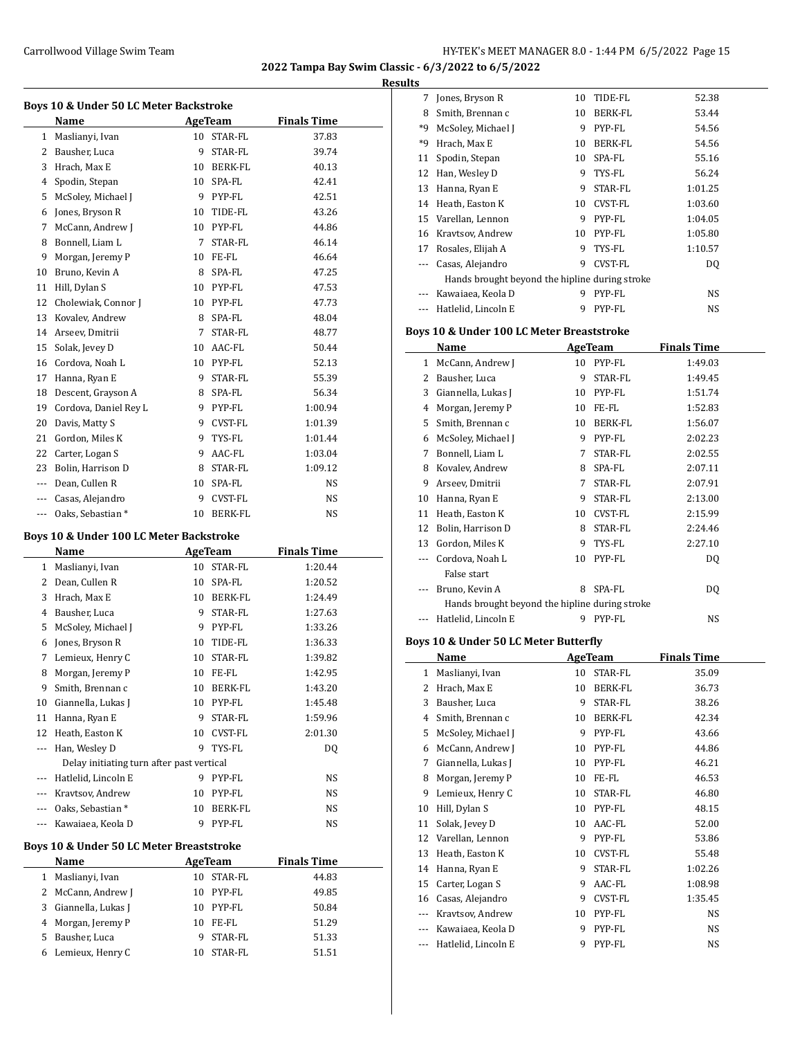2022 Tampa Bay Swim Classic - 6/3/2022 to 6/5/2022

**Results**

### Boys 10 & Under 50 LC Meter Backstroke

| | Name | Age | Team | Finals Time |
|---|---|---|---|---|
| 1 | Maslianyi, Ivan | 10 | STAR-FL | 37.83 |
| 2 | Bausher, Luca | 9 | STAR-FL | 39.74 |
| 3 | Hrach, Max E | 10 | BERK-FL | 40.13 |
| 4 | Spodin, Stepan | 10 | SPA-FL | 42.41 |
| 5 | McSoley, Michael J | 9 | PYP-FL | 42.51 |
| 6 | Jones, Bryson R | 10 | TIDE-FL | 43.26 |
| 7 | McCann, Andrew J | 10 | PYP-FL | 44.86 |
| 8 | Bonnell, Liam L | 7 | STAR-FL | 46.14 |
| 9 | Morgan, Jeremy P | 10 | FE-FL | 46.64 |
| 10 | Bruno, Kevin A | 8 | SPA-FL | 47.25 |
| 11 | Hill, Dylan S | 10 | PYP-FL | 47.53 |
| 12 | Cholewiak, Connor J | 10 | PYP-FL | 47.73 |
| 13 | Kovalev, Andrew | 8 | SPA-FL | 48.04 |
| 14 | Arseev, Dmitrii | 7 | STAR-FL | 48.77 |
| 15 | Solak, Jevey D | 10 | AAC-FL | 50.44 |
| 16 | Cordova, Noah L | 10 | PYP-FL | 52.13 |
| 17 | Hanna, Ryan E | 9 | STAR-FL | 55.39 |
| 18 | Descent, Grayson A | 8 | SPA-FL | 56.34 |
| 19 | Cordova, Daniel Rey L | 9 | PYP-FL | 1:00.94 |
| 20 | Davis, Matty S | 9 | CVST-FL | 1:01.39 |
| 21 | Gordon, Miles K | 9 | TYS-FL | 1:01.44 |
| 22 | Carter, Logan S | 9 | AAC-FL | 1:03.04 |
| 23 | Bolin, Harrison D | 8 | STAR-FL | 1:09.12 |
| --- | Dean, Cullen R | 10 | SPA-FL | NS |
| --- | Casas, Alejandro | 9 | CVST-FL | NS |
| --- | Oaks, Sebastian * | 10 | BERK-FL | NS |

### Boys 10 & Under 100 LC Meter Backstroke

| | Name | Age | Team | Finals Time |
|---|---|---|---|---|
| 1 | Maslianyi, Ivan | 10 | STAR-FL | 1:20.44 |
| 2 | Dean, Cullen R | 10 | SPA-FL | 1:20.52 |
| 3 | Hrach, Max E | 10 | BERK-FL | 1:24.49 |
| 4 | Bausher, Luca | 9 | STAR-FL | 1:27.63 |
| 5 | McSoley, Michael J | 9 | PYP-FL | 1:33.26 |
| 6 | Jones, Bryson R | 10 | TIDE-FL | 1:36.33 |
| 7 | Lemieux, Henry C | 10 | STAR-FL | 1:39.82 |
| 8 | Morgan, Jeremy P | 10 | FE-FL | 1:42.95 |
| 9 | Smith, Brennan c | 10 | BERK-FL | 1:43.20 |
| 10 | Giannella, Lukas J | 10 | PYP-FL | 1:45.48 |
| 11 | Hanna, Ryan E | 9 | STAR-FL | 1:59.96 |
| 12 | Heath, Easton K | 10 | CVST-FL | 2:01.30 |
| --- | Han, Wesley D | 9 | TYS-FL | DQ |
| | Delay initiating turn after past vertical | | | |
| --- | Hatlelid, Lincoln E | 9 | PYP-FL | NS |
| --- | Kravtsov, Andrew | 10 | PYP-FL | NS |
| --- | Oaks, Sebastian * | 10 | BERK-FL | NS |
| --- | Kawaiaea, Keola D | 9 | PYP-FL | NS |

### Boys 10 & Under 50 LC Meter Breaststroke

| | Name | Age | Team | Finals Time |
|---|---|---|---|---|
| 1 | Maslianyi, Ivan | 10 | STAR-FL | 44.83 |
| 2 | McCann, Andrew J | 10 | PYP-FL | 49.85 |
| 3 | Giannella, Lukas J | 10 | PYP-FL | 50.84 |
| 4 | Morgan, Jeremy P | 10 | FE-FL | 51.29 |
| 5 | Bausher, Luca | 9 | STAR-FL | 51.33 |
| 6 | Lemieux, Henry C | 10 | STAR-FL | 51.51 |
| 7 | Jones, Bryson R | 10 | TIDE-FL | 52.38 |
| 8 | Smith, Brennan c | 10 | BERK-FL | 53.44 |
| *9 | McSoley, Michael J | 9 | PYP-FL | 54.56 |
| *9 | Hrach, Max E | 10 | BERK-FL | 54.56 |
| 11 | Spodin, Stepan | 10 | SPA-FL | 55.16 |
| 12 | Han, Wesley D | 9 | TYS-FL | 56.24 |
| 13 | Hanna, Ryan E | 9 | STAR-FL | 1:01.25 |
| 14 | Heath, Easton K | 10 | CVST-FL | 1:03.60 |
| 15 | Varellan, Lennon | 9 | PYP-FL | 1:04.05 |
| 16 | Kravtsov, Andrew | 10 | PYP-FL | 1:05.80 |
| 17 | Rosales, Elijah A | 9 | TYS-FL | 1:10.57 |
| --- | Casas, Alejandro | 9 | CVST-FL | DQ |
| | Hands brought beyond the hipline during stroke | | | |
| --- | Kawaiaea, Keola D | 9 | PYP-FL | NS |
| --- | Hatlelid, Lincoln E | 9 | PYP-FL | NS |

### Boys 10 & Under 100 LC Meter Breaststroke

| | Name | Age | Team | Finals Time |
|---|---|---|---|---|
| 1 | McCann, Andrew J | 10 | PYP-FL | 1:49.03 |
| 2 | Bausher, Luca | 9 | STAR-FL | 1:49.45 |
| 3 | Giannella, Lukas J | 10 | PYP-FL | 1:51.74 |
| 4 | Morgan, Jeremy P | 10 | FE-FL | 1:52.83 |
| 5 | Smith, Brennan c | 10 | BERK-FL | 1:56.07 |
| 6 | McSoley, Michael J | 9 | PYP-FL | 2:02.23 |
| 7 | Bonnell, Liam L | 7 | STAR-FL | 2:02.55 |
| 8 | Kovalev, Andrew | 8 | SPA-FL | 2:07.11 |
| 9 | Arseev, Dmitrii | 7 | STAR-FL | 2:07.91 |
| 10 | Hanna, Ryan E | 9 | STAR-FL | 2:13.00 |
| 11 | Heath, Easton K | 10 | CVST-FL | 2:15.99 |
| 12 | Bolin, Harrison D | 8 | STAR-FL | 2:24.46 |
| 13 | Gordon, Miles K | 9 | TYS-FL | 2:27.10 |
| --- | Cordova, Noah L | 10 | PYP-FL | DQ |
| | False start | | | |
| --- | Bruno, Kevin A | 8 | SPA-FL | DQ |
| | Hands brought beyond the hipline during stroke | | | |
| --- | Hatlelid, Lincoln E | 9 | PYP-FL | NS |

### Boys 10 & Under 50 LC Meter Butterfly

| | Name | Age | Team | Finals Time |
|---|---|---|---|---|
| 1 | Maslianyi, Ivan | 10 | STAR-FL | 35.09 |
| 2 | Hrach, Max E | 10 | BERK-FL | 36.73 |
| 3 | Bausher, Luca | 9 | STAR-FL | 38.26 |
| 4 | Smith, Brennan c | 10 | BERK-FL | 42.34 |
| 5 | McSoley, Michael J | 9 | PYP-FL | 43.66 |
| 6 | McCann, Andrew J | 10 | PYP-FL | 44.86 |
| 7 | Giannella, Lukas J | 10 | PYP-FL | 46.21 |
| 8 | Morgan, Jeremy P | 10 | FE-FL | 46.53 |
| 9 | Lemieux, Henry C | 10 | STAR-FL | 46.80 |
| 10 | Hill, Dylan S | 10 | PYP-FL | 48.15 |
| 11 | Solak, Jevey D | 10 | AAC-FL | 52.00 |
| 12 | Varellan, Lennon | 9 | PYP-FL | 53.86 |
| 13 | Heath, Easton K | 10 | CVST-FL | 55.48 |
| 14 | Hanna, Ryan E | 9 | STAR-FL | 1:02.26 |
| 15 | Carter, Logan S | 9 | AAC-FL | 1:08.98 |
| 16 | Casas, Alejandro | 9 | CVST-FL | 1:35.45 |
| --- | Kravtsov, Andrew | 10 | PYP-FL | NS |
| --- | Kawaiaea, Keola D | 9 | PYP-FL | NS |
| --- | Hatlelid, Lincoln E | 9 | PYP-FL | NS |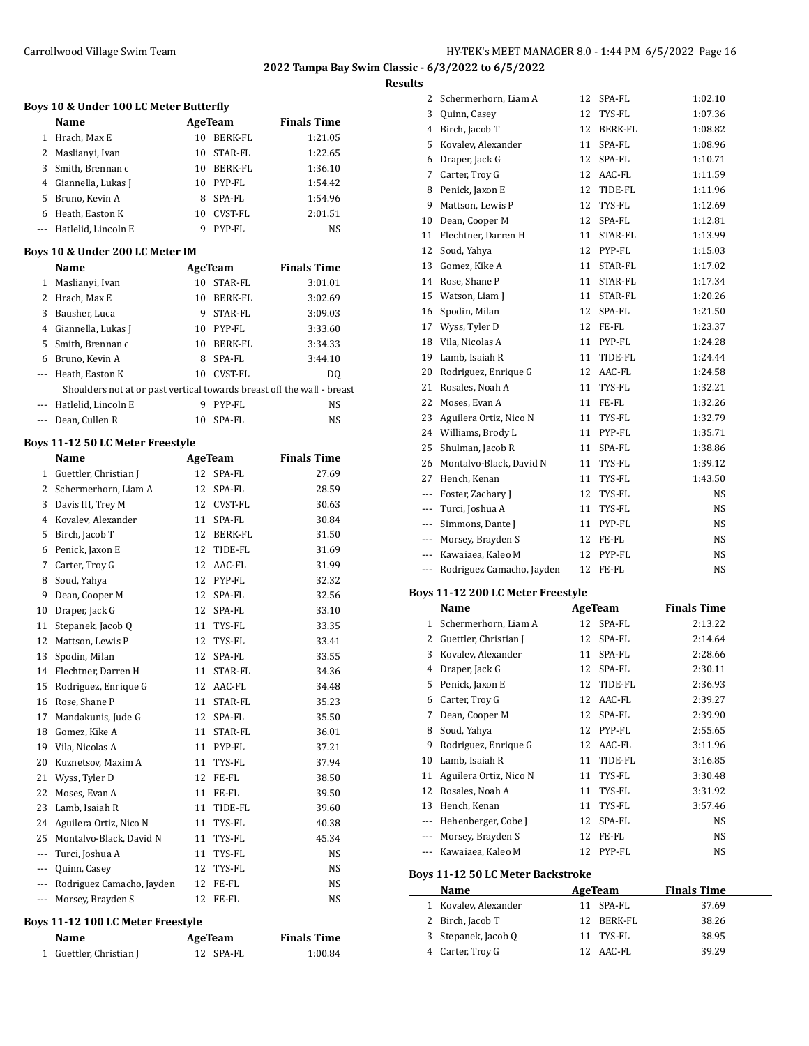## 2022 Tampa Bay Swim Classic - 6/3/2022 to 6/5/2022

### Results

#### Boys 10 & Under 100 LC Meter Butterfly

| | Name | Age | Team | Finals Time |
|---|---|---|---|---|
| 1 | Hrach, Max E | 10 | BERK-FL | 1:21.05 |
| 2 | Maslianyi, Ivan | 10 | STAR-FL | 1:22.65 |
| 3 | Smith, Brennan c | 10 | BERK-FL | 1:36.10 |
| 4 | Giannella, Lukas J | 10 | PYP-FL | 1:54.42 |
| 5 | Bruno, Kevin A | 8 | SPA-FL | 1:54.96 |
| 6 | Heath, Easton K | 10 | CVST-FL | 2:01.51 |
| --- | Hatlelid, Lincoln E | 9 | PYP-FL | NS |

#### Boys 10 & Under 200 LC Meter IM

| | Name | Age | Team | Finals Time |
|---|---|---|---|---|
| 1 | Maslianyi, Ivan | 10 | STAR-FL | 3:01.01 |
| 2 | Hrach, Max E | 10 | BERK-FL | 3:02.69 |
| 3 | Bausher, Luca | 9 | STAR-FL | 3:09.03 |
| 4 | Giannella, Lukas J | 10 | PYP-FL | 3:33.60 |
| 5 | Smith, Brennan c | 10 | BERK-FL | 3:34.33 |
| 6 | Bruno, Kevin A | 8 | SPA-FL | 3:44.10 |
| --- | Heath, Easton K | 10 | CVST-FL | DQ |
| | Shoulders not at or past vertical towards breast off the wall - breast | | | |
| --- | Hatlelid, Lincoln E | 9 | PYP-FL | NS |
| --- | Dean, Cullen R | 10 | SPA-FL | NS |

#### Boys 11-12 50 LC Meter Freestyle

| | Name | Age | Team | Finals Time |
|---|---|---|---|---|
| 1 | Guettler, Christian J | 12 | SPA-FL | 27.69 |
| 2 | Schermerhorn, Liam A | 12 | SPA-FL | 28.59 |
| 3 | Davis III, Trey M | 12 | CVST-FL | 30.63 |
| 4 | Kovalev, Alexander | 11 | SPA-FL | 30.84 |
| 5 | Birch, Jacob T | 12 | BERK-FL | 31.50 |
| 6 | Penick, Jaxon E | 12 | TIDE-FL | 31.69 |
| 7 | Carter, Troy G | 12 | AAC-FL | 31.99 |
| 8 | Soud, Yahya | 12 | PYP-FL | 32.32 |
| 9 | Dean, Cooper M | 12 | SPA-FL | 32.56 |
| 10 | Draper, Jack G | 12 | SPA-FL | 33.10 |
| 11 | Stepanek, Jacob Q | 11 | TYS-FL | 33.35 |
| 12 | Mattson, Lewis P | 12 | TYS-FL | 33.41 |
| 13 | Spodin, Milan | 12 | SPA-FL | 33.55 |
| 14 | Flechtner, Darren H | 11 | STAR-FL | 34.36 |
| 15 | Rodriguez, Enrique G | 12 | AAC-FL | 34.48 |
| 16 | Rose, Shane P | 11 | STAR-FL | 35.23 |
| 17 | Mandakunis, Jude G | 12 | SPA-FL | 35.50 |
| 18 | Gomez, Kike A | 11 | STAR-FL | 36.01 |
| 19 | Vila, Nicolas A | 11 | PYP-FL | 37.21 |
| 20 | Kuznetsov, Maxim A | 11 | TYS-FL | 37.94 |
| 21 | Wyss, Tyler D | 12 | FE-FL | 38.50 |
| 22 | Moses, Evan A | 11 | FE-FL | 39.50 |
| 23 | Lamb, Isaiah R | 11 | TIDE-FL | 39.60 |
| 24 | Aguilera Ortiz, Nico N | 11 | TYS-FL | 40.38 |
| 25 | Montalvo-Black, David N | 11 | TYS-FL | 45.34 |
| --- | Turci, Joshua A | 11 | TYS-FL | NS |
| --- | Quinn, Casey | 12 | TYS-FL | NS |
| --- | Rodriguez Camacho, Jayden | 12 | FE-FL | NS |
| --- | Morsey, Brayden S | 12 | FE-FL | NS |

#### Boys 11-12 100 LC Meter Freestyle

| | Name | Age | Team | Finals Time |
|---|---|---|---|---|
| 1 | Guettler, Christian J | 12 | SPA-FL | 1:00.84 |
| 2 | Schermerhorn, Liam A | 12 | SPA-FL | 1:02.10 |
| 3 | Quinn, Casey | 12 | TYS-FL | 1:07.36 |
| 4 | Birch, Jacob T | 12 | BERK-FL | 1:08.82 |
| 5 | Kovalev, Alexander | 11 | SPA-FL | 1:08.96 |
| 6 | Draper, Jack G | 12 | SPA-FL | 1:10.71 |
| 7 | Carter, Troy G | 12 | AAC-FL | 1:11.59 |
| 8 | Penick, Jaxon E | 12 | TIDE-FL | 1:11.96 |
| 9 | Mattson, Lewis P | 12 | TYS-FL | 1:12.69 |
| 10 | Dean, Cooper M | 12 | SPA-FL | 1:12.81 |
| 11 | Flechtner, Darren H | 11 | STAR-FL | 1:13.99 |
| 12 | Soud, Yahya | 12 | PYP-FL | 1:15.03 |
| 13 | Gomez, Kike A | 11 | STAR-FL | 1:17.02 |
| 14 | Rose, Shane P | 11 | STAR-FL | 1:17.34 |
| 15 | Watson, Liam J | 11 | STAR-FL | 1:20.26 |
| 16 | Spodin, Milan | 12 | SPA-FL | 1:21.50 |
| 17 | Wyss, Tyler D | 12 | FE-FL | 1:23.37 |
| 18 | Vila, Nicolas A | 11 | PYP-FL | 1:24.28 |
| 19 | Lamb, Isaiah R | 11 | TIDE-FL | 1:24.44 |
| 20 | Rodriguez, Enrique G | 12 | AAC-FL | 1:24.58 |
| 21 | Rosales, Noah A | 11 | TYS-FL | 1:32.21 |
| 22 | Moses, Evan A | 11 | FE-FL | 1:32.26 |
| 23 | Aguilera Ortiz, Nico N | 11 | TYS-FL | 1:32.79 |
| 24 | Williams, Brody L | 11 | PYP-FL | 1:35.71 |
| 25 | Shulman, Jacob R | 11 | SPA-FL | 1:38.86 |
| 26 | Montalvo-Black, David N | 11 | TYS-FL | 1:39.12 |
| 27 | Hench, Kenan | 11 | TYS-FL | 1:43.50 |
| --- | Foster, Zachary J | 12 | TYS-FL | NS |
| --- | Turci, Joshua A | 11 | TYS-FL | NS |
| --- | Simmons, Dante J | 11 | PYP-FL | NS |
| --- | Morsey, Brayden S | 12 | FE-FL | NS |
| --- | Kawaiaea, Kaleo M | 12 | PYP-FL | NS |
| --- | Rodriguez Camacho, Jayden | 12 | FE-FL | NS |

#### Boys 11-12 200 LC Meter Freestyle

| | Name | Age | Team | Finals Time |
|---|---|---|---|---|
| 1 | Schermerhorn, Liam A | 12 | SPA-FL | 2:13.22 |
| 2 | Guettler, Christian J | 12 | SPA-FL | 2:14.64 |
| 3 | Kovalev, Alexander | 11 | SPA-FL | 2:28.66 |
| 4 | Draper, Jack G | 12 | SPA-FL | 2:30.11 |
| 5 | Penick, Jaxon E | 12 | TIDE-FL | 2:36.93 |
| 6 | Carter, Troy G | 12 | AAC-FL | 2:39.27 |
| 7 | Dean, Cooper M | 12 | SPA-FL | 2:39.90 |
| 8 | Soud, Yahya | 12 | PYP-FL | 2:55.65 |
| 9 | Rodriguez, Enrique G | 12 | AAC-FL | 3:11.96 |
| 10 | Lamb, Isaiah R | 11 | TIDE-FL | 3:16.85 |
| 11 | Aguilera Ortiz, Nico N | 11 | TYS-FL | 3:30.48 |
| 12 | Rosales, Noah A | 11 | TYS-FL | 3:31.92 |
| 13 | Hench, Kenan | 11 | TYS-FL | 3:57.46 |
| --- | Hehenberger, Cobe J | 12 | SPA-FL | NS |
| --- | Morsey, Brayden S | 12 | FE-FL | NS |
| --- | Kawaiaea, Kaleo M | 12 | PYP-FL | NS |

#### Boys 11-12 50 LC Meter Backstroke

| | Name | Age | Team | Finals Time |
|---|---|---|---|---|
| 1 | Kovalev, Alexander | 11 | SPA-FL | 37.69 |
| 2 | Birch, Jacob T | 12 | BERK-FL | 38.26 |
| 3 | Stepanek, Jacob Q | 11 | TYS-FL | 38.95 |
| 4 | Carter, Troy G | 12 | AAC-FL | 39.29 |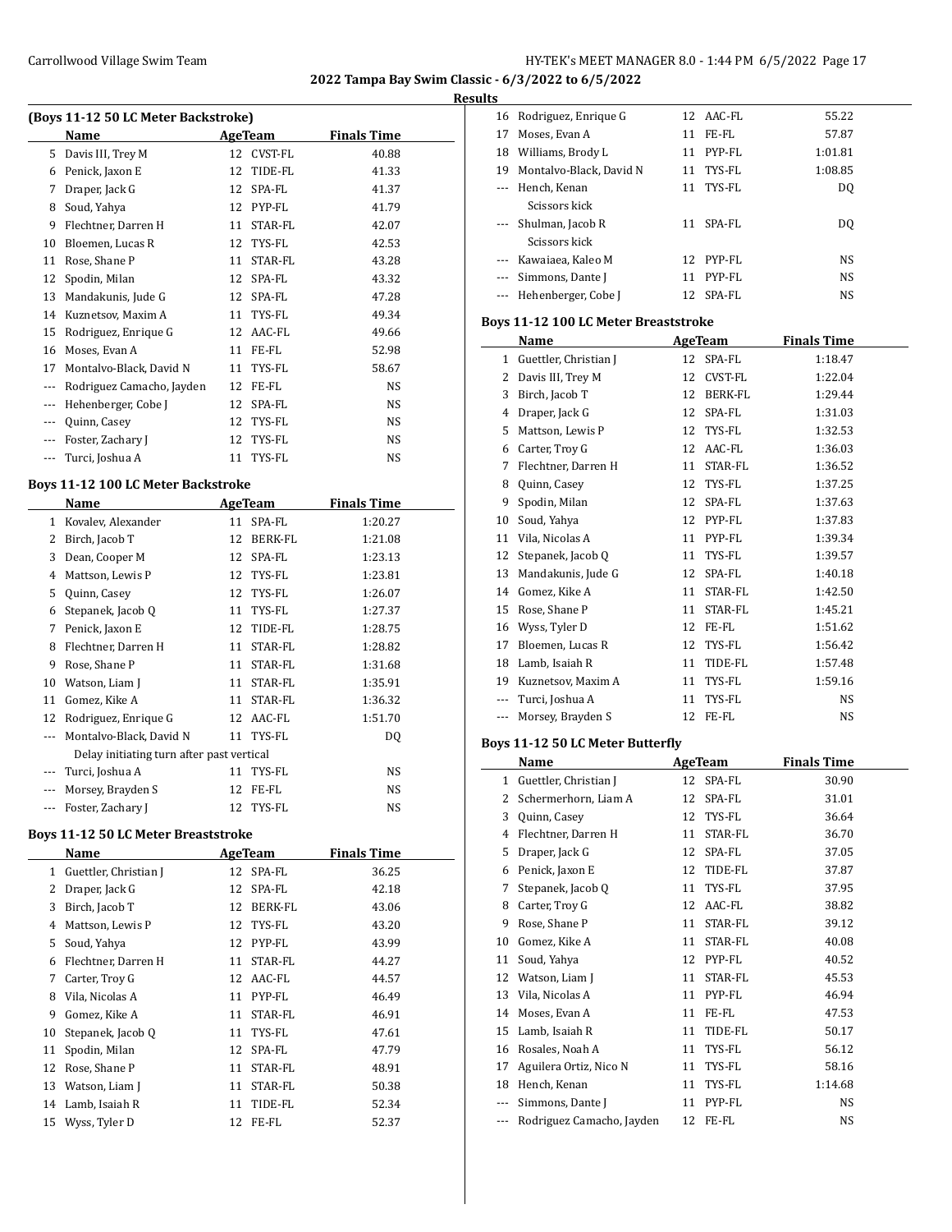## Results

### (Boys 11-12 50 LC Meter Backstroke)

| | Name | Age | Team | Finals Time |
|---|---|---|---|---|
| 5 | Davis III, Trey M | 12 | CVST-FL | 40.88 |
| 6 | Penick, Jaxon E | 12 | TIDE-FL | 41.33 |
| 7 | Draper, Jack G | 12 | SPA-FL | 41.37 |
| 8 | Soud, Yahya | 12 | PYP-FL | 41.79 |
| 9 | Flechtner, Darren H | 11 | STAR-FL | 42.07 |
| 10 | Bloemen, Lucas R | 12 | TYS-FL | 42.53 |
| 11 | Rose, Shane P | 11 | STAR-FL | 43.28 |
| 12 | Spodin, Milan | 12 | SPA-FL | 43.32 |
| 13 | Mandakunis, Jude G | 12 | SPA-FL | 47.28 |
| 14 | Kuznetsov, Maxim A | 11 | TYS-FL | 49.34 |
| 15 | Rodriguez, Enrique G | 12 | AAC-FL | 49.66 |
| 16 | Moses, Evan A | 11 | FE-FL | 52.98 |
| 17 | Montalvo-Black, David N | 11 | TYS-FL | 58.67 |
| --- | Rodriguez Camacho, Jayden | 12 | FE-FL | NS |
| --- | Hehenberger, Cobe J | 12 | SPA-FL | NS |
| --- | Quinn, Casey | 12 | TYS-FL | NS |
| --- | Foster, Zachary J | 12 | TYS-FL | NS |
| --- | Turci, Joshua A | 11 | TYS-FL | NS |

### Boys 11-12 100 LC Meter Backstroke

| | Name | Age | Team | Finals Time |
|---|---|---|---|---|
| 1 | Kovalev, Alexander | 11 | SPA-FL | 1:20.27 |
| 2 | Birch, Jacob T | 12 | BERK-FL | 1:21.08 |
| 3 | Dean, Cooper M | 12 | SPA-FL | 1:23.13 |
| 4 | Mattson, Lewis P | 12 | TYS-FL | 1:23.81 |
| 5 | Quinn, Casey | 12 | TYS-FL | 1:26.07 |
| 6 | Stepanek, Jacob Q | 11 | TYS-FL | 1:27.37 |
| 7 | Penick, Jaxon E | 12 | TIDE-FL | 1:28.75 |
| 8 | Flechtner, Darren H | 11 | STAR-FL | 1:28.82 |
| 9 | Rose, Shane P | 11 | STAR-FL | 1:31.68 |
| 10 | Watson, Liam J | 11 | STAR-FL | 1:35.91 |
| 11 | Gomez, Kike A | 11 | STAR-FL | 1:36.32 |
| 12 | Rodriguez, Enrique G | 12 | AAC-FL | 1:51.70 |
| --- | Montalvo-Black, David N | 11 | TYS-FL | DQ |
| | Delay initiating turn after past vertical | | | |
| --- | Turci, Joshua A | 11 | TYS-FL | NS |
| --- | Morsey, Brayden S | 12 | FE-FL | NS |
| --- | Foster, Zachary J | 12 | TYS-FL | NS |

### Boys 11-12 50 LC Meter Breaststroke

| | Name | Age | Team | Finals Time |
|---|---|---|---|---|
| 1 | Guettler, Christian J | 12 | SPA-FL | 36.25 |
| 2 | Draper, Jack G | 12 | SPA-FL | 42.18 |
| 3 | Birch, Jacob T | 12 | BERK-FL | 43.06 |
| 4 | Mattson, Lewis P | 12 | TYS-FL | 43.20 |
| 5 | Soud, Yahya | 12 | PYP-FL | 43.99 |
| 6 | Flechtner, Darren H | 11 | STAR-FL | 44.27 |
| 7 | Carter, Troy G | 12 | AAC-FL | 44.57 |
| 8 | Vila, Nicolas A | 11 | PYP-FL | 46.49 |
| 9 | Gomez, Kike A | 11 | STAR-FL | 46.91 |
| 10 | Stepanek, Jacob Q | 11 | TYS-FL | 47.61 |
| 11 | Spodin, Milan | 12 | SPA-FL | 47.79 |
| 12 | Rose, Shane P | 11 | STAR-FL | 48.91 |
| 13 | Watson, Liam J | 11 | STAR-FL | 50.38 |
| 14 | Lamb, Isaiah R | 11 | TIDE-FL | 52.34 |
| 15 | Wyss, Tyler D | 12 | FE-FL | 52.37 |
| 16 | Rodriguez, Enrique G | 12 | AAC-FL | 55.22 |
| 17 | Moses, Evan A | 11 | FE-FL | 57.87 |
| 18 | Williams, Brody L | 11 | PYP-FL | 1:01.81 |
| 19 | Montalvo-Black, David N | 11 | TYS-FL | 1:08.85 |
| --- | Hench, Kenan | 11 | TYS-FL | DQ |
| | Scissors kick | | | |
| --- | Shulman, Jacob R | 11 | SPA-FL | DQ |
| | Scissors kick | | | |
| --- | Kawaiaea, Kaleo M | 12 | PYP-FL | NS |
| --- | Simmons, Dante J | 11 | PYP-FL | NS |
| --- | Hehenberger, Cobe J | 12 | SPA-FL | NS |

### Boys 11-12 100 LC Meter Breaststroke

| | Name | Age | Team | Finals Time |
|---|---|---|---|---|
| 1 | Guettler, Christian J | 12 | SPA-FL | 1:18.47 |
| 2 | Davis III, Trey M | 12 | CVST-FL | 1:22.04 |
| 3 | Birch, Jacob T | 12 | BERK-FL | 1:29.44 |
| 4 | Draper, Jack G | 12 | SPA-FL | 1:31.03 |
| 5 | Mattson, Lewis P | 12 | TYS-FL | 1:32.53 |
| 6 | Carter, Troy G | 12 | AAC-FL | 1:36.03 |
| 7 | Flechtner, Darren H | 11 | STAR-FL | 1:36.52 |
| 8 | Quinn, Casey | 12 | TYS-FL | 1:37.25 |
| 9 | Spodin, Milan | 12 | SPA-FL | 1:37.63 |
| 10 | Soud, Yahya | 12 | PYP-FL | 1:37.83 |
| 11 | Vila, Nicolas A | 11 | PYP-FL | 1:39.34 |
| 12 | Stepanek, Jacob Q | 11 | TYS-FL | 1:39.57 |
| 13 | Mandakunis, Jude G | 12 | SPA-FL | 1:40.18 |
| 14 | Gomez, Kike A | 11 | STAR-FL | 1:42.50 |
| 15 | Rose, Shane P | 11 | STAR-FL | 1:45.21 |
| 16 | Wyss, Tyler D | 12 | FE-FL | 1:51.62 |
| 17 | Bloemen, Lucas R | 12 | TYS-FL | 1:56.42 |
| 18 | Lamb, Isaiah R | 11 | TIDE-FL | 1:57.48 |
| 19 | Kuznetsov, Maxim A | 11 | TYS-FL | 1:59.16 |
| --- | Turci, Joshua A | 11 | TYS-FL | NS |
| --- | Morsey, Brayden S | 12 | FE-FL | NS |

### Boys 11-12 50 LC Meter Butterfly

| | Name | Age | Team | Finals Time |
|---|---|---|---|---|
| 1 | Guettler, Christian J | 12 | SPA-FL | 30.90 |
| 2 | Schermerhorn, Liam A | 12 | SPA-FL | 31.01 |
| 3 | Quinn, Casey | 12 | TYS-FL | 36.64 |
| 4 | Flechtner, Darren H | 11 | STAR-FL | 36.70 |
| 5 | Draper, Jack G | 12 | SPA-FL | 37.05 |
| 6 | Penick, Jaxon E | 12 | TIDE-FL | 37.87 |
| 7 | Stepanek, Jacob Q | 11 | TYS-FL | 37.95 |
| 8 | Carter, Troy G | 12 | AAC-FL | 38.82 |
| 9 | Rose, Shane P | 11 | STAR-FL | 39.12 |
| 10 | Gomez, Kike A | 11 | STAR-FL | 40.08 |
| 11 | Soud, Yahya | 12 | PYP-FL | 40.52 |
| 12 | Watson, Liam J | 11 | STAR-FL | 45.53 |
| 13 | Vila, Nicolas A | 11 | PYP-FL | 46.94 |
| 14 | Moses, Evan A | 11 | FE-FL | 47.53 |
| 15 | Lamb, Isaiah R | 11 | TIDE-FL | 50.17 |
| 16 | Rosales, Noah A | 11 | TYS-FL | 56.12 |
| 17 | Aguilera Ortiz, Nico N | 11 | TYS-FL | 58.16 |
| 18 | Hench, Kenan | 11 | TYS-FL | 1:14.68 |
| --- | Simmons, Dante J | 11 | PYP-FL | NS |
| --- | Rodriguez Camacho, Jayden | 12 | FE-FL | NS |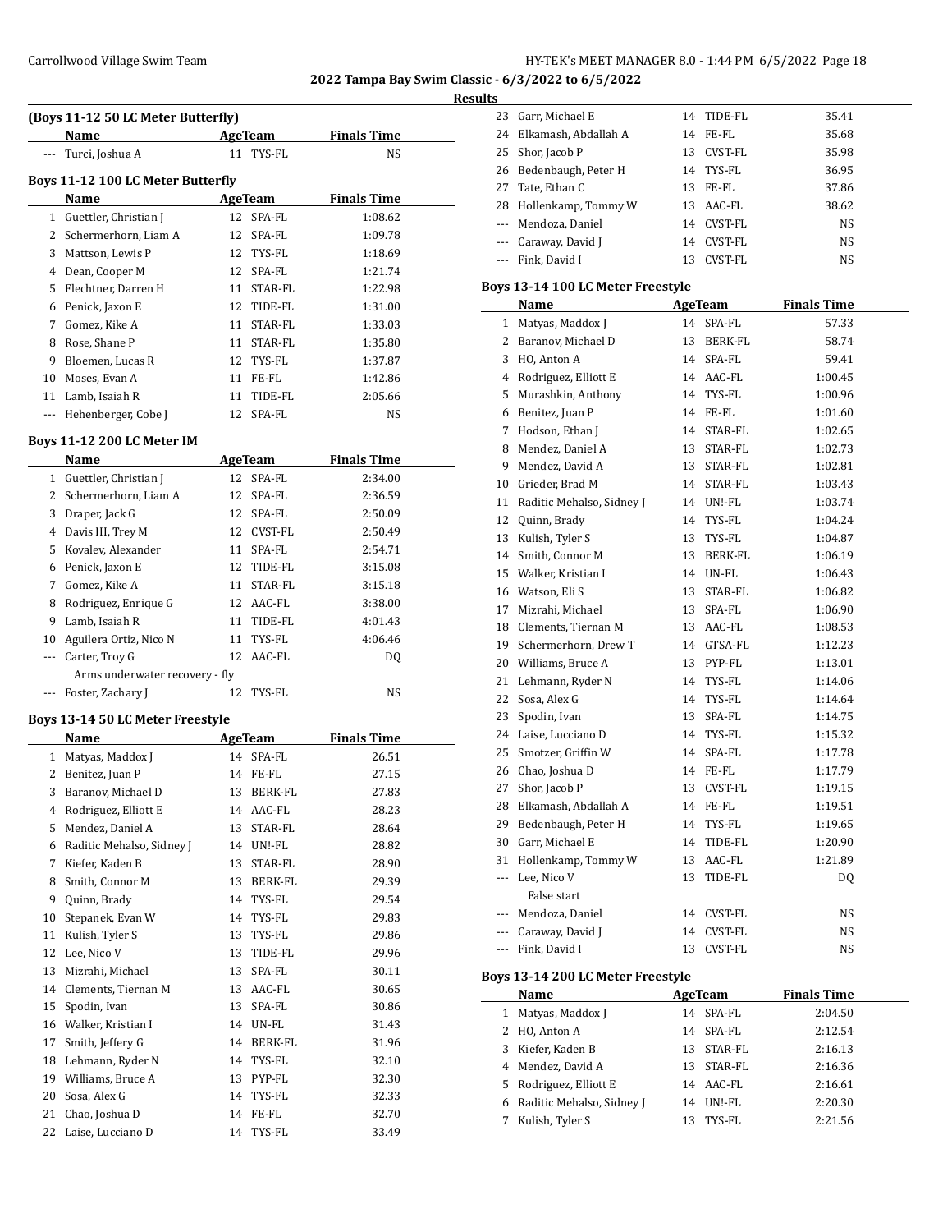## Results

### (Boys 11-12 50 LC Meter Butterfly)

| | Name | Age | Team | Finals Time |
|---|---|---|---|---|
| --- | Turci, Joshua A | 11 | TYS-FL | NS |

### Boys 11-12 100 LC Meter Butterfly

| | Name | Age | Team | Finals Time |
|---|---|---|---|---|
| 1 | Guettler, Christian J | 12 | SPA-FL | 1:08.62 |
| 2 | Schermerhorn, Liam A | 12 | SPA-FL | 1:09.78 |
| 3 | Mattson, Lewis P | 12 | TYS-FL | 1:18.69 |
| 4 | Dean, Cooper M | 12 | SPA-FL | 1:21.74 |
| 5 | Flechtner, Darren H | 11 | STAR-FL | 1:22.98 |
| 6 | Penick, Jaxon E | 12 | TIDE-FL | 1:31.00 |
| 7 | Gomez, Kike A | 11 | STAR-FL | 1:33.03 |
| 8 | Rose, Shane P | 11 | STAR-FL | 1:35.80 |
| 9 | Bloemen, Lucas R | 12 | TYS-FL | 1:37.87 |
| 10 | Moses, Evan A | 11 | FE-FL | 1:42.86 |
| 11 | Lamb, Isaiah R | 11 | TIDE-FL | 2:05.66 |
| --- | Hehenberger, Cobe J | 12 | SPA-FL | NS |

### Boys 11-12 200 LC Meter IM

| | Name | Age | Team | Finals Time |
|---|---|---|---|---|
| 1 | Guettler, Christian J | 12 | SPA-FL | 2:34.00 |
| 2 | Schermerhorn, Liam A | 12 | SPA-FL | 2:36.59 |
| 3 | Draper, Jack G | 12 | SPA-FL | 2:50.09 |
| 4 | Davis III, Trey M | 12 | CVST-FL | 2:50.49 |
| 5 | Kovalev, Alexander | 11 | SPA-FL | 2:54.71 |
| 6 | Penick, Jaxon E | 12 | TIDE-FL | 3:15.08 |
| 7 | Gomez, Kike A | 11 | STAR-FL | 3:15.18 |
| 8 | Rodriguez, Enrique G | 12 | AAC-FL | 3:38.00 |
| 9 | Lamb, Isaiah R | 11 | TIDE-FL | 4:01.43 |
| 10 | Aguilera Ortiz, Nico N | 11 | TYS-FL | 4:06.46 |
| --- | Carter, Troy G | 12 | AAC-FL | DQ |
| | Arms underwater recovery - fly | | | |
| --- | Foster, Zachary J | 12 | TYS-FL | NS |

### Boys 13-14 50 LC Meter Freestyle

| | Name | Age | Team | Finals Time |
|---|---|---|---|---|
| 1 | Matyas, Maddox J | 14 | SPA-FL | 26.51 |
| 2 | Benitez, Juan P | 14 | FE-FL | 27.15 |
| 3 | Baranov, Michael D | 13 | BERK-FL | 27.83 |
| 4 | Rodriguez, Elliott E | 14 | AAC-FL | 28.23 |
| 5 | Mendez, Daniel A | 13 | STAR-FL | 28.64 |
| 6 | Raditic Mehalso, Sidney J | 14 | UN!-FL | 28.82 |
| 7 | Kiefer, Kaden B | 13 | STAR-FL | 28.90 |
| 8 | Smith, Connor M | 13 | BERK-FL | 29.39 |
| 9 | Quinn, Brady | 14 | TYS-FL | 29.54 |
| 10 | Stepanek, Evan W | 14 | TYS-FL | 29.83 |
| 11 | Kulish, Tyler S | 13 | TYS-FL | 29.86 |
| 12 | Lee, Nico V | 13 | TIDE-FL | 29.96 |
| 13 | Mizrahi, Michael | 13 | SPA-FL | 30.11 |
| 14 | Clements, Tiernan M | 13 | AAC-FL | 30.65 |
| 15 | Spodin, Ivan | 13 | SPA-FL | 30.86 |
| 16 | Walker, Kristian I | 14 | UN-FL | 31.43 |
| 17 | Smith, Jeffery G | 14 | BERK-FL | 31.96 |
| 18 | Lehmann, Ryder N | 14 | TYS-FL | 32.10 |
| 19 | Williams, Bruce A | 13 | PYP-FL | 32.30 |
| 20 | Sosa, Alex G | 14 | TYS-FL | 32.33 |
| 21 | Chao, Joshua D | 14 | FE-FL | 32.70 |
| 22 | Laise, Lucciano D | 14 | TYS-FL | 33.49 |
| 23 | Garr, Michael E | 14 | TIDE-FL | 35.41 |
| 24 | Elkamash, Abdallah A | 14 | FE-FL | 35.68 |
| 25 | Shor, Jacob P | 13 | CVST-FL | 35.98 |
| 26 | Bedenbaugh, Peter H | 14 | TYS-FL | 36.95 |
| 27 | Tate, Ethan C | 13 | FE-FL | 37.86 |
| 28 | Hollenkamp, Tommy W | 13 | AAC-FL | 38.62 |
| --- | Mendoza, Daniel | 14 | CVST-FL | NS |
| --- | Caraway, David J | 14 | CVST-FL | NS |
| --- | Fink, David I | 13 | CVST-FL | NS |

### Boys 13-14 100 LC Meter Freestyle

| | Name | Age | Team | Finals Time |
|---|---|---|---|---|
| 1 | Matyas, Maddox J | 14 | SPA-FL | 57.33 |
| 2 | Baranov, Michael D | 13 | BERK-FL | 58.74 |
| 3 | HO, Anton A | 14 | SPA-FL | 59.41 |
| 4 | Rodriguez, Elliott E | 14 | AAC-FL | 1:00.45 |
| 5 | Murashkin, Anthony | 14 | TYS-FL | 1:00.96 |
| 6 | Benitez, Juan P | 14 | FE-FL | 1:01.60 |
| 7 | Hodson, Ethan J | 14 | STAR-FL | 1:02.65 |
| 8 | Mendez, Daniel A | 13 | STAR-FL | 1:02.73 |
| 9 | Mendez, David A | 13 | STAR-FL | 1:02.81 |
| 10 | Grieder, Brad M | 14 | STAR-FL | 1:03.43 |
| 11 | Raditic Mehalso, Sidney J | 14 | UN!-FL | 1:03.74 |
| 12 | Quinn, Brady | 14 | TYS-FL | 1:04.24 |
| 13 | Kulish, Tyler S | 13 | TYS-FL | 1:04.87 |
| 14 | Smith, Connor M | 13 | BERK-FL | 1:06.19 |
| 15 | Walker, Kristian I | 14 | UN-FL | 1:06.43 |
| 16 | Watson, Eli S | 13 | STAR-FL | 1:06.82 |
| 17 | Mizrahi, Michael | 13 | SPA-FL | 1:06.90 |
| 18 | Clements, Tiernan M | 13 | AAC-FL | 1:08.53 |
| 19 | Schermerhorn, Drew T | 14 | GTSA-FL | 1:12.23 |
| 20 | Williams, Bruce A | 13 | PYP-FL | 1:13.01 |
| 21 | Lehmann, Ryder N | 14 | TYS-FL | 1:14.06 |
| 22 | Sosa, Alex G | 14 | TYS-FL | 1:14.64 |
| 23 | Spodin, Ivan | 13 | SPA-FL | 1:14.75 |
| 24 | Laise, Lucciano D | 14 | TYS-FL | 1:15.32 |
| 25 | Smotzer, Griffin W | 14 | SPA-FL | 1:17.78 |
| 26 | Chao, Joshua D | 14 | FE-FL | 1:17.79 |
| 27 | Shor, Jacob P | 13 | CVST-FL | 1:19.15 |
| 28 | Elkamash, Abdallah A | 14 | FE-FL | 1:19.51 |
| 29 | Bedenbaugh, Peter H | 14 | TYS-FL | 1:19.65 |
| 30 | Garr, Michael E | 14 | TIDE-FL | 1:20.90 |
| 31 | Hollenkamp, Tommy W | 13 | AAC-FL | 1:21.89 |
| --- | Lee, Nico V | 13 | TIDE-FL | DQ |
| | False start | | | |
| --- | Mendoza, Daniel | 14 | CVST-FL | NS |
| --- | Caraway, David J | 14 | CVST-FL | NS |
| --- | Fink, David I | 13 | CVST-FL | NS |

### Boys 13-14 200 LC Meter Freestyle

| | Name | Age | Team | Finals Time |
|---|---|---|---|---|
| 1 | Matyas, Maddox J | 14 | SPA-FL | 2:04.50 |
| 2 | HO, Anton A | 14 | SPA-FL | 2:12.54 |
| 3 | Kiefer, Kaden B | 13 | STAR-FL | 2:16.13 |
| 4 | Mendez, David A | 13 | STAR-FL | 2:16.36 |
| 5 | Rodriguez, Elliott E | 14 | AAC-FL | 2:16.61 |
| 6 | Raditic Mehalso, Sidney J | 14 | UN!-FL | 2:20.30 |
| 7 | Kulish, Tyler S | 13 | TYS-FL | 2:21.56 |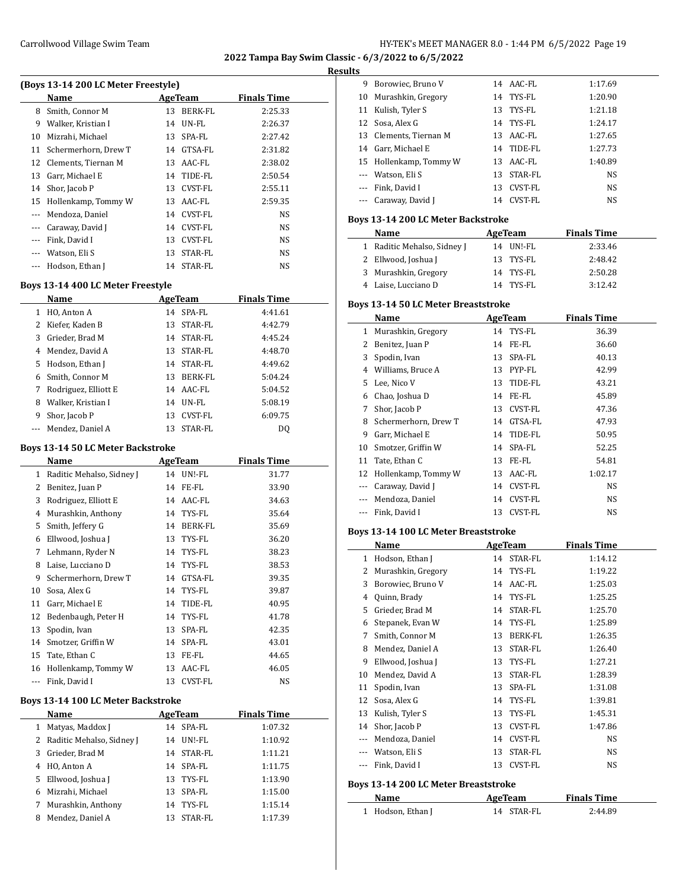## 2022 Tampa Bay Swim Classic - 6/3/2022 to 6/5/2022

### Results

#### (Boys 13-14 200 LC Meter Freestyle)

| | Name | Age | Team | Finals Time |
|---|---|---|---|---|
| 8 | Smith, Connor M | 13 | BERK-FL | 2:25.33 |
| 9 | Walker, Kristian I | 14 | UN-FL | 2:26.37 |
| 10 | Mizrahi, Michael | 13 | SPA-FL | 2:27.42 |
| 11 | Schermerhorn, Drew T | 14 | GTSA-FL | 2:31.82 |
| 12 | Clements, Tiernan M | 13 | AAC-FL | 2:38.02 |
| 13 | Garr, Michael E | 14 | TIDE-FL | 2:50.54 |
| 14 | Shor, Jacob P | 13 | CVST-FL | 2:55.11 |
| 15 | Hollenkamp, Tommy W | 13 | AAC-FL | 2:59.35 |
| --- | Mendoza, Daniel | 14 | CVST-FL | NS |
| --- | Caraway, David J | 14 | CVST-FL | NS |
| --- | Fink, David I | 13 | CVST-FL | NS |
| --- | Watson, Eli S | 13 | STAR-FL | NS |
| --- | Hodson, Ethan J | 14 | STAR-FL | NS |

#### Boys 13-14 400 LC Meter Freestyle

| | Name | Age | Team | Finals Time |
|---|---|---|---|---|
| 1 | HO, Anton A | 14 | SPA-FL | 4:41.61 |
| 2 | Kiefer, Kaden B | 13 | STAR-FL | 4:42.79 |
| 3 | Grieder, Brad M | 14 | STAR-FL | 4:45.24 |
| 4 | Mendez, David A | 13 | STAR-FL | 4:48.70 |
| 5 | Hodson, Ethan J | 14 | STAR-FL | 4:49.62 |
| 6 | Smith, Connor M | 13 | BERK-FL | 5:04.24 |
| 7 | Rodriguez, Elliott E | 14 | AAC-FL | 5:04.52 |
| 8 | Walker, Kristian I | 14 | UN-FL | 5:08.19 |
| 9 | Shor, Jacob P | 13 | CVST-FL | 6:09.75 |
| --- | Mendez, Daniel A | 13 | STAR-FL | DQ |

#### Boys 13-14 50 LC Meter Backstroke

| | Name | Age | Team | Finals Time |
|---|---|---|---|---|
| 1 | Raditic Mehalso, Sidney J | 14 | UN!-FL | 31.77 |
| 2 | Benitez, Juan P | 14 | FE-FL | 33.90 |
| 3 | Rodriguez, Elliott E | 14 | AAC-FL | 34.63 |
| 4 | Murashkin, Anthony | 14 | TYS-FL | 35.64 |
| 5 | Smith, Jeffery G | 14 | BERK-FL | 35.69 |
| 6 | Ellwood, Joshua J | 13 | TYS-FL | 36.20 |
| 7 | Lehmann, Ryder N | 14 | TYS-FL | 38.23 |
| 8 | Laise, Lucciano D | 14 | TYS-FL | 38.53 |
| 9 | Schermerhorn, Drew T | 14 | GTSA-FL | 39.35 |
| 10 | Sosa, Alex G | 14 | TYS-FL | 39.87 |
| 11 | Garr, Michael E | 14 | TIDE-FL | 40.95 |
| 12 | Bedenbaugh, Peter H | 14 | TYS-FL | 41.78 |
| 13 | Spodin, Ivan | 13 | SPA-FL | 42.35 |
| 14 | Smotzer, Griffin W | 14 | SPA-FL | 43.01 |
| 15 | Tate, Ethan C | 13 | FE-FL | 44.65 |
| 16 | Hollenkamp, Tommy W | 13 | AAC-FL | 46.05 |
| --- | Fink, David I | 13 | CVST-FL | NS |

#### Boys 13-14 100 LC Meter Backstroke

| | Name | Age | Team | Finals Time |
|---|---|---|---|---|
| 1 | Matyas, Maddox J | 14 | SPA-FL | 1:07.32 |
| 2 | Raditic Mehalso, Sidney J | 14 | UN!-FL | 1:10.92 |
| 3 | Grieder, Brad M | 14 | STAR-FL | 1:11.21 |
| 4 | HO, Anton A | 14 | SPA-FL | 1:11.75 |
| 5 | Ellwood, Joshua J | 13 | TYS-FL | 1:13.90 |
| 6 | Mizrahi, Michael | 13 | SPA-FL | 1:15.00 |
| 7 | Murashkin, Anthony | 14 | TYS-FL | 1:15.14 |
| 8 | Mendez, Daniel A | 13 | STAR-FL | 1:17.39 |
| 9 | Borowiec, Bruno V | 14 | AAC-FL | 1:17.69 |
| 10 | Murashkin, Gregory | 14 | TYS-FL | 1:20.90 |
| 11 | Kulish, Tyler S | 13 | TYS-FL | 1:21.18 |
| 12 | Sosa, Alex G | 14 | TYS-FL | 1:24.17 |
| 13 | Clements, Tiernan M | 13 | AAC-FL | 1:27.65 |
| 14 | Garr, Michael E | 14 | TIDE-FL | 1:27.73 |
| 15 | Hollenkamp, Tommy W | 13 | AAC-FL | 1:40.89 |
| --- | Watson, Eli S | 13 | STAR-FL | NS |
| --- | Fink, David I | 13 | CVST-FL | NS |
| --- | Caraway, David J | 14 | CVST-FL | NS |

#### Boys 13-14 200 LC Meter Backstroke

| | Name | Age | Team | Finals Time |
|---|---|---|---|---|
| 1 | Raditic Mehalso, Sidney J | 14 | UN!-FL | 2:33.46 |
| 2 | Ellwood, Joshua J | 13 | TYS-FL | 2:48.42 |
| 3 | Murashkin, Gregory | 14 | TYS-FL | 2:50.28 |
| 4 | Laise, Lucciano D | 14 | TYS-FL | 3:12.42 |

#### Boys 13-14 50 LC Meter Breaststroke

| | Name | Age | Team | Finals Time |
|---|---|---|---|---|
| 1 | Murashkin, Gregory | 14 | TYS-FL | 36.39 |
| 2 | Benitez, Juan P | 14 | FE-FL | 36.60 |
| 3 | Spodin, Ivan | 13 | SPA-FL | 40.13 |
| 4 | Williams, Bruce A | 13 | PYP-FL | 42.99 |
| 5 | Lee, Nico V | 13 | TIDE-FL | 43.21 |
| 6 | Chao, Joshua D | 14 | FE-FL | 45.89 |
| 7 | Shor, Jacob P | 13 | CVST-FL | 47.36 |
| 8 | Schermerhorn, Drew T | 14 | GTSA-FL | 47.93 |
| 9 | Garr, Michael E | 14 | TIDE-FL | 50.95 |
| 10 | Smotzer, Griffin W | 14 | SPA-FL | 52.25 |
| 11 | Tate, Ethan C | 13 | FE-FL | 54.81 |
| 12 | Hollenkamp, Tommy W | 13 | AAC-FL | 1:02.17 |
| --- | Caraway, David J | 14 | CVST-FL | NS |
| --- | Mendoza, Daniel | 14 | CVST-FL | NS |
| --- | Fink, David I | 13 | CVST-FL | NS |

#### Boys 13-14 100 LC Meter Breaststroke

| | Name | Age | Team | Finals Time |
|---|---|---|---|---|
| 1 | Hodson, Ethan J | 14 | STAR-FL | 1:14.12 |
| 2 | Murashkin, Gregory | 14 | TYS-FL | 1:19.22 |
| 3 | Borowiec, Bruno V | 14 | AAC-FL | 1:25.03 |
| 4 | Quinn, Brady | 14 | TYS-FL | 1:25.25 |
| 5 | Grieder, Brad M | 14 | STAR-FL | 1:25.70 |
| 6 | Stepanek, Evan W | 14 | TYS-FL | 1:25.89 |
| 7 | Smith, Connor M | 13 | BERK-FL | 1:26.35 |
| 8 | Mendez, Daniel A | 13 | STAR-FL | 1:26.40 |
| 9 | Ellwood, Joshua J | 13 | TYS-FL | 1:27.21 |
| 10 | Mendez, David A | 13 | STAR-FL | 1:28.39 |
| 11 | Spodin, Ivan | 13 | SPA-FL | 1:31.08 |
| 12 | Sosa, Alex G | 14 | TYS-FL | 1:39.81 |
| 13 | Kulish, Tyler S | 13 | TYS-FL | 1:45.31 |
| 14 | Shor, Jacob P | 13 | CVST-FL | 1:47.86 |
| --- | Mendoza, Daniel | 14 | CVST-FL | NS |
| --- | Watson, Eli S | 13 | STAR-FL | NS |
| --- | Fink, David I | 13 | CVST-FL | NS |

#### Boys 13-14 200 LC Meter Breaststroke

| | Name | Age | Team | Finals Time |
|---|---|---|---|---|
| 1 | Hodson, Ethan J | 14 | STAR-FL | 2:44.89 |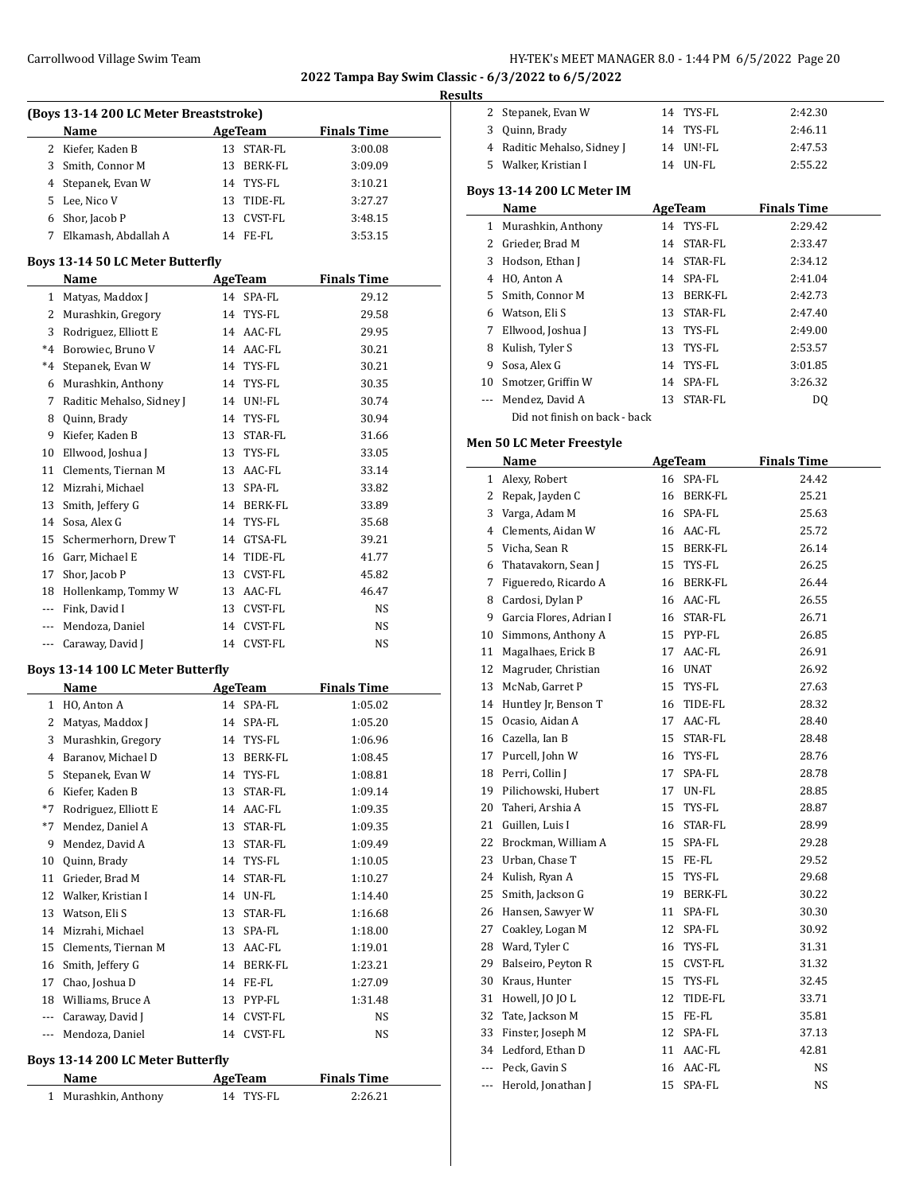## Results

### (Boys 13-14 200 LC Meter Breaststroke)

| | Name | Age | Team | Finals Time |
|---|---|---|---|---|
| 2 | Kiefer, Kaden B | 13 | STAR-FL | 3:00.08 |
| 3 | Smith, Connor M | 13 | BERK-FL | 3:09.09 |
| 4 | Stepanek, Evan W | 14 | TYS-FL | 3:10.21 |
| 5 | Lee, Nico V | 13 | TIDE-FL | 3:27.27 |
| 6 | Shor, Jacob P | 13 | CVST-FL | 3:48.15 |
| 7 | Elkamash, Abdallah A | 14 | FE-FL | 3:53.15 |

### Boys 13-14 50 LC Meter Butterfly

| | Name | Age | Team | Finals Time |
|---|---|---|---|---|
| 1 | Matyas, Maddox J | 14 | SPA-FL | 29.12 |
| 2 | Murashkin, Gregory | 14 | TYS-FL | 29.58 |
| 3 | Rodriguez, Elliott E | 14 | AAC-FL | 29.95 |
| *4 | Borowiec, Bruno V | 14 | AAC-FL | 30.21 |
| *4 | Stepanek, Evan W | 14 | TYS-FL | 30.21 |
| 6 | Murashkin, Anthony | 14 | TYS-FL | 30.35 |
| 7 | Raditic Mehalso, Sidney J | 14 | UN!-FL | 30.74 |
| 8 | Quinn, Brady | 14 | TYS-FL | 30.94 |
| 9 | Kiefer, Kaden B | 13 | STAR-FL | 31.66 |
| 10 | Ellwood, Joshua J | 13 | TYS-FL | 33.05 |
| 11 | Clements, Tiernan M | 13 | AAC-FL | 33.14 |
| 12 | Mizrahi, Michael | 13 | SPA-FL | 33.82 |
| 13 | Smith, Jeffery G | 14 | BERK-FL | 33.89 |
| 14 | Sosa, Alex G | 14 | TYS-FL | 35.68 |
| 15 | Schermerhorn, Drew T | 14 | GTSA-FL | 39.21 |
| 16 | Garr, Michael E | 14 | TIDE-FL | 41.77 |
| 17 | Shor, Jacob P | 13 | CVST-FL | 45.82 |
| 18 | Hollenkamp, Tommy W | 13 | AAC-FL | 46.47 |
| --- | Fink, David I | 13 | CVST-FL | NS |
| --- | Mendoza, Daniel | 14 | CVST-FL | NS |
| --- | Caraway, David J | 14 | CVST-FL | NS |

### Boys 13-14 100 LC Meter Butterfly

| | Name | Age | Team | Finals Time |
|---|---|---|---|---|
| 1 | HO, Anton A | 14 | SPA-FL | 1:05.02 |
| 2 | Matyas, Maddox J | 14 | SPA-FL | 1:05.20 |
| 3 | Murashkin, Gregory | 14 | TYS-FL | 1:06.96 |
| 4 | Baranov, Michael D | 13 | BERK-FL | 1:08.45 |
| 5 | Stepanek, Evan W | 14 | TYS-FL | 1:08.81 |
| 6 | Kiefer, Kaden B | 13 | STAR-FL | 1:09.14 |
| *7 | Rodriguez, Elliott E | 14 | AAC-FL | 1:09.35 |
| *7 | Mendez, Daniel A | 13 | STAR-FL | 1:09.35 |
| 9 | Mendez, David A | 13 | STAR-FL | 1:09.49 |
| 10 | Quinn, Brady | 14 | TYS-FL | 1:10.05 |
| 11 | Grieder, Brad M | 14 | STAR-FL | 1:10.27 |
| 12 | Walker, Kristian I | 14 | UN-FL | 1:14.40 |
| 13 | Watson, Eli S | 13 | STAR-FL | 1:16.68 |
| 14 | Mizrahi, Michael | 13 | SPA-FL | 1:18.00 |
| 15 | Clements, Tiernan M | 13 | AAC-FL | 1:19.01 |
| 16 | Smith, Jeffery G | 14 | BERK-FL | 1:23.21 |
| 17 | Chao, Joshua D | 14 | FE-FL | 1:27.09 |
| 18 | Williams, Bruce A | 13 | PYP-FL | 1:31.48 |
| --- | Caraway, David J | 14 | CVST-FL | NS |
| --- | Mendoza, Daniel | 14 | CVST-FL | NS |

### Boys 13-14 200 LC Meter Butterfly

| | Name | Age | Team | Finals Time |
|---|---|---|---|---|
| 1 | Murashkin, Anthony | 14 | TYS-FL | 2:26.21 |
| 2 | Stepanek, Evan W | 14 | TYS-FL | 2:42.30 |
| 3 | Quinn, Brady | 14 | TYS-FL | 2:46.11 |
| 4 | Raditic Mehalso, Sidney J | 14 | UN!-FL | 2:47.53 |
| 5 | Walker, Kristian I | 14 | UN-FL | 2:55.22 |

### Boys 13-14 200 LC Meter IM

| | Name | Age | Team | Finals Time |
|---|---|---|---|---|
| 1 | Murashkin, Anthony | 14 | TYS-FL | 2:29.42 |
| 2 | Grieder, Brad M | 14 | STAR-FL | 2:33.47 |
| 3 | Hodson, Ethan J | 14 | STAR-FL | 2:34.12 |
| 4 | HO, Anton A | 14 | SPA-FL | 2:41.04 |
| 5 | Smith, Connor M | 13 | BERK-FL | 2:42.73 |
| 6 | Watson, Eli S | 13 | STAR-FL | 2:47.40 |
| 7 | Ellwood, Joshua J | 13 | TYS-FL | 2:49.00 |
| 8 | Kulish, Tyler S | 13 | TYS-FL | 2:53.57 |
| 9 | Sosa, Alex G | 14 | TYS-FL | 3:01.85 |
| 10 | Smotzer, Griffin W | 14 | SPA-FL | 3:26.32 |
| --- | Mendez, David A | 13 | STAR-FL | DQ |
| | Did not finish on back - back | | | |

### Men 50 LC Meter Freestyle

| | Name | Age | Team | Finals Time |
|---|---|---|---|---|
| 1 | Alexy, Robert | 16 | SPA-FL | 24.42 |
| 2 | Repak, Jayden C | 16 | BERK-FL | 25.21 |
| 3 | Varga, Adam M | 16 | SPA-FL | 25.63 |
| 4 | Clements, Aidan W | 16 | AAC-FL | 25.72 |
| 5 | Vicha, Sean R | 15 | BERK-FL | 26.14 |
| 6 | Thatavakorn, Sean J | 15 | TYS-FL | 26.25 |
| 7 | Figueredo, Ricardo A | 16 | BERK-FL | 26.44 |
| 8 | Cardosi, Dylan P | 16 | AAC-FL | 26.55 |
| 9 | Garcia Flores, Adrian I | 16 | STAR-FL | 26.71 |
| 10 | Simmons, Anthony A | 15 | PYP-FL | 26.85 |
| 11 | Magalhaes, Erick B | 17 | AAC-FL | 26.91 |
| 12 | Magruder, Christian | 16 | UNAT | 26.92 |
| 13 | McNab, Garret P | 15 | TYS-FL | 27.63 |
| 14 | Huntley Jr, Benson T | 16 | TIDE-FL | 28.32 |
| 15 | Ocasio, Aidan A | 17 | AAC-FL | 28.40 |
| 16 | Cazella, Ian B | 15 | STAR-FL | 28.48 |
| 17 | Purcell, John W | 16 | TYS-FL | 28.76 |
| 18 | Perri, Collin J | 17 | SPA-FL | 28.78 |
| 19 | Pilichowski, Hubert | 17 | UN-FL | 28.85 |
| 20 | Taheri, Arshia A | 15 | TYS-FL | 28.87 |
| 21 | Guillen, Luis I | 16 | STAR-FL | 28.99 |
| 22 | Brockman, William A | 15 | SPA-FL | 29.28 |
| 23 | Urban, Chase T | 15 | FE-FL | 29.52 |
| 24 | Kulish, Ryan A | 15 | TYS-FL | 29.68 |
| 25 | Smith, Jackson G | 19 | BERK-FL | 30.22 |
| 26 | Hansen, Sawyer W | 11 | SPA-FL | 30.30 |
| 27 | Coakley, Logan M | 12 | SPA-FL | 30.92 |
| 28 | Ward, Tyler C | 16 | TYS-FL | 31.31 |
| 29 | Balseiro, Peyton R | 15 | CVST-FL | 31.32 |
| 30 | Kraus, Hunter | 15 | TYS-FL | 32.45 |
| 31 | Howell, JO JO L | 12 | TIDE-FL | 33.71 |
| 32 | Tate, Jackson M | 15 | FE-FL | 35.81 |
| 33 | Finster, Joseph M | 12 | SPA-FL | 37.13 |
| 34 | Ledford, Ethan D | 11 | AAC-FL | 42.81 |
| --- | Peck, Gavin S | 16 | AAC-FL | NS |
| --- | Herold, Jonathan J | 15 | SPA-FL | NS |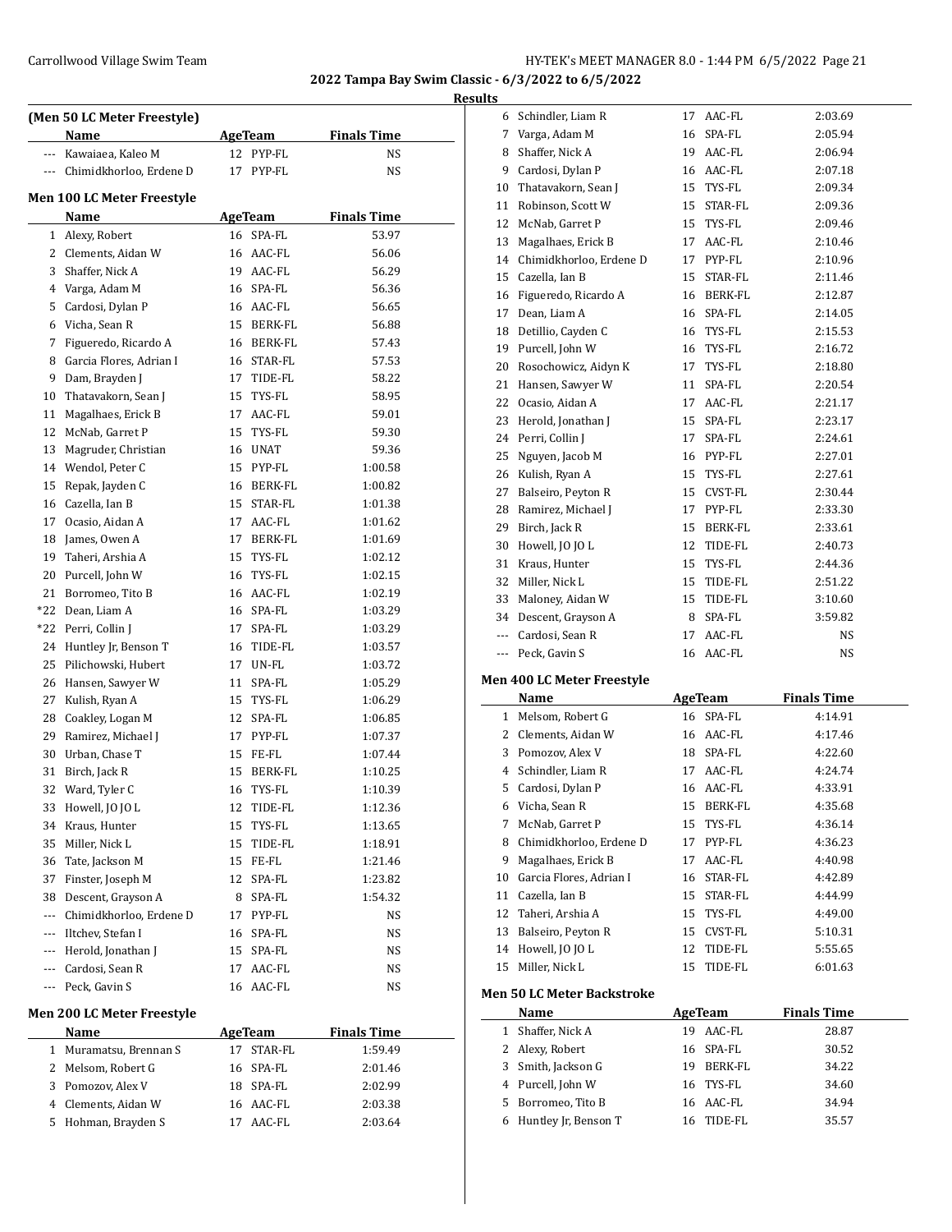2022 Tampa Bay Swim Classic - 6/3/2022 to 6/5/2022

Results

### (Men 50 LC Meter Freestyle)

| | Name | Age | Team | Finals Time |
|---|---|---|---|---|
| --- | Kawaiaea, Kaleo M | 12 | PYP-FL | NS |
| --- | Chimidkhorloo, Erdene D | 17 | PYP-FL | NS |

### Men 100 LC Meter Freestyle

| | Name | Age | Team | Finals Time |
|---|---|---|---|---|
| 1 | Alexy, Robert | 16 | SPA-FL | 53.97 |
| 2 | Clements, Aidan W | 16 | AAC-FL | 56.06 |
| 3 | Shaffer, Nick A | 19 | AAC-FL | 56.29 |
| 4 | Varga, Adam M | 16 | SPA-FL | 56.36 |
| 5 | Cardosi, Dylan P | 16 | AAC-FL | 56.65 |
| 6 | Vicha, Sean R | 15 | BERK-FL | 56.88 |
| 7 | Figueredo, Ricardo A | 16 | BERK-FL | 57.43 |
| 8 | Garcia Flores, Adrian I | 16 | STAR-FL | 57.53 |
| 9 | Dam, Brayden J | 17 | TIDE-FL | 58.22 |
| 10 | Thatavakorn, Sean J | 15 | TYS-FL | 58.95 |
| 11 | Magalhaes, Erick B | 17 | AAC-FL | 59.01 |
| 12 | McNab, Garret P | 15 | TYS-FL | 59.30 |
| 13 | Magruder, Christian | 16 | UNAT | 59.36 |
| 14 | Wendol, Peter C | 15 | PYP-FL | 1:00.58 |
| 15 | Repak, Jayden C | 16 | BERK-FL | 1:00.82 |
| 16 | Cazella, Ian B | 15 | STAR-FL | 1:01.38 |
| 17 | Ocasio, Aidan A | 17 | AAC-FL | 1:01.62 |
| 18 | James, Owen A | 17 | BERK-FL | 1:01.69 |
| 19 | Taheri, Arshia A | 15 | TYS-FL | 1:02.12 |
| 20 | Purcell, John W | 16 | TYS-FL | 1:02.15 |
| 21 | Borromeo, Tito B | 16 | AAC-FL | 1:02.19 |
| *22 | Dean, Liam A | 16 | SPA-FL | 1:03.29 |
| *22 | Perri, Collin J | 17 | SPA-FL | 1:03.29 |
| 24 | Huntley Jr, Benson T | 16 | TIDE-FL | 1:03.57 |
| 25 | Pilichowski, Hubert | 17 | UN-FL | 1:03.72 |
| 26 | Hansen, Sawyer W | 11 | SPA-FL | 1:05.29 |
| 27 | Kulish, Ryan A | 15 | TYS-FL | 1:06.29 |
| 28 | Coakley, Logan M | 12 | SPA-FL | 1:06.85 |
| 29 | Ramirez, Michael J | 17 | PYP-FL | 1:07.37 |
| 30 | Urban, Chase T | 15 | FE-FL | 1:07.44 |
| 31 | Birch, Jack R | 15 | BERK-FL | 1:10.25 |
| 32 | Ward, Tyler C | 16 | TYS-FL | 1:10.39 |
| 33 | Howell, JO JO L | 12 | TIDE-FL | 1:12.36 |
| 34 | Kraus, Hunter | 15 | TYS-FL | 1:13.65 |
| 35 | Miller, Nick L | 15 | TIDE-FL | 1:18.91 |
| 36 | Tate, Jackson M | 15 | FE-FL | 1:21.46 |
| 37 | Finster, Joseph M | 12 | SPA-FL | 1:23.82 |
| 38 | Descent, Grayson A | 8 | SPA-FL | 1:54.32 |
| --- | Chimidkhorloo, Erdene D | 17 | PYP-FL | NS |
| --- | Iltchev, Stefan I | 16 | SPA-FL | NS |
| --- | Herold, Jonathan J | 15 | SPA-FL | NS |
| --- | Cardosi, Sean R | 17 | AAC-FL | NS |
| --- | Peck, Gavin S | 16 | AAC-FL | NS |

### Men 200 LC Meter Freestyle

| | Name | Age | Team | Finals Time |
|---|---|---|---|---|
| 1 | Muramatsu, Brennan S | 17 | STAR-FL | 1:59.49 |
| 2 | Melsom, Robert G | 16 | SPA-FL | 2:01.46 |
| 3 | Pomozov, Alex V | 18 | SPA-FL | 2:02.99 |
| 4 | Clements, Aidan W | 16 | AAC-FL | 2:03.38 |
| 5 | Hohman, Brayden S | 17 | AAC-FL | 2:03.64 |
| 6 | Schindler, Liam R | 17 | AAC-FL | 2:03.69 |
| 7 | Varga, Adam M | 16 | SPA-FL | 2:05.94 |
| 8 | Shaffer, Nick A | 19 | AAC-FL | 2:06.94 |
| 9 | Cardosi, Dylan P | 16 | AAC-FL | 2:07.18 |
| 10 | Thatavakorn, Sean J | 15 | TYS-FL | 2:09.34 |
| 11 | Robinson, Scott W | 15 | STAR-FL | 2:09.36 |
| 12 | McNab, Garret P | 15 | TYS-FL | 2:09.46 |
| 13 | Magalhaes, Erick B | 17 | AAC-FL | 2:10.46 |
| 14 | Chimidkhorloo, Erdene D | 17 | PYP-FL | 2:10.96 |
| 15 | Cazella, Ian B | 15 | STAR-FL | 2:11.46 |
| 16 | Figueredo, Ricardo A | 16 | BERK-FL | 2:12.87 |
| 17 | Dean, Liam A | 16 | SPA-FL | 2:14.05 |
| 18 | Detillio, Cayden C | 16 | TYS-FL | 2:15.53 |
| 19 | Purcell, John W | 16 | TYS-FL | 2:16.72 |
| 20 | Rosochowicz, Aidyn K | 17 | TYS-FL | 2:18.80 |
| 21 | Hansen, Sawyer W | 11 | SPA-FL | 2:20.54 |
| 22 | Ocasio, Aidan A | 17 | AAC-FL | 2:21.17 |
| 23 | Herold, Jonathan J | 15 | SPA-FL | 2:23.17 |
| 24 | Perri, Collin J | 17 | SPA-FL | 2:24.61 |
| 25 | Nguyen, Jacob M | 16 | PYP-FL | 2:27.01 |
| 26 | Kulish, Ryan A | 15 | TYS-FL | 2:27.61 |
| 27 | Balseiro, Peyton R | 15 | CVST-FL | 2:30.44 |
| 28 | Ramirez, Michael J | 17 | PYP-FL | 2:33.30 |
| 29 | Birch, Jack R | 15 | BERK-FL | 2:33.61 |
| 30 | Howell, JO JO L | 12 | TIDE-FL | 2:40.73 |
| 31 | Kraus, Hunter | 15 | TYS-FL | 2:44.36 |
| 32 | Miller, Nick L | 15 | TIDE-FL | 2:51.22 |
| 33 | Maloney, Aidan W | 15 | TIDE-FL | 3:10.60 |
| 34 | Descent, Grayson A | 8 | SPA-FL | 3:59.82 |
| --- | Cardosi, Sean R | 17 | AAC-FL | NS |
| --- | Peck, Gavin S | 16 | AAC-FL | NS |

### Men 400 LC Meter Freestyle

| | Name | Age | Team | Finals Time |
|---|---|---|---|---|
| 1 | Melsom, Robert G | 16 | SPA-FL | 4:14.91 |
| 2 | Clements, Aidan W | 16 | AAC-FL | 4:17.46 |
| 3 | Pomozov, Alex V | 18 | SPA-FL | 4:22.60 |
| 4 | Schindler, Liam R | 17 | AAC-FL | 4:24.74 |
| 5 | Cardosi, Dylan P | 16 | AAC-FL | 4:33.91 |
| 6 | Vicha, Sean R | 15 | BERK-FL | 4:35.68 |
| 7 | McNab, Garret P | 15 | TYS-FL | 4:36.14 |
| 8 | Chimidkhorloo, Erdene D | 17 | PYP-FL | 4:36.23 |
| 9 | Magalhaes, Erick B | 17 | AAC-FL | 4:40.98 |
| 10 | Garcia Flores, Adrian I | 16 | STAR-FL | 4:42.89 |
| 11 | Cazella, Ian B | 15 | STAR-FL | 4:44.99 |
| 12 | Taheri, Arshia A | 15 | TYS-FL | 4:49.00 |
| 13 | Balseiro, Peyton R | 15 | CVST-FL | 5:10.31 |
| 14 | Howell, JO JO L | 12 | TIDE-FL | 5:55.65 |
| 15 | Miller, Nick L | 15 | TIDE-FL | 6:01.63 |

### Men 50 LC Meter Backstroke

| | Name | Age | Team | Finals Time |
|---|---|---|---|---|
| 1 | Shaffer, Nick A | 19 | AAC-FL | 28.87 |
| 2 | Alexy, Robert | 16 | SPA-FL | 30.52 |
| 3 | Smith, Jackson G | 19 | BERK-FL | 34.22 |
| 4 | Purcell, John W | 16 | TYS-FL | 34.60 |
| 5 | Borromeo, Tito B | 16 | AAC-FL | 34.94 |
| 6 | Huntley Jr, Benson T | 16 | TIDE-FL | 35.57 |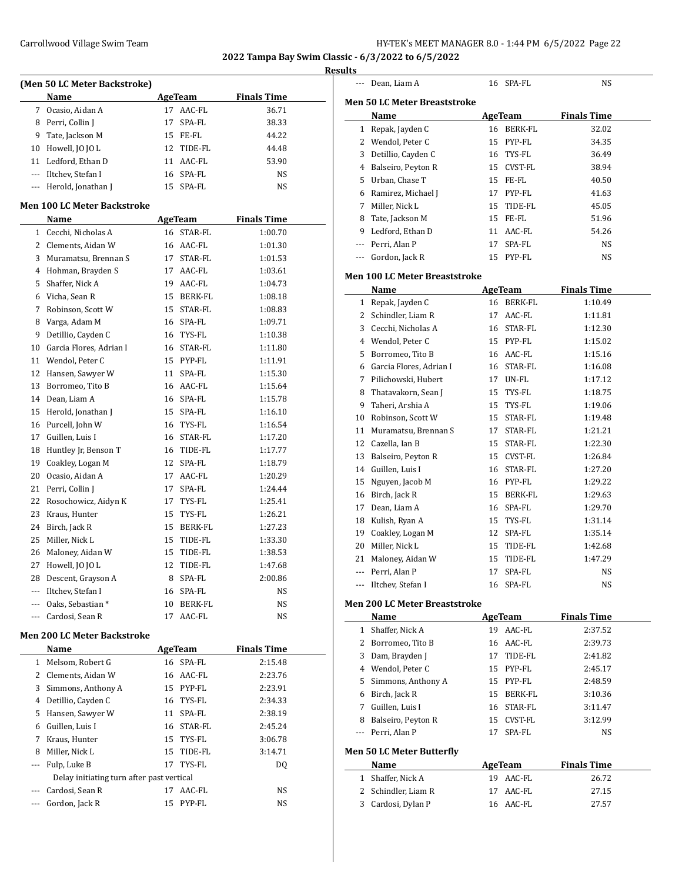## 2022 Tampa Bay Swim Classic - 6/3/2022 to 6/5/2022

### Results

#### (Men 50 LC Meter Backstroke)

| | Name | Age | Team | Finals Time |
|---|---|---|---|---|
| 7 | Ocasio, Aidan A | 17 | AAC-FL | 36.71 |
| 8 | Perri, Collin J | 17 | SPA-FL | 38.33 |
| 9 | Tate, Jackson M | 15 | FE-FL | 44.22 |
| 10 | Howell, JO JO L | 12 | TIDE-FL | 44.48 |
| 11 | Ledford, Ethan D | 11 | AAC-FL | 53.90 |
| --- | Iltchev, Stefan I | 16 | SPA-FL | NS |
| --- | Herold, Jonathan J | 15 | SPA-FL | NS |

#### Men 100 LC Meter Backstroke

| | Name | Age | Team | Finals Time |
|---|---|---|---|---|
| 1 | Cecchi, Nicholas A | 16 | STAR-FL | 1:00.70 |
| 2 | Clements, Aidan W | 16 | AAC-FL | 1:01.30 |
| 3 | Muramatsu, Brennan S | 17 | STAR-FL | 1:01.53 |
| 4 | Hohman, Brayden S | 17 | AAC-FL | 1:03.61 |
| 5 | Shaffer, Nick A | 19 | AAC-FL | 1:04.73 |
| 6 | Vicha, Sean R | 15 | BERK-FL | 1:08.18 |
| 7 | Robinson, Scott W | 15 | STAR-FL | 1:08.83 |
| 8 | Varga, Adam M | 16 | SPA-FL | 1:09.71 |
| 9 | Detillio, Cayden C | 16 | TYS-FL | 1:10.38 |
| 10 | Garcia Flores, Adrian I | 16 | STAR-FL | 1:11.80 |
| 11 | Wendol, Peter C | 15 | PYP-FL | 1:11.91 |
| 12 | Hansen, Sawyer W | 11 | SPA-FL | 1:15.30 |
| 13 | Borromeo, Tito B | 16 | AAC-FL | 1:15.64 |
| 14 | Dean, Liam A | 16 | SPA-FL | 1:15.78 |
| 15 | Herold, Jonathan J | 15 | SPA-FL | 1:16.10 |
| 16 | Purcell, John W | 16 | TYS-FL | 1:16.54 |
| 17 | Guillen, Luis I | 16 | STAR-FL | 1:17.20 |
| 18 | Huntley Jr, Benson T | 16 | TIDE-FL | 1:17.77 |
| 19 | Coakley, Logan M | 12 | SPA-FL | 1:18.79 |
| 20 | Ocasio, Aidan A | 17 | AAC-FL | 1:20.29 |
| 21 | Perri, Collin J | 17 | SPA-FL | 1:24.44 |
| 22 | Rosochowicz, Aidyn K | 17 | TYS-FL | 1:25.41 |
| 23 | Kraus, Hunter | 15 | TYS-FL | 1:26.21 |
| 24 | Birch, Jack R | 15 | BERK-FL | 1:27.23 |
| 25 | Miller, Nick L | 15 | TIDE-FL | 1:33.30 |
| 26 | Maloney, Aidan W | 15 | TIDE-FL | 1:38.53 |
| 27 | Howell, JO JO L | 12 | TIDE-FL | 1:47.68 |
| 28 | Descent, Grayson A | 8 | SPA-FL | 2:00.86 |
| --- | Iltchev, Stefan I | 16 | SPA-FL | NS |
| --- | Oaks, Sebastian * | 10 | BERK-FL | NS |
| --- | Cardosi, Sean R | 17 | AAC-FL | NS |

#### Men 200 LC Meter Backstroke

| | Name | Age | Team | Finals Time |
|---|---|---|---|---|
| 1 | Melsom, Robert G | 16 | SPA-FL | 2:15.48 |
| 2 | Clements, Aidan W | 16 | AAC-FL | 2:23.76 |
| 3 | Simmons, Anthony A | 15 | PYP-FL | 2:23.91 |
| 4 | Detillio, Cayden C | 16 | TYS-FL | 2:34.33 |
| 5 | Hansen, Sawyer W | 11 | SPA-FL | 2:38.19 |
| 6 | Guillen, Luis I | 16 | STAR-FL | 2:45.24 |
| 7 | Kraus, Hunter | 15 | TYS-FL | 3:06.78 |
| 8 | Miller, Nick L | 15 | TIDE-FL | 3:14.71 |
| --- | Fulp, Luke B | 17 | TYS-FL | DQ |
| | Delay initiating turn after past vertical | | | |
| --- | Cardosi, Sean R | 17 | AAC-FL | NS |
| --- | Gordon, Jack R | 15 | PYP-FL | NS |

| | Name | Age | Team | Finals Time |
|---|---|---|---|---|
| --- | Dean, Liam A | 16 | SPA-FL | NS |

#### Men 50 LC Meter Breaststroke

| | Name | Age | Team | Finals Time |
|---|---|---|---|---|
| 1 | Repak, Jayden C | 16 | BERK-FL | 32.02 |
| 2 | Wendol, Peter C | 15 | PYP-FL | 34.35 |
| 3 | Detillio, Cayden C | 16 | TYS-FL | 36.49 |
| 4 | Balseiro, Peyton R | 15 | CVST-FL | 38.94 |
| 5 | Urban, Chase T | 15 | FE-FL | 40.50 |
| 6 | Ramirez, Michael J | 17 | PYP-FL | 41.63 |
| 7 | Miller, Nick L | 15 | TIDE-FL | 45.05 |
| 8 | Tate, Jackson M | 15 | FE-FL | 51.96 |
| 9 | Ledford, Ethan D | 11 | AAC-FL | 54.26 |
| --- | Perri, Alan P | 17 | SPA-FL | NS |
| --- | Gordon, Jack R | 15 | PYP-FL | NS |

#### Men 100 LC Meter Breaststroke

| | Name | Age | Team | Finals Time |
|---|---|---|---|---|
| 1 | Repak, Jayden C | 16 | BERK-FL | 1:10.49 |
| 2 | Schindler, Liam R | 17 | AAC-FL | 1:11.81 |
| 3 | Cecchi, Nicholas A | 16 | STAR-FL | 1:12.30 |
| 4 | Wendol, Peter C | 15 | PYP-FL | 1:15.02 |
| 5 | Borromeo, Tito B | 16 | AAC-FL | 1:15.16 |
| 6 | Garcia Flores, Adrian I | 16 | STAR-FL | 1:16.08 |
| 7 | Pilichowski, Hubert | 17 | UN-FL | 1:17.12 |
| 8 | Thatavakorn, Sean J | 15 | TYS-FL | 1:18.75 |
| 9 | Taheri, Arshia A | 15 | TYS-FL | 1:19.06 |
| 10 | Robinson, Scott W | 15 | STAR-FL | 1:19.48 |
| 11 | Muramatsu, Brennan S | 17 | STAR-FL | 1:21.21 |
| 12 | Cazella, Ian B | 15 | STAR-FL | 1:22.30 |
| 13 | Balseiro, Peyton R | 15 | CVST-FL | 1:26.84 |
| 14 | Guillen, Luis I | 16 | STAR-FL | 1:27.20 |
| 15 | Nguyen, Jacob M | 16 | PYP-FL | 1:29.22 |
| 16 | Birch, Jack R | 15 | BERK-FL | 1:29.63 |
| 17 | Dean, Liam A | 16 | SPA-FL | 1:29.70 |
| 18 | Kulish, Ryan A | 15 | TYS-FL | 1:31.14 |
| 19 | Coakley, Logan M | 12 | SPA-FL | 1:35.14 |
| 20 | Miller, Nick L | 15 | TIDE-FL | 1:42.68 |
| 21 | Maloney, Aidan W | 15 | TIDE-FL | 1:47.29 |
| --- | Perri, Alan P | 17 | SPA-FL | NS |
| --- | Iltchev, Stefan I | 16 | SPA-FL | NS |

#### Men 200 LC Meter Breaststroke

| | Name | Age | Team | Finals Time |
|---|---|---|---|---|
| 1 | Shaffer, Nick A | 19 | AAC-FL | 2:37.52 |
| 2 | Borromeo, Tito B | 16 | AAC-FL | 2:39.73 |
| 3 | Dam, Brayden J | 17 | TIDE-FL | 2:41.82 |
| 4 | Wendol, Peter C | 15 | PYP-FL | 2:45.17 |
| 5 | Simmons, Anthony A | 15 | PYP-FL | 2:48.59 |
| 6 | Birch, Jack R | 15 | BERK-FL | 3:10.36 |
| 7 | Guillen, Luis I | 16 | STAR-FL | 3:11.47 |
| 8 | Balseiro, Peyton R | 15 | CVST-FL | 3:12.99 |
| --- | Perri, Alan P | 17 | SPA-FL | NS |

#### Men 50 LC Meter Butterfly

| | Name | Age | Team | Finals Time |
|---|---|---|---|---|
| 1 | Shaffer, Nick A | 19 | AAC-FL | 26.72 |
| 2 | Schindler, Liam R | 17 | AAC-FL | 27.15 |
| 3 | Cardosi, Dylan P | 16 | AAC-FL | 27.57 |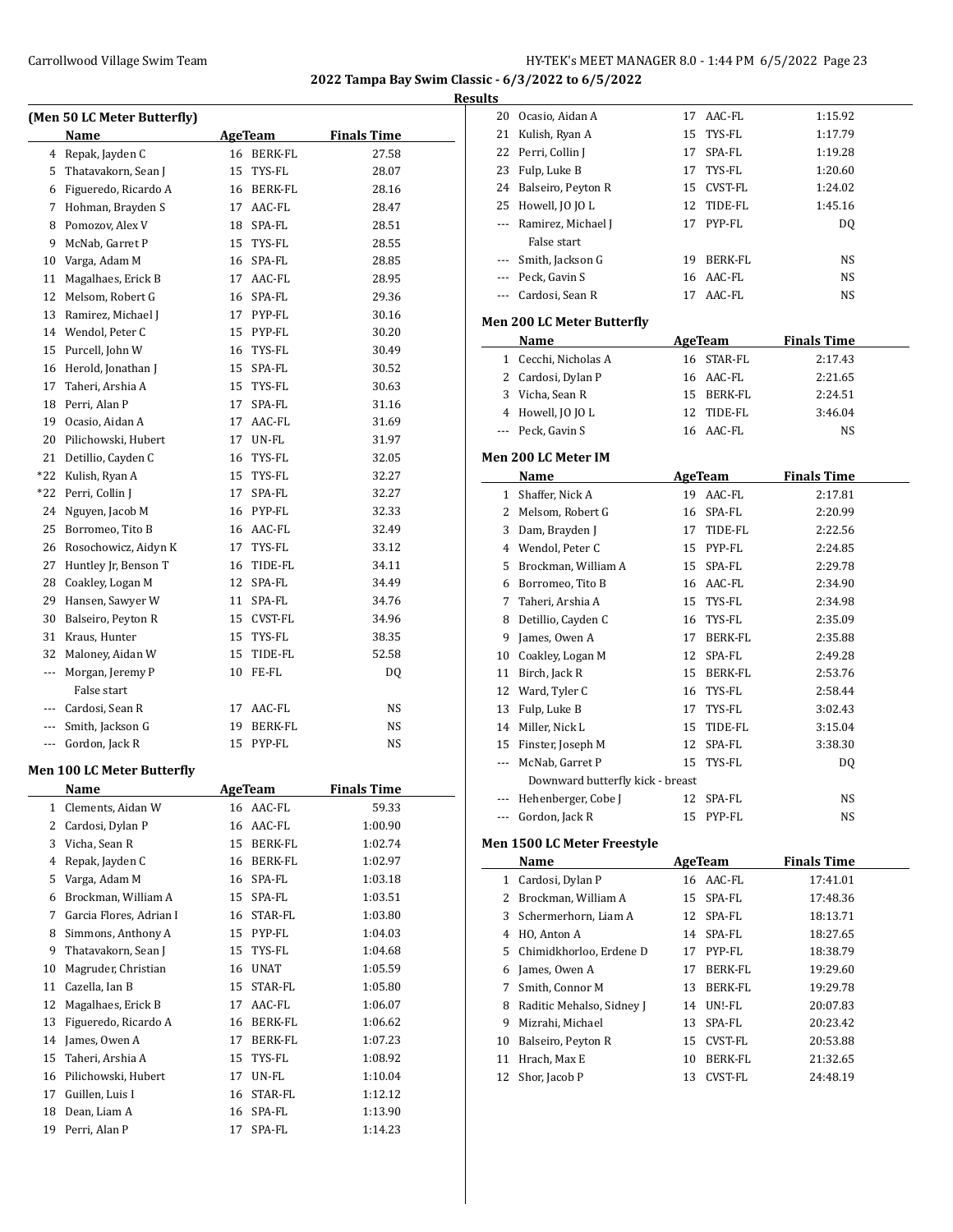## 2022 Tampa Bay Swim Classic - 6/3/2022 to 6/5/2022

### Results

#### (Men 50 LC Meter Butterfly)

| | Name | Age | Team | Finals Time |
|---|---|---|---|---|
| 4 | Repak, Jayden C | 16 | BERK-FL | 27.58 |
| 5 | Thatavakorn, Sean J | 15 | TYS-FL | 28.07 |
| 6 | Figueredo, Ricardo A | 16 | BERK-FL | 28.16 |
| 7 | Hohman, Brayden S | 17 | AAC-FL | 28.47 |
| 8 | Pomozov, Alex V | 18 | SPA-FL | 28.51 |
| 9 | McNab, Garret P | 15 | TYS-FL | 28.55 |
| 10 | Varga, Adam M | 16 | SPA-FL | 28.85 |
| 11 | Magalhaes, Erick B | 17 | AAC-FL | 28.95 |
| 12 | Melsom, Robert G | 16 | SPA-FL | 29.36 |
| 13 | Ramirez, Michael J | 17 | PYP-FL | 30.16 |
| 14 | Wendol, Peter C | 15 | PYP-FL | 30.20 |
| 15 | Purcell, John W | 16 | TYS-FL | 30.49 |
| 16 | Herold, Jonathan J | 15 | SPA-FL | 30.52 |
| 17 | Taheri, Arshia A | 15 | TYS-FL | 30.63 |
| 18 | Perri, Alan P | 17 | SPA-FL | 31.16 |
| 19 | Ocasio, Aidan A | 17 | AAC-FL | 31.69 |
| 20 | Pilichowski, Hubert | 17 | UN-FL | 31.97 |
| 21 | Detillio, Cayden C | 16 | TYS-FL | 32.05 |
| *22 | Kulish, Ryan A | 15 | TYS-FL | 32.27 |
| *22 | Perri, Collin J | 17 | SPA-FL | 32.27 |
| 24 | Nguyen, Jacob M | 16 | PYP-FL | 32.33 |
| 25 | Borromeo, Tito B | 16 | AAC-FL | 32.49 |
| 26 | Rosochowicz, Aidyn K | 17 | TYS-FL | 33.12 |
| 27 | Huntley Jr, Benson T | 16 | TIDE-FL | 34.11 |
| 28 | Coakley, Logan M | 12 | SPA-FL | 34.49 |
| 29 | Hansen, Sawyer W | 11 | SPA-FL | 34.76 |
| 30 | Balseiro, Peyton R | 15 | CVST-FL | 34.96 |
| 31 | Kraus, Hunter | 15 | TYS-FL | 38.35 |
| 32 | Maloney, Aidan W | 15 | TIDE-FL | 52.58 |
| --- | Morgan, Jeremy P | 10 | FE-FL | DQ |
| | False start | | | |
| --- | Cardosi, Sean R | 17 | AAC-FL | NS |
| --- | Smith, Jackson G | 19 | BERK-FL | NS |
| --- | Gordon, Jack R | 15 | PYP-FL | NS |

#### Men 100 LC Meter Butterfly

| | Name | Age | Team | Finals Time |
|---|---|---|---|---|
| 1 | Clements, Aidan W | 16 | AAC-FL | 59.33 |
| 2 | Cardosi, Dylan P | 16 | AAC-FL | 1:00.90 |
| 3 | Vicha, Sean R | 15 | BERK-FL | 1:02.74 |
| 4 | Repak, Jayden C | 16 | BERK-FL | 1:02.97 |
| 5 | Varga, Adam M | 16 | SPA-FL | 1:03.18 |
| 6 | Brockman, William A | 15 | SPA-FL | 1:03.51 |
| 7 | Garcia Flores, Adrian I | 16 | STAR-FL | 1:03.80 |
| 8 | Simmons, Anthony A | 15 | PYP-FL | 1:04.03 |
| 9 | Thatavakorn, Sean J | 15 | TYS-FL | 1:04.68 |
| 10 | Magruder, Christian | 16 | UNAT | 1:05.59 |
| 11 | Cazella, Ian B | 15 | STAR-FL | 1:05.80 |
| 12 | Magalhaes, Erick B | 17 | AAC-FL | 1:06.07 |
| 13 | Figueredo, Ricardo A | 16 | BERK-FL | 1:06.62 |
| 14 | James, Owen A | 17 | BERK-FL | 1:07.23 |
| 15 | Taheri, Arshia A | 15 | TYS-FL | 1:08.92 |
| 16 | Pilichowski, Hubert | 17 | UN-FL | 1:10.04 |
| 17 | Guillen, Luis I | 16 | STAR-FL | 1:12.12 |
| 18 | Dean, Liam A | 16 | SPA-FL | 1:13.90 |
| 19 | Perri, Alan P | 17 | SPA-FL | 1:14.23 |
| 20 | Ocasio, Aidan A | 17 | AAC-FL | 1:15.92 |
| 21 | Kulish, Ryan A | 15 | TYS-FL | 1:17.79 |
| 22 | Perri, Collin J | 17 | SPA-FL | 1:19.28 |
| 23 | Fulp, Luke B | 17 | TYS-FL | 1:20.60 |
| 24 | Balseiro, Peyton R | 15 | CVST-FL | 1:24.02 |
| 25 | Howell, JO JO L | 12 | TIDE-FL | 1:45.16 |
| --- | Ramirez, Michael J | 17 | PYP-FL | DQ |
| | False start | | | |
| --- | Smith, Jackson G | 19 | BERK-FL | NS |
| --- | Peck, Gavin S | 16 | AAC-FL | NS |
| --- | Cardosi, Sean R | 17 | AAC-FL | NS |

#### Men 200 LC Meter Butterfly

| | Name | Age | Team | Finals Time |
|---|---|---|---|---|
| 1 | Cecchi, Nicholas A | 16 | STAR-FL | 2:17.43 |
| 2 | Cardosi, Dylan P | 16 | AAC-FL | 2:21.65 |
| 3 | Vicha, Sean R | 15 | BERK-FL | 2:24.51 |
| 4 | Howell, JO JO L | 12 | TIDE-FL | 3:46.04 |
| --- | Peck, Gavin S | 16 | AAC-FL | NS |

#### Men 200 LC Meter IM

| | Name | Age | Team | Finals Time |
|---|---|---|---|---|
| 1 | Shaffer, Nick A | 19 | AAC-FL | 2:17.81 |
| 2 | Melsom, Robert G | 16 | SPA-FL | 2:20.99 |
| 3 | Dam, Brayden J | 17 | TIDE-FL | 2:22.56 |
| 4 | Wendol, Peter C | 15 | PYP-FL | 2:24.85 |
| 5 | Brockman, William A | 15 | SPA-FL | 2:29.78 |
| 6 | Borromeo, Tito B | 16 | AAC-FL | 2:34.90 |
| 7 | Taheri, Arshia A | 15 | TYS-FL | 2:34.98 |
| 8 | Detillio, Cayden C | 16 | TYS-FL | 2:35.09 |
| 9 | James, Owen A | 17 | BERK-FL | 2:35.88 |
| 10 | Coakley, Logan M | 12 | SPA-FL | 2:49.28 |
| 11 | Birch, Jack R | 15 | BERK-FL | 2:53.76 |
| 12 | Ward, Tyler C | 16 | TYS-FL | 2:58.44 |
| 13 | Fulp, Luke B | 17 | TYS-FL | 3:02.43 |
| 14 | Miller, Nick L | 15 | TIDE-FL | 3:15.04 |
| 15 | Finster, Joseph M | 12 | SPA-FL | 3:38.30 |
| --- | McNab, Garret P | 15 | TYS-FL | DQ |
| | Downward butterfly kick - breast | | | |
| --- | Hehenberger, Cobe J | 12 | SPA-FL | NS |
| --- | Gordon, Jack R | 15 | PYP-FL | NS |

#### Men 1500 LC Meter Freestyle

| | Name | Age | Team | Finals Time |
|---|---|---|---|---|
| 1 | Cardosi, Dylan P | 16 | AAC-FL | 17:41.01 |
| 2 | Brockman, William A | 15 | SPA-FL | 17:48.36 |
| 3 | Schermerhorn, Liam A | 12 | SPA-FL | 18:13.71 |
| 4 | HO, Anton A | 14 | SPA-FL | 18:27.65 |
| 5 | Chimidkhorloo, Erdene D | 17 | PYP-FL | 18:38.79 |
| 6 | James, Owen A | 17 | BERK-FL | 19:29.60 |
| 7 | Smith, Connor M | 13 | BERK-FL | 19:29.78 |
| 8 | Raditic Mehalso, Sidney J | 14 | UN!-FL | 20:07.83 |
| 9 | Mizrahi, Michael | 13 | SPA-FL | 20:23.42 |
| 10 | Balseiro, Peyton R | 15 | CVST-FL | 20:53.88 |
| 11 | Hrach, Max E | 10 | BERK-FL | 21:32.65 |
| 12 | Shor, Jacob P | 13 | CVST-FL | 24:48.19 |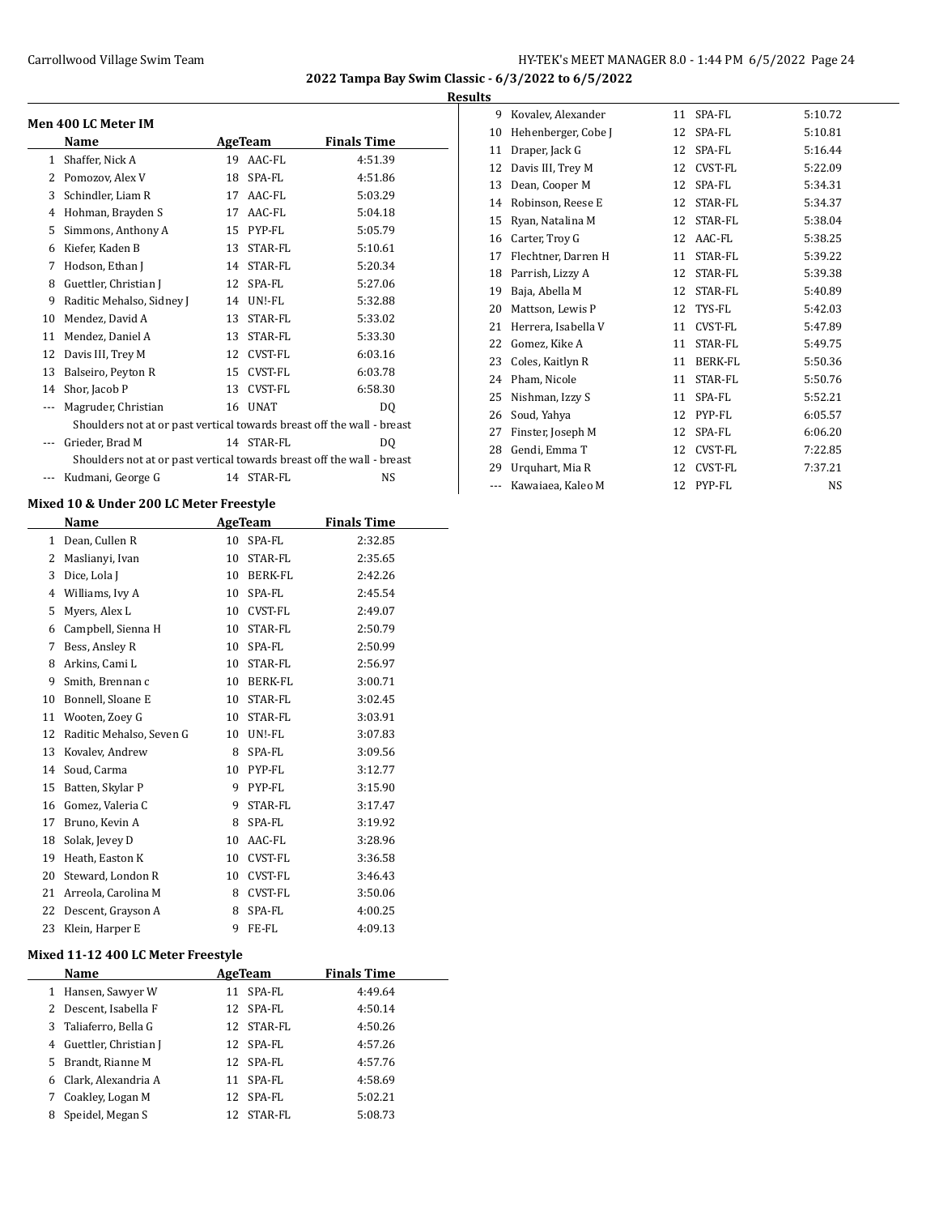## Results

### Men 400 LC Meter IM

| | Name | Age | Team | Finals Time |
|---|---|---|---|---|
| 1 | Shaffer, Nick A | 19 | AAC-FL | 4:51.39 |
| 2 | Pomozov, Alex V | 18 | SPA-FL | 4:51.86 |
| 3 | Schindler, Liam R | 17 | AAC-FL | 5:03.29 |
| 4 | Hohman, Brayden S | 17 | AAC-FL | 5:04.18 |
| 5 | Simmons, Anthony A | 15 | PYP-FL | 5:05.79 |
| 6 | Kiefer, Kaden B | 13 | STAR-FL | 5:10.61 |
| 7 | Hodson, Ethan J | 14 | STAR-FL | 5:20.34 |
| 8 | Guettler, Christian J | 12 | SPA-FL | 5:27.06 |
| 9 | Raditic Mehalso, Sidney J | 14 | UN!-FL | 5:32.88 |
| 10 | Mendez, David A | 13 | STAR-FL | 5:33.02 |
| 11 | Mendez, Daniel A | 13 | STAR-FL | 5:33.30 |
| 12 | Davis III, Trey M | 12 | CVST-FL | 6:03.16 |
| 13 | Balseiro, Peyton R | 15 | CVST-FL | 6:03.78 |
| 14 | Shor, Jacob P | 13 | CVST-FL | 6:58.30 |
| --- | Magruder, Christian | 16 | UNAT | DQ |
| | Shoulders not at or past vertical towards breast off the wall - breast | | | |
| --- | Grieder, Brad M | 14 | STAR-FL | DQ |
| | Shoulders not at or past vertical towards breast off the wall - breast | | | |
| --- | Kudmani, George G | 14 | STAR-FL | NS |

### Mixed 10 & Under 200 LC Meter Freestyle

| | Name | Age | Team | Finals Time |
|---|---|---|---|---|
| 1 | Dean, Cullen R | 10 | SPA-FL | 2:32.85 |
| 2 | Maslianyi, Ivan | 10 | STAR-FL | 2:35.65 |
| 3 | Dice, Lola J | 10 | BERK-FL | 2:42.26 |
| 4 | Williams, Ivy A | 10 | SPA-FL | 2:45.54 |
| 5 | Myers, Alex L | 10 | CVST-FL | 2:49.07 |
| 6 | Campbell, Sienna H | 10 | STAR-FL | 2:50.79 |
| 7 | Bess, Ansley R | 10 | SPA-FL | 2:50.99 |
| 8 | Arkins, Cami L | 10 | STAR-FL | 2:56.97 |
| 9 | Smith, Brennan c | 10 | BERK-FL | 3:00.71 |
| 10 | Bonnell, Sloane E | 10 | STAR-FL | 3:02.45 |
| 11 | Wooten, Zoey G | 10 | STAR-FL | 3:03.91 |
| 12 | Raditic Mehalso, Seven G | 10 | UN!-FL | 3:07.83 |
| 13 | Kovalev, Andrew | 8 | SPA-FL | 3:09.56 |
| 14 | Soud, Carma | 10 | PYP-FL | 3:12.77 |
| 15 | Batten, Skylar P | 9 | PYP-FL | 3:15.90 |
| 16 | Gomez, Valeria C | 9 | STAR-FL | 3:17.47 |
| 17 | Bruno, Kevin A | 8 | SPA-FL | 3:19.92 |
| 18 | Solak, Jevey D | 10 | AAC-FL | 3:28.96 |
| 19 | Heath, Easton K | 10 | CVST-FL | 3:36.58 |
| 20 | Steward, London R | 10 | CVST-FL | 3:46.43 |
| 21 | Arreola, Carolina M | 8 | CVST-FL | 3:50.06 |
| 22 | Descent, Grayson A | 8 | SPA-FL | 4:00.25 |
| 23 | Klein, Harper E | 9 | FE-FL | 4:09.13 |

### Mixed 11-12 400 LC Meter Freestyle

| | Name | Age | Team | Finals Time |
|---|---|---|---|---|
| 1 | Hansen, Sawyer W | 11 | SPA-FL | 4:49.64 |
| 2 | Descent, Isabella F | 12 | SPA-FL | 4:50.14 |
| 3 | Taliaferro, Bella G | 12 | STAR-FL | 4:50.26 |
| 4 | Guettler, Christian J | 12 | SPA-FL | 4:57.26 |
| 5 | Brandt, Rianne M | 12 | SPA-FL | 4:57.76 |
| 6 | Clark, Alexandria A | 11 | SPA-FL | 4:58.69 |
| 7 | Coakley, Logan M | 12 | SPA-FL | 5:02.21 |
| 8 | Speidel, Megan S | 12 | STAR-FL | 5:08.73 |
| 9 | Kovalev, Alexander | 11 | SPA-FL | 5:10.72 |
| 10 | Hehenberger, Cobe J | 12 | SPA-FL | 5:10.81 |
| 11 | Draper, Jack G | 12 | SPA-FL | 5:16.44 |
| 12 | Davis III, Trey M | 12 | CVST-FL | 5:22.09 |
| 13 | Dean, Cooper M | 12 | SPA-FL | 5:34.31 |
| 14 | Robinson, Reese E | 12 | STAR-FL | 5:34.37 |
| 15 | Ryan, Natalina M | 12 | STAR-FL | 5:38.04 |
| 16 | Carter, Troy G | 12 | AAC-FL | 5:38.25 |
| 17 | Flechtner, Darren H | 11 | STAR-FL | 5:39.22 |
| 18 | Parrish, Lizzy A | 12 | STAR-FL | 5:39.38 |
| 19 | Baja, Abella M | 12 | STAR-FL | 5:40.89 |
| 20 | Mattson, Lewis P | 12 | TYS-FL | 5:42.03 |
| 21 | Herrera, Isabella V | 11 | CVST-FL | 5:47.89 |
| 22 | Gomez, Kike A | 11 | STAR-FL | 5:49.75 |
| 23 | Coles, Kaitlyn R | 11 | BERK-FL | 5:50.36 |
| 24 | Pham, Nicole | 11 | STAR-FL | 5:50.76 |
| 25 | Nishman, Izzy S | 11 | SPA-FL | 5:52.21 |
| 26 | Soud, Yahya | 12 | PYP-FL | 6:05.57 |
| 27 | Finster, Joseph M | 12 | SPA-FL | 6:06.20 |
| 28 | Gendi, Emma T | 12 | CVST-FL | 7:22.85 |
| 29 | Urquhart, Mia R | 12 | CVST-FL | 7:37.21 |
| --- | Kawaiaea, Kaleo M | 12 | PYP-FL | NS |